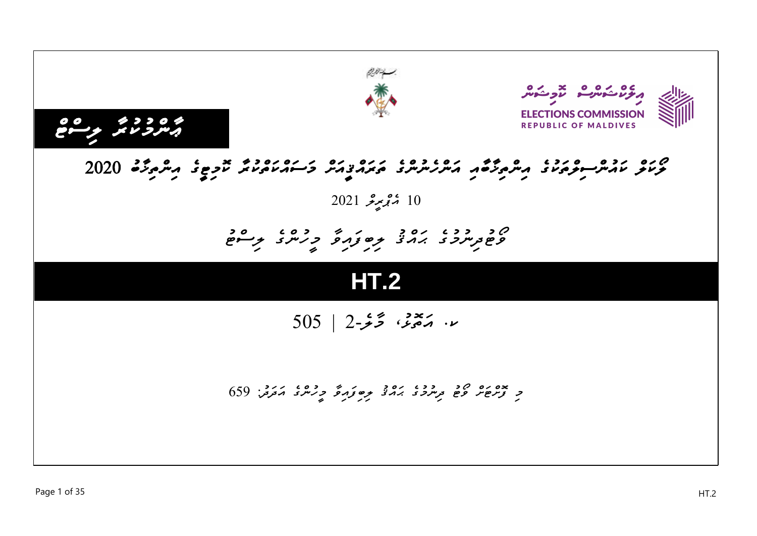ބިސްމިﷲ

އިލެކްޝަންސް ކޮމިޝަން

ELECTIONS COMMISSION

REPUBLIC OF MALDIVES

އަންދާޒާ ލިސްޓު

# ލޯކަލް ކައުންސިލްތަކުގެ އިންތިޚާބާއި އަންހެނުންގެ ތަރައްޤީއަށް މަސައްކަތްކުރާ ކޮމިޓީގެ އިންތިޚާބު 2020

10 އޭޕްރިލް 2021

ވޯޓުދިނުމުގެ ހައްޤު ލިބިފައިވާ މީހުންގެ ލިސްޓު

# HT.2

ކ. އަތޮޅު، މާލެ-2 | 505

މި ފޯމްބަރ ވޯޓު ދިނުމުގެ ހައްޤު ލިބިފައިވާ މީހުންގެ އަދަދު: 659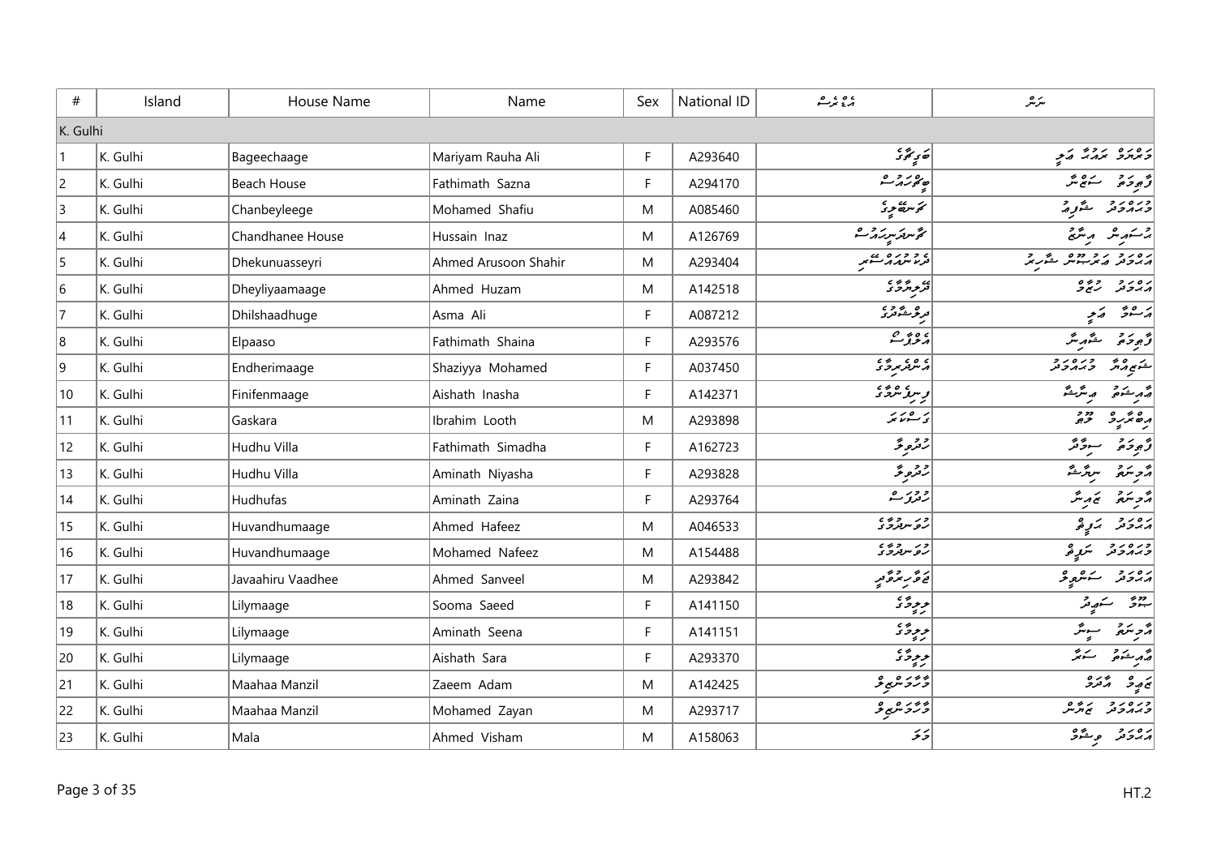| # | Island | House Name | Name | Sex | National ID | ގެއުގެ ނަން | ނަން |
|---|---|---|---|---|---|---|---|
| K. Gulhi | | | | | | | |
| 1 | K. Gulhi | Bageechaage | Mariyam Rauha Ali | F | A293640 | ބަގީޗާގެ | މަރިޔަމް ރައުހާ ޢަލީ |
| 2 | K. Gulhi | Beach House | Fathimath Sazna | F | A294170 | ބީޗްހައުސް | ފާތިމަތު ސަޒްނާ |
| 3 | K. Gulhi | Chanbeyleege | Mohamed Shafiu | M | A085460 | ޗަނބޭލީގެ | މުޙައްމަދު ޝާފިޢު |
| 4 | K. Gulhi | Chandhanee House | Hussain Inaz | M | A126769 | ޗަނދަނީހައުސް | ހުސައިން އިނާޒް |
| 5 | K. Gulhi | Dhekunuasseyri | Ahmed Arusoon Shahir | M | A293404 | ދެކުނުއައްސޭރި | އަޙްމަދު އަރުސޫން ޝާހިރު |
| 6 | K. Gulhi | Dheyliyaamaage | Ahmed Huzam | M | A142518 | ދޭލިޔާމާގެ | އަޙްމަދު ހުޒާމް |
| 7 | K. Gulhi | Dhilshaadhuge | Asma Ali | F | A087212 | ދިލްޝާދުގެ | އަސްމާ ޢަލީ |
| 8 | K. Gulhi | Elpaaso | Fathimath Shaina | F | A293576 | އެލްޕާސޯ | ފާތިމަތު ޝާއިނާ |
| 9 | K. Gulhi | Endherimaage | Shaziyya Mohamed | F | A037450 | އެނދެރިމާގެ | ޝަޒިއްޔާ މުޙައްމަދު |
| 10 | K. Gulhi | Finifenmaage | Aishath Inasha | F | A142371 | ފިނިފެންމާގެ | އާއިޝަތު އިނާޝާ |
| 11 | K. Gulhi | Gaskara | Ibrahim Looth | M | A293898 | ގަސްކަރަ | އިބްރާހީމް ލޫތު |
| 12 | K. Gulhi | Hudhu Villa | Fathimath Simadha | F | A162723 | ހުދުވިލާ | ފާތިމަތު ސިމާދާ |
| 13 | K. Gulhi | Hudhu Villa | Aminath Niyasha | F | A293828 | ހުދުވިލާ | އާމިނަތު ނިޔާޝާ |
| 14 | K. Gulhi | Hudhufas | Aminath Zaina | F | A293764 | ހުދުފަސް | އާމިނަތު ޒައިނާ |
| 15 | K. Gulhi | Huvandhumaage | Ahmed Hafeez | M | A046533 | ހުވަނދުމާގެ | އަޙްމަދު ހަފީޒް |
| 16 | K. Gulhi | Huvandhumaage | Mohamed Nafeez | M | A154488 | ހުވަނދުމާގެ | މުޙައްމަދު ނަފީޒް |
| 17 | K. Gulhi | Javaahiru Vaadhee | Ahmed Sanveel | M | A293842 | ޖަވާހިރުވާދީ | އަޙްމަދު ސަންވީލް |
| 18 | K. Gulhi | Lilymaage | Sooma Saeed | F | A141150 | ލިލީމާގެ | ސޫމާ ސަޢީދު |
| 19 | K. Gulhi | Lilymaage | Aminath Seena | F | A141151 | ލިލީމާގެ | އާމިނަތު ސީނާ |
| 20 | K. Gulhi | Lilymaage | Aishath Sara | F | A293370 | ލިލީމާގެ | އާއިޝަތު ސާރާ |
| 21 | K. Gulhi | Maahaa Manzil | Zaeem Adam | M | A142425 | މާހާމަންޒިލް | ޒަޢީމް އާދަމް |
| 22 | K. Gulhi | Maahaa Manzil | Mohamed Zayan | M | A293717 | މާހާމަންޒިލް | މުޙައްމަދު ޒަޔާން |
| 23 | K. Gulhi | Mala | Ahmed Visham | M | A158063 | މަލަ | އަޙްމަދު ވިޝާމް |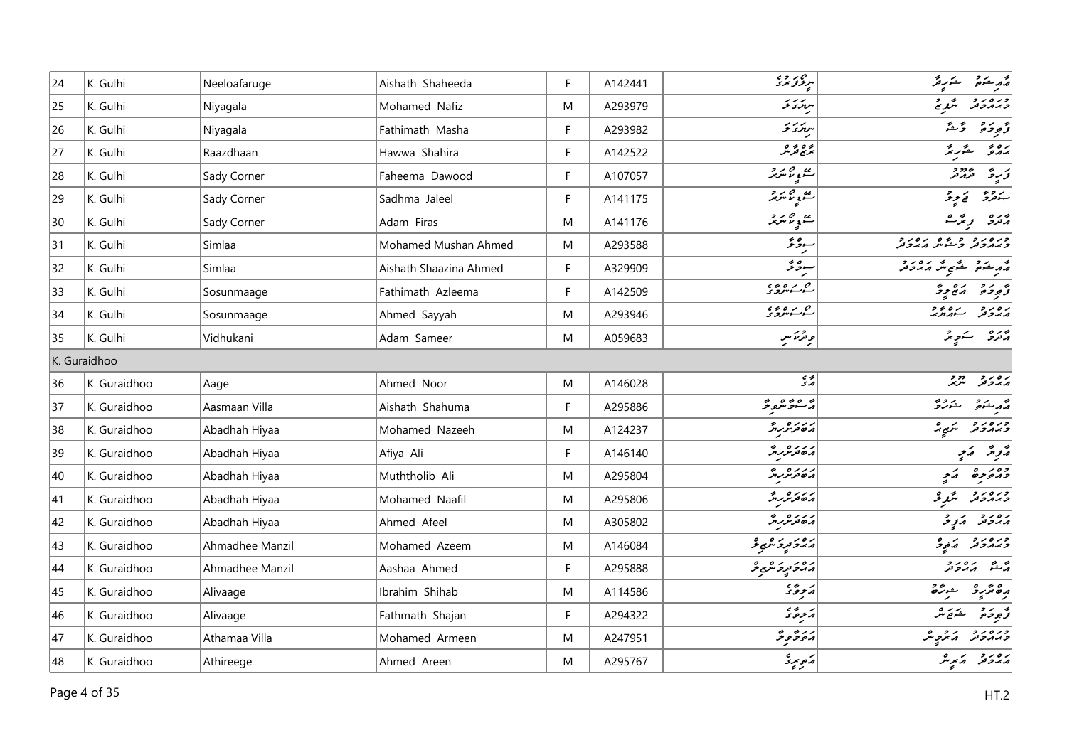| 24 | K. Gulhi | Neeloafaruge | Aishath Shaheeda | F | A142441 | سِرِجُوَ بَرُوْ | ەَرِشَەَمْ شَەَرِيْرَ |
|---|---|---|---|---|---|---|---|
| 25 | K. Gulhi | Niyagala | Mohamed Nafiz | M | A293979 | سِرَرَ ىَ | دِ رَ ە دَ دْ شَرْ بِجْ |
| 26 | K. Gulhi | Niyagala | Fathimath Masha | F | A293982 | سِرَرَ ىَ | زُ جِ دَ ەْ دْ شْ |
| 27 | K. Gulhi | Raazdhaan | Hawwa Shahira | F | A142522 | بُرْجْ دَرْ سْ | بَ ە ەْ شَرِ بُرْ |
| 28 | K. Gulhi | Sady Corner | Faheema Dawood | F | A107057 | سْتَو بِرْ دْ سَرْ بَرْ | تَ رِ دْ ذُ دُ دْ |
| 29 | K. Gulhi | Sady Corner | Sadhma Jaleel | F | A141175 | سْتَو بِرْ دْ سَرْ بَرْ | سَرْدَرْدْ تَجْ بِرْ دْ |
| 30 | K. Gulhi | Sady Corner | Adam Firas | M | A141176 | سْتَو بِرْ دْ سَرْ بَرْ | ەَ دْ دْ دْ وِ بُرْ شْ |
| 31 | K. Gulhi | Simlaa | Mohamed Mushan Ahmed | M | A293588 | سِرْدْ دْ | دِ رَ ە دَ دْ دْ شْ سْ ەَ رْ دْ دَ دْ |
| 32 | K. Gulhi | Simlaa | Aishath Shaazina Ahmed | F | A329909 | سِرْدْ دْ | ەَرِشَەَمْ شَجْ سْ ەَ رْ دْ دَ دْ |
| 33 | K. Gulhi | Sosunmaage | Fathimath Azleema | F | A142509 | سْ سَ سْ دْ دْ | زُ جِ دَ ەْ ەَ ىْ جِ دْ |
| 34 | K. Gulhi | Sosunmaage | Ahmed Sayyah | M | A293946 | سْ سَ سْ دْ دْ | ەَ رْ دْ دَ دْ سَ ە ەْ بُرْ |
| 35 | K. Gulhi | Vidhukani | Adam Sameer | M | A059683 | وِ دْرْ تَ سِ | ەَ دْ دْ دْ سَ دِ بُرْ |
| K. Guraidhoo | | | | | | | |
| 36 | K. Guraidhoo | Aage | Ahmed Noor | M | A146028 | ەَ دْ | ەَ رْ دْ دَ دْ سْرْ بُرْ |
| 37 | K. Guraidhoo | Aasmaan Villa | Aishath Shahuma | F | A295886 | ەَ سْ دْ سْ وِ دْ | ەَرِشَەَمْ شَ رْ دْ |
| 38 | K. Guraidhoo | Abadhah Hiyaa | Mohamed Nazeeh | M | A124237 | ەَ ەَ دَ رْ رِ ەَ | دِ رَ ە دَ دْ سَ بِجْ رْ |
| 39 | K. Guraidhoo | Abadhah Hiyaa | Afiya Ali | F | A146140 | ەَ ەَ دَ رْ رِ ەَ | ەَ وِ ەَ ەَ دِ |
| 40 | K. Guraidhoo | Abadhah Hiyaa | Muhtholib Ali | M | A295804 | ەَ ەَ دَ رْ رِ ەَ | دْ رْ جْ دِ ەْ ەَ دِ |
| 41 | K. Guraidhoo | Abadhah Hiyaa | Mohamed Naafil | M | A295806 | ەَ ەَ دَ رْ رِ ەَ | دِ رَ ە دَ دْ سْ وِ دْ |
| 42 | K. Guraidhoo | Abadhah Hiyaa | Ahmed Afeel | M | A305802 | ەَ ەَ دَ رْ رِ ەَ | ەَ رْ دْ دَ دْ ەَ وِ دْ |
| 43 | K. Guraidhoo | Ahmadhee Manzil | Mohamed Azeem | M | A146084 | ەَ رْ دْ دِ دَ سْ بِجْ دْ | دِ رَ ە دَ دْ ەَ بِجْ دْ |
| 44 | K. Guraidhoo | Ahmadhee Manzil | Aashaa Ahmed | F | A295888 | ەَ رْ دْ دِ دَ سْ بِجْ دْ | ەَ شْ ەَ رْ دْ دَ دْ |
| 45 | K. Guraidhoo | Alivaage | Ibrahim Shihab | M | A114586 | ەَ دِ دْ دْ | ەِ ەْ بُرْ رِ دْ شِ رْ ەْ |
| 46 | K. Guraidhoo | Alivaage | Fathmath Shajan | F | A294322 | ەَ دِ دْ دْ | زُ جِ دَ ەْ شَ تَ سْ |
| 47 | K. Guraidhoo | Athamaa Villa | Mohamed Armeen | M | A247951 | ەَ ەَ دْ وِ دْ | دِ رَ ە دَ دْ ەَ بُرْ دِ سْ |
| 48 | K. Guraidhoo | Athireege | Ahmed Areen | M | A295767 | ەَ ەِ بِرْ دْ | ەَ رْ دْ دَ دْ ەَ بِرْ سْ |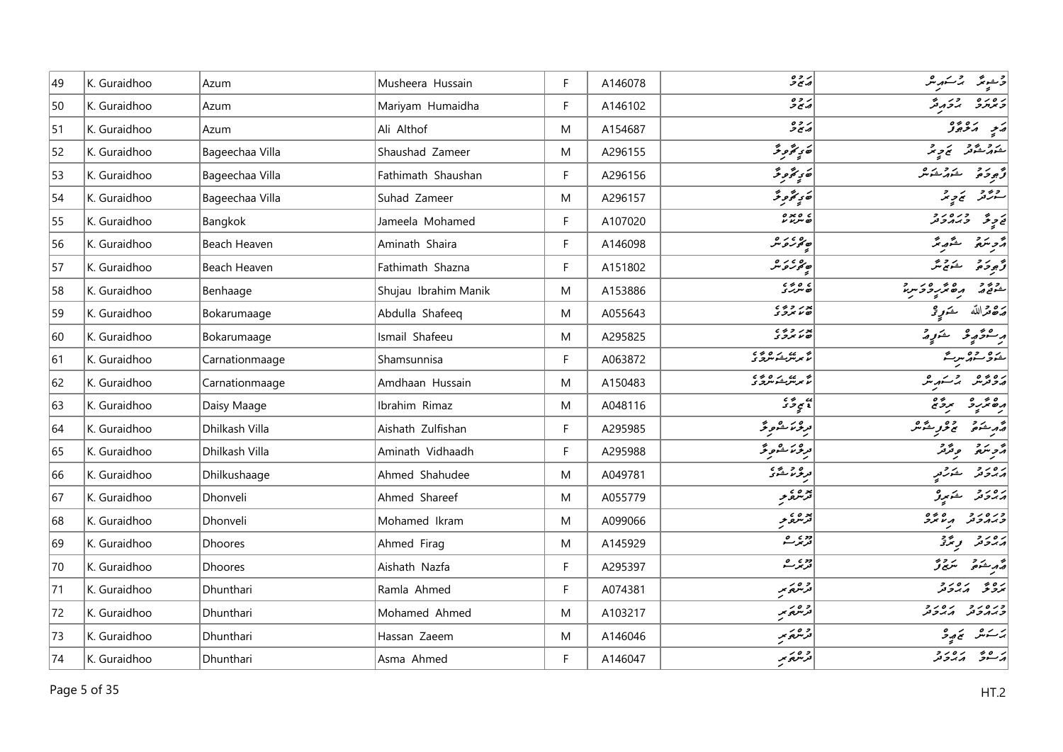| 49 | K. Guraidhoo | Azum | Musheera Hussain | F | A146078 | އަޒުމު | މުޝީރާ ހުސައިން |
|---|---|---|---|---|---|---|---|
| 50 | K. Guraidhoo | Azum | Mariyam Humaidha | F | A146102 | އަޒުމު | މަރިޔަމް ހުމައިދާ |
| 51 | K. Guraidhoo | Azum | Ali Althof | M | A154687 | އަޒުމު | އަލީ އަލްތޯފް |
| 52 | K. Guraidhoo | Bageechaa Villa | Shaushad Zameer | M | A296155 | ބަގީޗާވިލާ | ޝައުޝަދު ޒަމީރު |
| 53 | K. Guraidhoo | Bageechaa Villa | Fathimath Shaushan | F | A296156 | ބަގީޗާވިލާ | ފާތިމަތު ޝައުޝަން |
| 54 | K. Guraidhoo | Bageechaa Villa | Suhad Zameer | M | A296157 | ބަގީޗާވިލާ | ސުހާދު ޒަމީރު |
| 55 | K. Guraidhoo | Bangkok | Jameela Mohamed | F | A107020 | ބޭންކޮކް | ޖަމީލާ މުޙައްމަދު |
| 56 | K. Guraidhoo | Beach Heaven | Aminath Shaira | F | A146098 | ބީޗްހެވަން | އާމިނަތު ޝާއިރާ |
| 57 | K. Guraidhoo | Beach Heaven | Fathimath Shazna | F | A151802 | ބީޗްހެވަން | ފާތިމަތު ޝަޒްނާ |
| 58 | K. Guraidhoo | Benhaage | Shujau Ibrahim Manik | M | A153886 | ބެންހާގެ | ޝުޖާއު އިބްރާހީމްމަނިކު |
| 59 | K. Guraidhoo | Bokarumaage | Abdulla Shafeeq | M | A055643 | ބޯކަރުމާގެ | އަބްދުﷲ ޝަފީޤު |
| 60 | K. Guraidhoo | Bokarumaage | Ismail Shafeeu | M | A295825 | ބޯކަރުމާގެ | އިސްމާއީލް ޝަފީއު |
| 61 | K. Guraidhoo | Carnationmaage | Shamsunnisa | F | A063872 | ކާނޭޝަންމާގެ | ޝަމްސުންނިސާ |
| 62 | K. Guraidhoo | Carnationmaage | Amdhaan Hussain | M | A150483 | ކާނޭޝަންމާގެ | އަމްދާން ހުސައިން |
| 63 | K. Guraidhoo | Daisy Maage | Ibrahim Rimaz | M | A048116 | ޑޭޒީމާގެ | އިބްރާހީމް ރިމާޒް |
| 64 | K. Guraidhoo | Dhilkash Villa | Aishath Zulfishan | F | A295985 | ދިލްކަޝްވިލާ | އައިޝަތު ޒުލްފިޝާން |
| 65 | K. Guraidhoo | Dhilkash Villa | Aminath Vidhaadh | F | A295988 | ދިލްކަޝްވިލާ | އާމިނަތު ވިދާދު |
| 66 | K. Guraidhoo | Dhilkushaage | Ahmed Shahudee | M | A049781 | ދިލްކުޝާގެ | އަޙްމަދު ޝަހުދީ |
| 67 | K. Guraidhoo | Dhonveli | Ahmed Shareef | M | A055779 | ދޮންވެލި | އަޙްމަދު ޝަރީފް |
| 68 | K. Guraidhoo | Dhonveli | Mohamed Ikram | M | A099066 | ދޮންވެލި | މުޙައްމަދު އިކްރާމް |
| 69 | K. Guraidhoo | Dhoores | Ahmed Firag | M | A145929 | ދޫރެސް | އަޙްމަދު ފިރާގު |
| 70 | K. Guraidhoo | Dhoores | Aishath Nazfa | F | A295397 | ދޫރެސް | އައިޝަތު ނަޒްފާ |
| 71 | K. Guraidhoo | Dhunthari | Ramla Ahmed | F | A074381 | ދުންތަރި | ރަމްލާ އަޙްމަދު |
| 72 | K. Guraidhoo | Dhunthari | Mohamed Ahmed | M | A103217 | ދުންތަރި | މުޙައްމަދު އަޙްމަދު |
| 73 | K. Guraidhoo | Dhunthari | Hassan Zaeem | M | A146046 | ދުންތަރި | ހަސަން ޒަޢީމް |
| 74 | K. Guraidhoo | Dhunthari | Asma Ahmed | F | A146047 | ދުންތަރި | އަސްމާ އަޙްމަދު |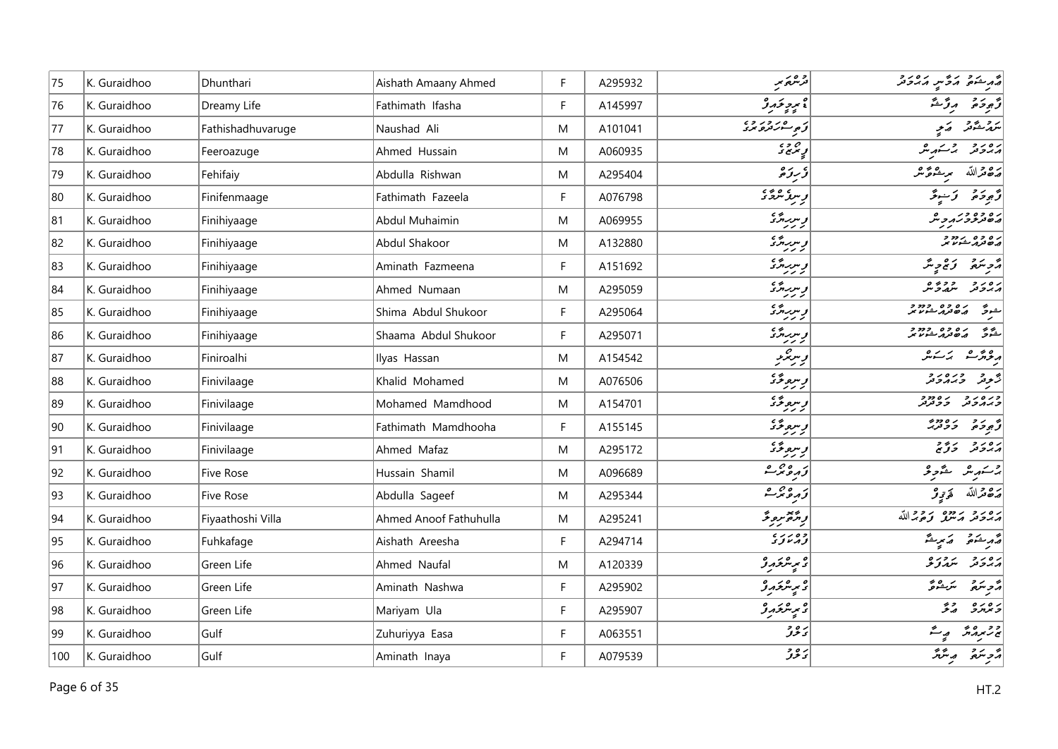| 75 | K. Guraidhoo | Dhunthari | Aishath Amaany Ahmed | F | A295932 | ދުންތަރި | އާއިޝަތު އަމާނީ އަޙްމަދު |
|---|---|---|---|---|---|---|---|
| 76 | K. Guraidhoo | Dreamy Life | Fathimath Ifasha | F | A145997 | ޑްރީމީލައިފް | ފާތިމަތު އިފާޝާ |
| 77 | K. Guraidhoo | Fathishadhuvaruge | Naushad Ali | M | A101041 | ފަތިސްހަދުވަރުގެ | ނައުޝާދު ޢަލީ |
| 78 | K. Guraidhoo | Feeroazuge | Ahmed Hussain | M | A060935 | ފީރޯޒުގެ | އަޙްމަދު ޙުސައިން |
| 79 | K. Guraidhoo | Fehifaiy | Abdulla Rishwan | M | A295404 | ފެހިފައި | އަބްދުﷲ ރިޝްވާން |
| 80 | K. Guraidhoo | Finifenmaage | Fathimath Fazeela | F | A076798 | ފިނިފެންމާގެ | ފާތިމަތު ފަޒީލާ |
| 81 | K. Guraidhoo | Finihiyaage | Abdul Muhaimin | M | A069955 | ފިނިހިޔާގެ | އަބްދުލްމުހައިމިން |
| 82 | K. Guraidhoo | Finihiyaage | Abdul Shakoor | M | A132880 | ފިނިހިޔާގެ | އަބްދުލްޝަކޫރު |
| 83 | K. Guraidhoo | Finihiyaage | Aminath Fazmeena | F | A151692 | ފިނިހިޔާގެ | އާމިނަތު ފަޒްމީނާ |
| 84 | K. Guraidhoo | Finihiyaage | Ahmed Numaan | M | A295059 | ފިނިހިޔާގެ | އަޙްމަދު ނުޢުމާން |
| 85 | K. Guraidhoo | Finihiyaage | Shima Abdul Shukoor | F | A295064 | ފިނިހިޔާގެ | ޝިމާ އަބްދުލްޝުކޫރު |
| 86 | K. Guraidhoo | Finihiyaage | Shaama Abdul Shukoor | F | A295071 | ފިނިހިޔާގެ | ޝާމާ އަބްދުލްޝުކޫރު |
| 87 | K. Guraidhoo | Finiroalhi | Ilyas Hassan | M | A154542 | ފިނިރޯޅި | އިލްޔާސް ޙަސަން |
| 88 | K. Guraidhoo | Finivilaage | Khalid Mohamed | M | A076506 | ފިނިވިލާގެ | ޚާލިދު މުޙައްމަދު |
| 89 | K. Guraidhoo | Finivilaage | Mohamed Mamdhood | M | A154701 | ފިނިވިލާގެ | މުޙައްމަދު މަމްދޫޙު |
| 90 | K. Guraidhoo | Finivilaage | Fathimath Mamdhooha | F | A155145 | ފިނިވިލާގެ | ފާތިމަތު މަމްދޫޙާ |
| 91 | K. Guraidhoo | Finivilaage | Ahmed Mafaz | M | A295172 | ފިނިވިލާގެ | އަޙްމަދު މަފާޒު |
| 92 | K. Guraidhoo | Five Rose | Hussain Shamil | M | A096689 | ފައިވްރޯސް | ޙުސައިން ޝާމިލް |
| 93 | K. Guraidhoo | Five Rose | Abdulla Sageef | M | A295344 | ފައިވްރޯސް | އަބްދުﷲ ޝަޤީފު |
| 94 | K. Guraidhoo | Fiyaathoshi Villa | Ahmed Anoof Fathuhulla | M | A295241 | ފިޔާތޮށިވިލާ | އަޙްމަދު އަނޫފު ފަތުޙުﷲ |
| 95 | K. Guraidhoo | Fuhkafage | Aishath Areesha | F | A294714 | ފުއްކަފަގެ | އާއިޝަތު އަރީޝާ |
| 96 | K. Guraidhoo | Green Life | Ahmed Naufal | M | A120339 | ގްރީންލައިފް | އަޙްމަދު ނައުފަލް |
| 97 | K. Guraidhoo | Green Life | Aminath Nashwa | F | A295902 | ގްރީންލައިފް | އާމިނަތު ނަޝްވާ |
| 98 | K. Guraidhoo | Green Life | Mariyam Ula | F | A295907 | ގްރީންލައިފް | މަރިޔަމް އުލާ |
| 99 | K. Guraidhoo | Gulf | Zuhuriyya Easa | F | A063551 | ގަލްފް | ޒުހުރިއްޔާ ޢީސާ |
| 100 | K. Guraidhoo | Gulf | Aminath Inaya | F | A079539 | ގަލްފް | އާމިނަތު އިނާޔާ |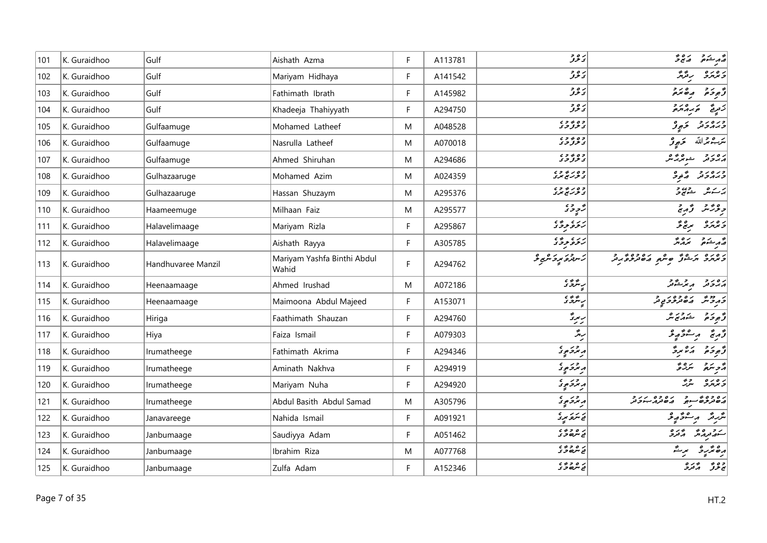| 101 | K. Guraidhoo | Gulf | Aishath Azma | F | A113781 | ގަލްފް | އައިޝަތު އަޒްމާ |
|---|---|---|---|---|---|---|---|
| 102 | K. Guraidhoo | Gulf | Mariyam Hidhaya | F | A141542 | ގަލްފް | މަރިޔަމް ހިދާޔާ |
| 103 | K. Guraidhoo | Gulf | Fathimath Ibrath | F | A145982 | ގަލްފް | ފާތިމަތު އިބްރަތު |
| 104 | K. Guraidhoo | Gulf | Khadeeja Thahiyyath | F | A294750 | ގަލްފް | ޚަދީޖާ ތަހިއްޔަތު |
| 105 | K. Guraidhoo | Gulfaamuge | Mohamed Latheef | M | A048528 | ގުލްފާމުގެ | މުހައްމަދު ލަޠީފް |
| 106 | K. Guraidhoo | Gulfaamuge | Nasrulla Latheef | M | A070018 | ގުލްފާމުގެ | ނަޞްރުﷲ ލަޠީފް |
| 107 | K. Guraidhoo | Gulfaamuge | Ahmed Shiruhan | M | A294686 | ގުލްފާމުގެ | އަހްމަދު ޝިރުހާން |
| 108 | K. Guraidhoo | Gulhazaaruge | Mohamed Azim | M | A024359 | ގުލްހަޒާރުގެ | މުހައްމަދު އާޒިމް |
| 109 | K. Guraidhoo | Gulhazaaruge | Hassan Shuzaym | M | A295376 | ގުލްހަޒާރުގެ | ހަސަން ޝުޒައިމް |
| 110 | K. Guraidhoo | Haameemuge | Milhaan Faiz | M | A295577 | ހާމީމުގެ | މިލްހާން ފާއިޒް |
| 111 | K. Guraidhoo | Halavelimaage | Mariyam Rizla | F | A295867 | ހަލަވެލިމާގެ | މަރިޔަމް ރިޒްލާ |
| 112 | K. Guraidhoo | Halavelimaage | Aishath Rayya | F | A305785 | ހަލަވެލިމާގެ | އައިޝަތު ރައްޔާ |
| 113 | K. Guraidhoo | Handhuvaree Manzil | Mariyam Yashfa Binthi Abdul Wahid | F | A294762 | ހަނދުވަރީ މަންޒިލް | މަރިޔަމް ޔަޝްފާ ބިންތި އަބްދުލްވާހިދު |
| 114 | K. Guraidhoo | Heenaamaage | Ahmed Irushad | M | A072186 | ހީނާމާގެ | އަހްމަދު އިރުޝާދު |
| 115 | K. Guraidhoo | Heenaamaage | Maimoona Abdul Majeed | F | A153071 | ހީނާމާގެ | މައިމޫނާ އަބްދުލްމަޖީދު |
| 116 | K. Guraidhoo | Hiriga | Faathimath Shauzan | F | A294760 | ހިރިގާ | ފާތިމަތު ޝައުޒަން |
| 117 | K. Guraidhoo | Hiya | Faiza Ismail | F | A079303 | ހިޔާ | ފާއިޒާ އިސްމާއީލް |
| 118 | K. Guraidhoo | Irumatheege | Fathimath Akrima | F | A294346 | އިރުމަތީގެ | ފާތިމަތު އަކްރިމާ |
| 119 | K. Guraidhoo | Irumatheege | Aminath Nakhva | F | A294919 | އިރުމަތީގެ | އާމިނަތު ނަޚްވާ |
| 120 | K. Guraidhoo | Irumatheege | Mariyam Nuha | F | A294920 | އިރުމަތީގެ | މަރިޔަމް ނުހާ |
| 121 | K. Guraidhoo | Irumatheege | Abdul Basith Abdul Samad | M | A305796 | އިރުމަތީގެ | އަބްދުލްބާސިތު އަބްދުލްޞަމަދު |
| 122 | K. Guraidhoo | Janavareege | Nahida Ismail | F | A091921 | ޖަނަވަރީގެ | ނާހިދާ އިސްމާއީލް |
| 123 | K. Guraidhoo | Janbumaage | Saudiyya Adam | F | A051462 | ޖަންބުމާގެ | ސައުދިއްޔާ އާދަމް |
| 124 | K. Guraidhoo | Janbumaage | Ibrahim Riza | M | A077768 | ޖަންބުމާގެ | އިބްރާހީމް ރިޟާ |
| 125 | K. Guraidhoo | Janbumaage | Zulfa Adam | F | A152346 | ޖަންބުމާގެ | ޒުލްފާ އާދަމް |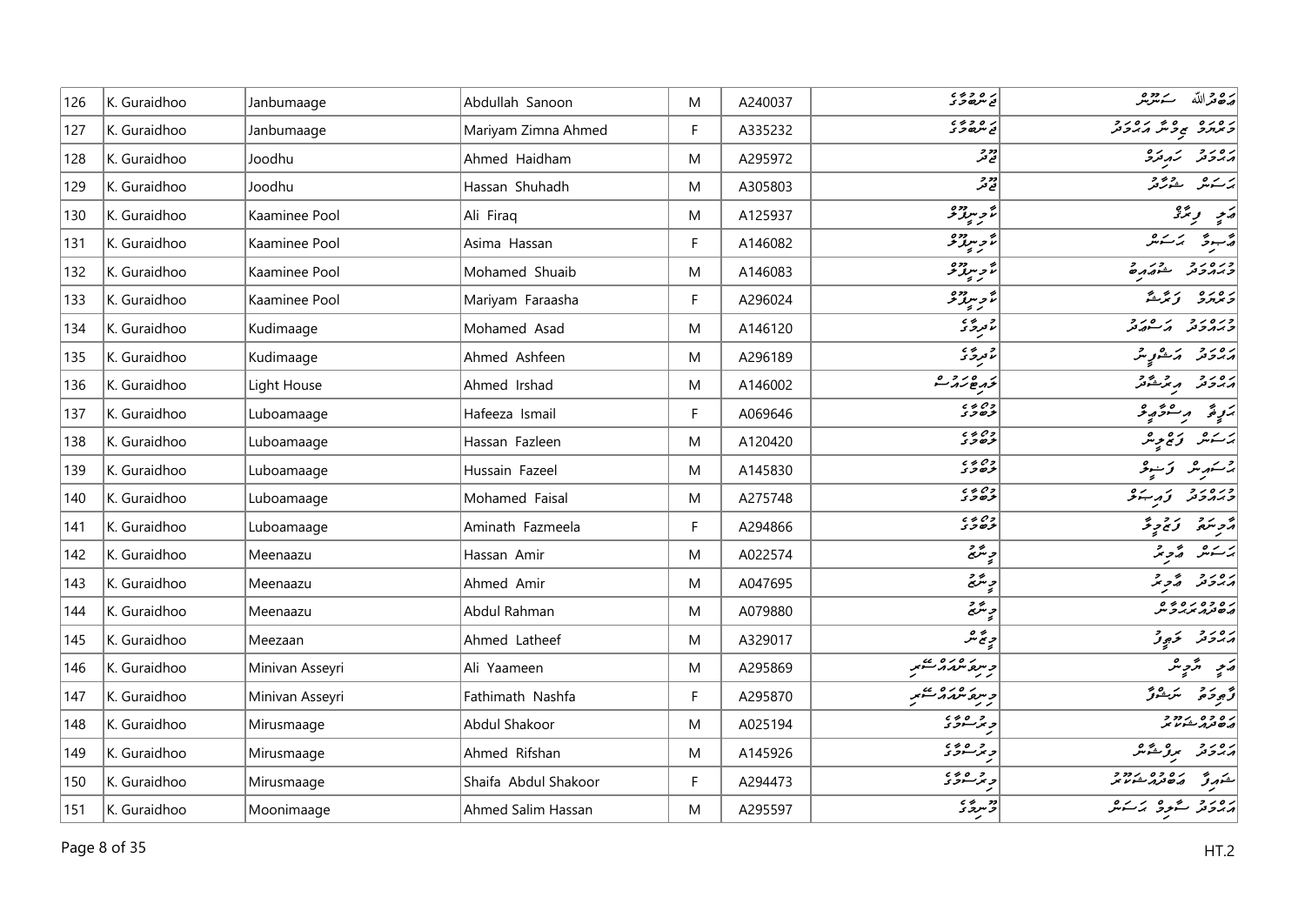| 126 | K. Guraidhoo | Janbumaage | Abdullah Sanoon | M | A240037 | ޖަންބުމާގެ | އަބްދުﷲ ސަނޫން |
|---|---|---|---|---|---|---|---|
| 127 | K. Guraidhoo | Janbumaage | Mariyam Zimna Ahmed | F | A335232 | ޖަންބުމާގެ | މަރިޔަމް ޒިމްނާ އަހުމަދު |
| 128 | K. Guraidhoo | Joodhu | Ahmed Haidham | M | A295972 | ޖޫދު | އަހުމަދު ހައިދަމް |
| 129 | K. Guraidhoo | Joodhu | Hassan Shuhadh | M | A305803 | ޖޫދު | ހަސަން ޝުހާދު |
| 130 | K. Guraidhoo | Kaaminee Pool | Ali Firaq | M | A125937 | ކާމިނީޕޫލް | އަލި ފިރާގު |
| 131 | K. Guraidhoo | Kaaminee Pool | Asima Hassan | F | A146082 | ކާމިނީޕޫލް | އާސިމާ ހަސަން |
| 132 | K. Guraidhoo | Kaaminee Pool | Mohamed Shuaib | M | A146083 | ކާމިނީޕޫލް | މުހައްމަދު ޝުޢައިބު |
| 133 | K. Guraidhoo | Kaaminee Pool | Mariyam Faraasha | F | A296024 | ކާމިނީޕޫލް | މަރިޔަމް ފަރާޝާ |
| 134 | K. Guraidhoo | Kudimaage | Mohamed Asad | M | A146120 | ކުޑިމާގެ | މުހައްމަދު އަސްޢަދު |
| 135 | K. Guraidhoo | Kudimaage | Ahmed Ashfeen | M | A296189 | ކުޑިމާގެ | އަހުމަދު އަޝްފީން |
| 136 | K. Guraidhoo | Light House | Ahmed Irshad | M | A146002 | ލައިޓްހައުސް | އަހުމަދު އިރުޝާދު |
| 137 | K. Guraidhoo | Luboamaage | Hafeeza Ismail | F | A069646 | ލުބޯމާގެ | ހަފީޒާ އިސްމާއިލް |
| 138 | K. Guraidhoo | Luboamaage | Hassan Fazleen | M | A120420 | ލުބޯމާގެ | ހަސަން ފަޟްލީން |
| 139 | K. Guraidhoo | Luboamaage | Hussain Fazeel | M | A145830 | ލުބޯމާގެ | ހުސައިން ފަޟީލް |
| 140 | K. Guraidhoo | Luboamaage | Mohamed Faisal | M | A275748 | ލުބޯމާގެ | މުހައްމަދު ފައިސަލް |
| 141 | K. Guraidhoo | Luboamaage | Aminath Fazmeela | F | A294866 | ލުބޯމާގެ | އާމިނަތު ފަޒްމީލާ |
| 142 | K. Guraidhoo | Meenaazu | Hassan Amir | M | A022574 | މީނާޒު | ހަސަން އާމިރު |
| 143 | K. Guraidhoo | Meenaazu | Ahmed Amir | M | A047695 | މީނާޒު | އަހުމަދު އާމިރު |
| 144 | K. Guraidhoo | Meenaazu | Abdul Rahman | M | A079880 | މީނާޒު | އަބްދުއްރަޙްމާން |
| 145 | K. Guraidhoo | Meezaan | Ahmed Latheef | M | A329017 | މީޒާން | އަހުމަދު ލަޠީފު |
| 146 | K. Guraidhoo | Minivan Asseyri | Ali Yaameen | M | A295869 | މިނިވަން އައްސޭރި | އަލި ޔާމީން |
| 147 | K. Guraidhoo | Minivan Asseyri | Fathimath Nashfa | F | A295870 | މިނިވަން އައްސޭރި | ފާތިމަތު ނަޝްފާ |
| 148 | K. Guraidhoo | Mirusmaage | Abdul Shakoor | M | A025194 | މިރުސްމާގެ | އަބްދުލްޝަކޫރު |
| 149 | K. Guraidhoo | Mirusmaage | Ahmed Rifshan | M | A145926 | މިރުސްމާގެ | އަހުމަދު ރިފްޝާން |
| 150 | K. Guraidhoo | Mirusmaage | Shaifa Abdul Shakoor | F | A294473 | މިރުސްމާގެ | ޝައިފާ އަބްދުލްޝަކޫރު |
| 151 | K. Guraidhoo | Moonimaage | Ahmed Salim Hassan | M | A295597 | މޫނިމާގެ | އަހުމަދު ސާލިމް ހަސަން |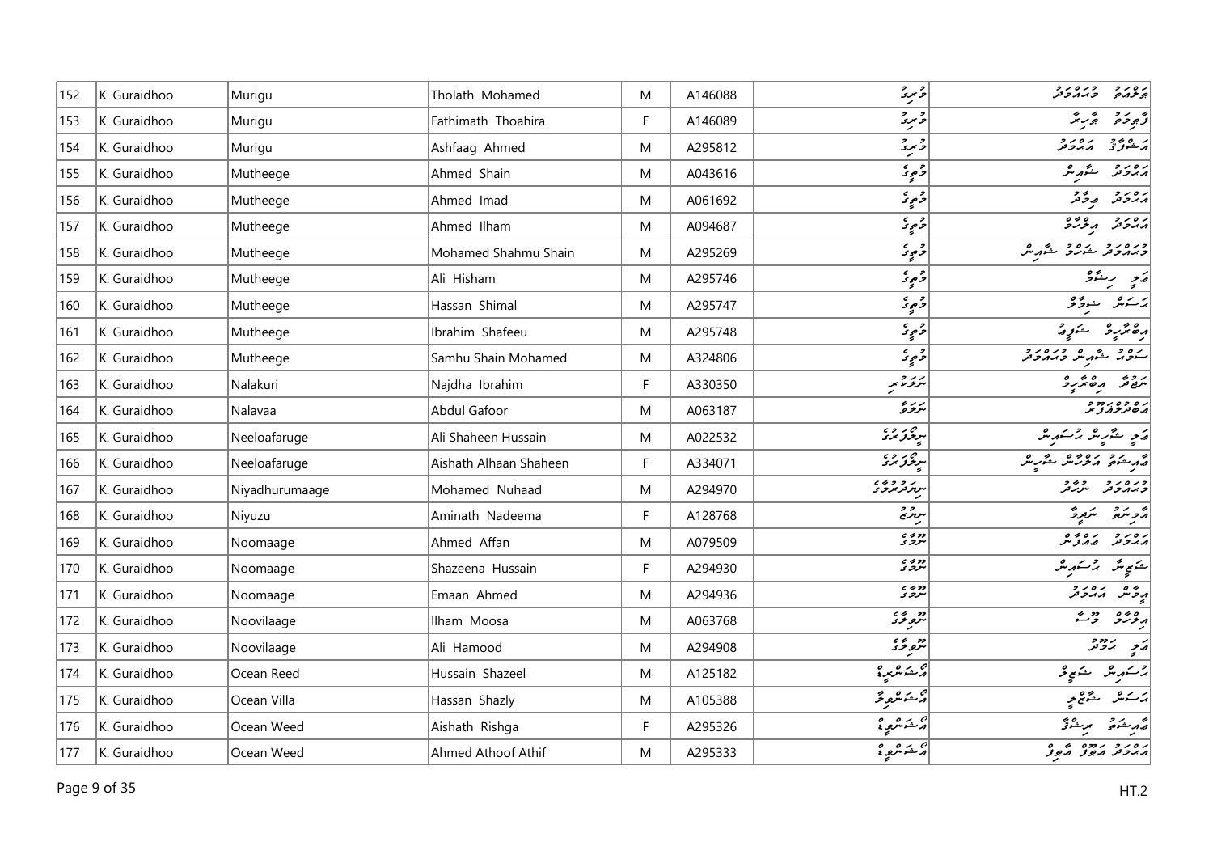| 152 | K. Guraidhoo | Murigu | Tholath Mohamed | M | A146088 | މުރިގު | ތޮލަތް މުޙައްމަދު |
|---|---|---|---|---|---|---|---|
| 153 | K. Guraidhoo | Murigu | Fathimath Thoahira | F | A146089 | މުރިގު | ފާތިމަތު ތާހިރާ |
| 154 | K. Guraidhoo | Murigu | Ashfaag Ahmed | M | A295812 | މުރިގު | އަޝްފާގު އަޙްމަދު |
| 155 | K. Guraidhoo | Mutheege | Ahmed Shain | M | A043616 | މުތީގެ | އަޙްމަދު ޝާއިން |
| 156 | K. Guraidhoo | Mutheege | Ahmed Imad | M | A061692 | މުތީގެ | އަޙްމަދު އިމާދު |
| 157 | K. Guraidhoo | Mutheege | Ahmed Ilham | M | A094687 | މުތީގެ | އަޙްމަދު އިލްހާމް |
| 158 | K. Guraidhoo | Mutheege | Mohamed Shahmu Shain | M | A295269 | މުތީގެ | މުޙައްމަދު ޝަހްމު ޝާއިން |
| 159 | K. Guraidhoo | Mutheege | Ali Hisham | M | A295746 | މުތީގެ | އަލި ހިޝާމް |
| 160 | K. Guraidhoo | Mutheege | Hassan Shimal | M | A295747 | މުތީގެ | ހަސަން ޝިމާލް |
| 161 | K. Guraidhoo | Mutheege | Ibrahim Shafeeu | M | A295748 | މުތީގެ | އިބްރާހިމް ޝަފީޢު |
| 162 | K. Guraidhoo | Mutheege | Samhu Shain Mohamed | M | A324806 | މުތީގެ | ސަމްހު ޝާއިން މުޙައްމަދު |
| 163 | K. Guraidhoo | Nalakuri | Najdha Ibrahim | F | A330350 | ނަލަކުރި | ނަޖްދާ އިބްރާހިމް |
| 164 | K. Guraidhoo | Nalavaa | Abdul Gafoor | M | A063187 | ނަލަވާ | އަބްދުލްޣަފޫރު |
| 165 | K. Guraidhoo | Neeloafaruge | Ali Shaheen Hussain | M | A022532 | ނީލޯފަރުގެ | އަލި ޝާހީން ހުސައިން |
| 166 | K. Guraidhoo | Neeloafaruge | Aishath Alhaan Shaheen | F | A334071 | ނީލޯފަރުގެ | އާއިޝަތު އަލްހާން ޝާހީން |
| 167 | K. Guraidhoo | Niyadhurumaage | Mohamed Nuhaad | M | A294970 | ނިޔަދުރުމާގެ | މުޙައްމަދު ނުހާދު |
| 168 | K. Guraidhoo | Niyuzu | Aminath Nadeema | F | A128768 | ނިޔުޒު | އާމިނަތު ނަދީމާ |
| 169 | K. Guraidhoo | Noomaage | Ahmed Affan | M | A079509 | ނޫމާގެ | އަޙްމަދު އައްފާން |
| 170 | K. Guraidhoo | Noomaage | Shazeena Hussain | F | A294930 | ނޫމާގެ | ޝަޒީނާ ހުސައިން |
| 171 | K. Guraidhoo | Noomaage | Emaan Ahmed | M | A294936 | ނޫމާގެ | އީމާން އަޙްމަދު |
| 172 | K. Guraidhoo | Noovilaage | Ilham Moosa | M | A063768 | ނޫވިލާގެ | އިލްހާމް މޫސާ |
| 173 | K. Guraidhoo | Noovilaage | Ali Hamood | M | A294908 | ނޫވިލާގެ | އަލި ހަމޫދު |
| 174 | K. Guraidhoo | Ocean Reed | Hussain Shazeel | M | A125182 | އޯޝަންރީޑް | ހުސައިން ޝަޒީލް |
| 175 | K. Guraidhoo | Ocean Villa | Hassan Shazly | M | A105388 | އޯޝަންވިލާ | ހަސަން ޝާޒްލީ |
| 176 | K. Guraidhoo | Ocean Weed | Aishath Rishga | F | A295326 | އޯޝަންވީޑް | އާއިޝަތު ރިޝްގާ |
| 177 | K. Guraidhoo | Ocean Weed | Ahmed Athoof Athif | M | A295333 | އޯޝަންވީޑް | އަޙްމަދު އަތޫފް އާތިފް |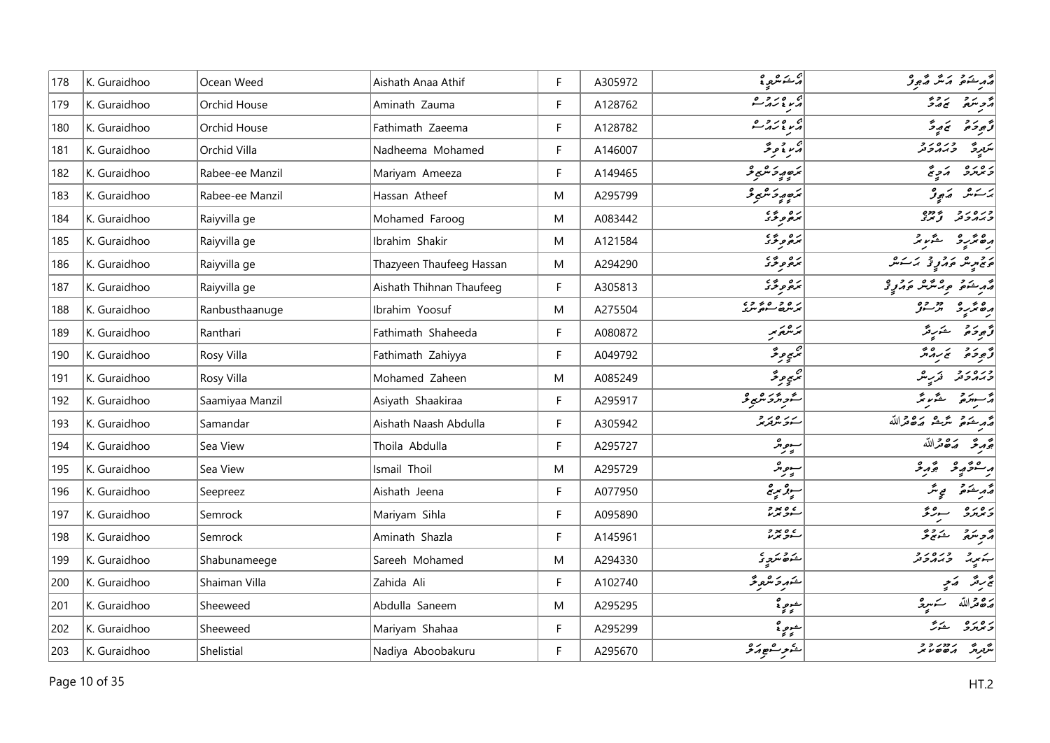| 178 | K. Guraidhoo | Ocean Weed | Aishath Anaa Athif | F | A305972 | އޯޝަންވީޑު | އައިޝަތު އަނާ އާތިފް |
|---|---|---|---|---|---|---|---|
| 179 | K. Guraidhoo | Orchid House | Aminath Zauma | F | A128762 | އޯކިޑްހައުސް | އަމިނަތު ޒައުމާ |
| 180 | K. Guraidhoo | Orchid House | Fathimath Zaeema | F | A128782 | އޯކިޑްހައުސް | ފާތިމަތު ޒަޢީމާ |
| 181 | K. Guraidhoo | Orchid Villa | Nadheema Mohamed | F | A146007 | އޯކިޑްވިލާ | ނަދީމާ މުހައްމަދު |
| 182 | K. Guraidhoo | Rabee-ee Manzil | Mariyam Ameeza | F | A149465 | ރަބީޢީމަންޒިލް | މަރިޔަމް އަމީޒާ |
| 183 | K. Guraidhoo | Rabee-ee Manzil | Hassan Atheef | M | A295799 | ރަބީޢީމަންޒިލް | ހަސަން އަތީފް |
| 184 | K. Guraidhoo | Raiyvilla ge | Mohamed Faroog | M | A083442 | ރައްވިލާގެ | މުހައްމަދު ފާރޫގު |
| 185 | K. Guraidhoo | Raiyvilla ge | Ibrahim Shakir | M | A121584 | ރައްވިލާގެ | އިބްރާހީމް ޝާކިރު |
| 186 | K. Guraidhoo | Raiyvilla ge | Thazyeen Thaufeeg Hassan | M | A294290 | ރައްވިލާގެ | ތަޒްޔީން ތައުފީޤު ހަސަން |
| 187 | K. Guraidhoo | Raiyvilla ge | Aishath Thihnan Thaufeeg | F | A305813 | ރައްވިލާގެ | އައިޝަތު ތިހްނާން ތައުފީޤު |
| 188 | K. Guraidhoo | Ranbusthaanuge | Ibrahim Yoosuf | M | A275504 | ރަންބުސްތާނުގެ | އިބްރާހީމް ޔޫސުފް |
| 189 | K. Guraidhoo | Ranthari | Fathimath Shaheeda | F | A080872 | ރަންތަރި | ފާތިމަތު ޝަހީދާ |
| 190 | K. Guraidhoo | Rosy Villa | Fathimath Zahiyya | F | A049792 | ރޯޒީވިލާ | ފާތިމަތު ޒަހިއްޔާ |
| 191 | K. Guraidhoo | Rosy Villa | Mohamed Zaheen | M | A085249 | ރޯޒީވިލާ | މުހައްމަދު ޒަހީން |
| 192 | K. Guraidhoo | Saamiyaa Manzil | Asiyath Shaakiraa | F | A295917 | ސާމިޔާމަންޒިލް | އާސިޔަތު ޝާކިރާ |
| 193 | K. Guraidhoo | Samandar | Aishath Naash Abdulla | F | A305942 | ސަމަންދަރު | އައިޝަތު ނާޝް އަބްދުﷲ |
| 194 | K. Guraidhoo | Sea View | Thoila Abdulla | F | A295727 | ސީވިއު | ތޮއިލާ އަބްދުﷲ |
| 195 | K. Guraidhoo | Sea View | Ismail Thoil | M | A295729 | ސީވިއު | އިސްމާއިލް ތޮއިލް |
| 196 | K. Guraidhoo | Seepreez | Aishath Jeena | F | A077950 | ސީޕްރީޒް | އައިޝަތު ޖީނާ |
| 197 | K. Guraidhoo | Semrock | Mariyam Sihla | F | A095890 | ސެމްރޮކް | މަރިޔަމް ސިހްލާ |
| 198 | K. Guraidhoo | Semrock | Aminath Shazla | F | A145961 | ސެމްރޮކް | އަމިނަތު ޝަޒްލާ |
| 199 | K. Guraidhoo | Shabunameege | Sareeh Mohamed | M | A294330 | ޝަބުނަމީގެ | ސަރީހު މުހައްމަދު |
| 200 | K. Guraidhoo | Shaiman Villa | Zahida Ali | F | A102740 | ޝައިމަންވިލާ | ޒާހިދާ އަލީ |
| 201 | K. Guraidhoo | Sheeweed | Abdulla Saneem | M | A295295 | ޝީވީޑު | އަބްދުﷲ ސަނީމް |
| 202 | K. Guraidhoo | Sheeweed | Mariyam Shahaa | F | A295299 | ޝީވީޑު | މަރިޔަމް ޝަހާ |
| 203 | K. Guraidhoo | Shelistial | Nadiya Aboobakuru | F | A295670 | ޝެލިސްޓިއަލް | ނާދިޔާ އަބޫބަކުރު |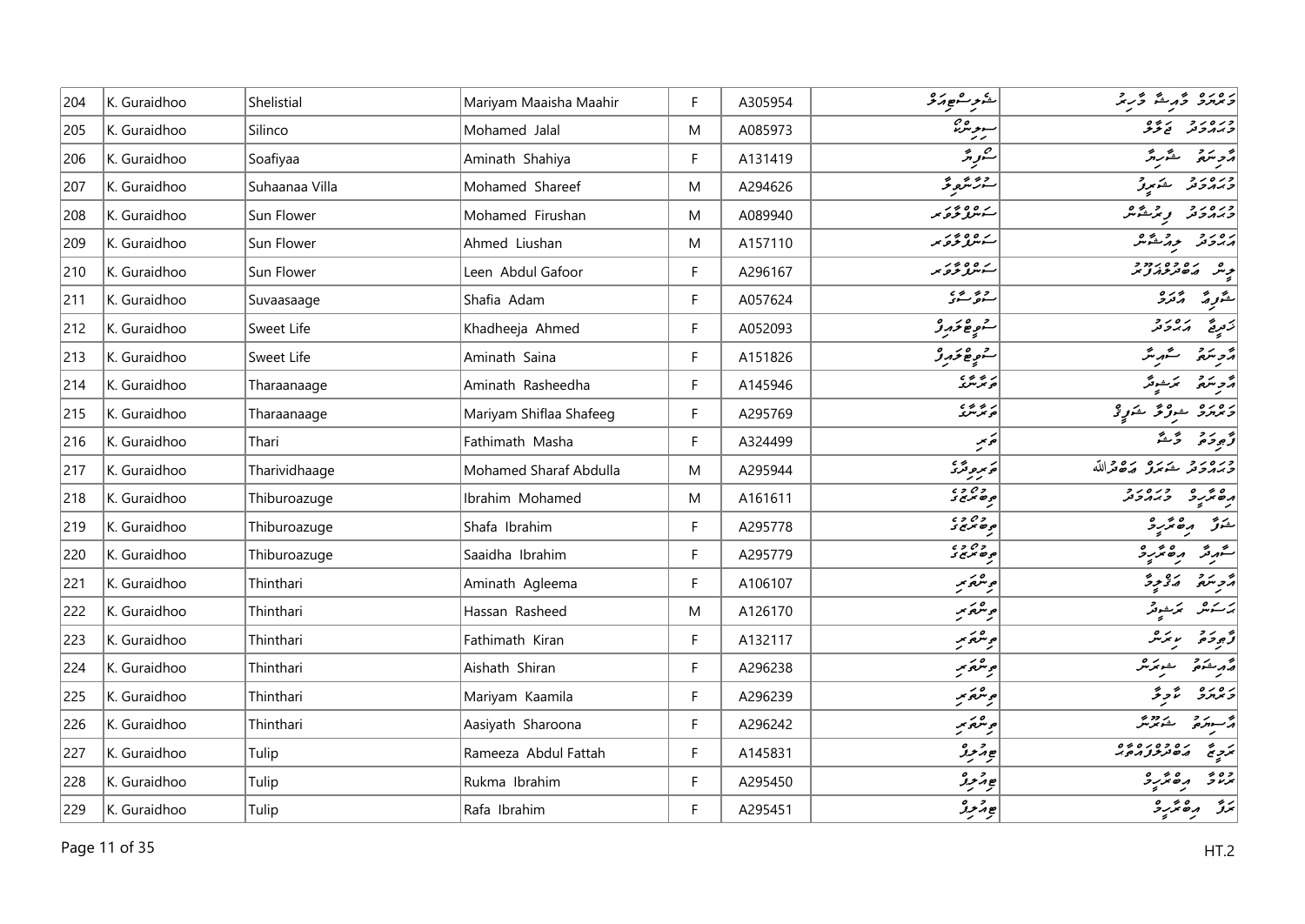| 204 | K. Guraidhoo | Shelistial | Mariyam Maaisha Maahir | F | A305954 | ޝެލިސްޓިއަލް | މަރިޔަމް މާއިޝާ މާހިރު |
|---|---|---|---|---|---|---|---|
| 205 | K. Guraidhoo | Silinco | Mohamed Jalal | M | A085973 | ސިލިންކޯ | މުހައްމަދު ޖަލާލު |
| 206 | K. Guraidhoo | Soafiyaa | Aminath Shahiya | F | A131419 | ސޯފިޔާ | އާމިނަތު ޝާހިޔާ |
| 207 | K. Guraidhoo | Suhaanaa Villa | Mohamed Shareef | M | A294626 | ސުހާނާވިލާ | މުހައްމަދު ޝަރީފު |
| 208 | K. Guraidhoo | Sun Flower | Mohamed Firushan | M | A089940 | ސަންފްލަވަރ | މުހައްމަދު ފިރުޝާން |
| 209 | K. Guraidhoo | Sun Flower | Ahmed Liushan | M | A157110 | ސަންފްލަވަރ | އަހުމަދު ލިއުޝާން |
| 210 | K. Guraidhoo | Sun Flower | Leen Abdul Gafoor | F | A296167 | ސަންފްލަވަރ | ލީން އަބްދުލްޣަފޫރު |
| 211 | K. Guraidhoo | Suvaasaage | Shafia Adam | F | A057624 | ސުވާސާގެ | ޝާފިޔާ އާދަމް |
| 212 | K. Guraidhoo | Sweet Life | Khadheeja Ahmed | F | A052093 | ސްވީޓްލައިފް | ޚަދީޖާ އަހުމަދު |
| 213 | K. Guraidhoo | Sweet Life | Aminath Saina | F | A151826 | ސްވީޓްލައިފް | އާމިނަތު ސާއިނާ |
| 214 | K. Guraidhoo | Tharaanaage | Aminath Rasheedha | F | A145946 | ތަރާނާގެ | އާމިނަތު ރަޝީދާ |
| 215 | K. Guraidhoo | Tharaanaage | Mariyam Shiflaa Shafeeg | F | A295769 | ތަރާނާގެ | މަރިޔަމް ޝިފްލާ ޝަފީޤު |
| 216 | K. Guraidhoo | Thari | Fathimath Masha | F | A324499 | ތަރި | ފާތިމަތު މާޝާ |
| 217 | K. Guraidhoo | Tharividhaage | Mohamed Sharaf Abdulla | M | A295944 | ތަރިވިދާގެ | މުހައްމަދު ޝަރަފު އަބްދުﷲ |
| 218 | K. Guraidhoo | Thiburoazuge | Ibrahim Mohamed | M | A161611 | ތިބުރޯޒުގެ | އިބްރާހީމް މުހައްމަދު |
| 219 | K. Guraidhoo | Thiburoazuge | Shafa Ibrahim | F | A295778 | ތިބުރޯޒުގެ | ޝަފާ އިބްރާހީމް |
| 220 | K. Guraidhoo | Thiburoazuge | Saaidha Ibrahim | F | A295779 | ތިބުރޯޒުގެ | ސާއިދާ އިބްރާހީމް |
| 221 | K. Guraidhoo | Thinthari | Aminath Agleema | F | A106107 | ތިންތަރި | އާމިނަތު އަގްލީމާ |
| 222 | K. Guraidhoo | Thinthari | Hassan Rasheed | M | A126170 | ތިންތަރި | ހަސަން ރަޝީދު |
| 223 | K. Guraidhoo | Thinthari | Fathimath Kiran | F | A132117 | ތިންތަރި | ފާތިމަތު ކިރަން |
| 224 | K. Guraidhoo | Thinthari | Aishath Shiran | F | A296238 | ތިންތަރި | އާއިޝަތު ޝިރަން |
| 225 | K. Guraidhoo | Thinthari | Mariyam Kaamila | F | A296239 | ތިންތަރި | މަރިޔަމް ކާމިލާ |
| 226 | K. Guraidhoo | Thinthari | Aasiyath Sharoona | F | A296242 | ތިންތަރި | އާސިޔަތު ޝަރޫނާ |
| 227 | K. Guraidhoo | Tulip | Rameeza Abdul Fattah | F | A145831 | ޓިއުލިޕް | ރަމީޒާ އަބްދުލްފައްތާޙް |
| 228 | K. Guraidhoo | Tulip | Rukma Ibrahim | F | A295450 | ޓިއުލިޕް | ރުކްމާ އިބްރާހީމް |
| 229 | K. Guraidhoo | Tulip | Rafa Ibrahim | F | A295451 | ޓިއުލިޕް | ރަފާ އިބްރާހީމް |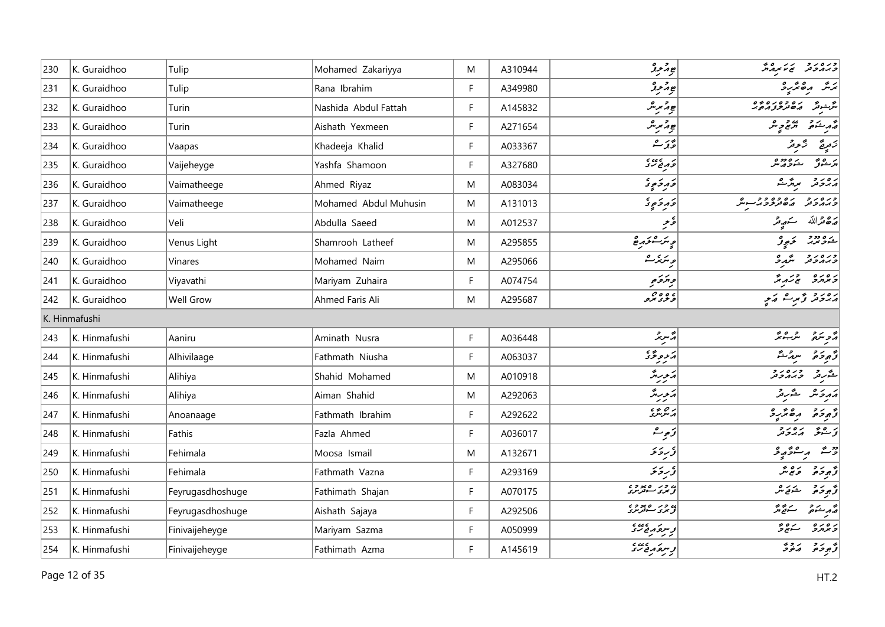| 230 | K. Guraidhoo | Tulip | Mohamed Zakariyya | M | A310944 | ھِوْمُوِوْ | ޒަކަރިއްޔާ ޖަކަރިއްޔާ |
|---|---|---|---|---|---|---|---|
| 231 | K. Guraidhoo | Tulip | Rana Ibrahim | F | A349980 | ޓިއުލިޕް | ރަނާ އިބްރާހީމް |
| 232 | K. Guraidhoo | Turin | Nashida Abdul Fattah | F | A145832 | ޓިއުރިން | ނާޝިދާ އަބްދުލްފައްތާހް |
| 233 | K. Guraidhoo | Turin | Aishath Yexmeen | F | A271654 | ޓިއުރިން | އައިޝަތު ޔެކްސްމީން |
| 234 | K. Guraidhoo | Vaapas | Khadeeja Khalid | F | A033367 | ވާޕަސް | ޚަދީޖާ ޚާލިދު |
| 235 | K. Guraidhoo | Vaijeheyge | Yashfa Shamoon | F | A327680 | ވައިޖެހޭގެ | ޔަޝްފާ ޝަމޫން |
| 236 | K. Guraidhoo | Vaimatheege | Ahmed Riyaz | M | A083034 | ވައިމަތީގެ | އަޙްމަދު ރިޔާޒް |
| 237 | K. Guraidhoo | Vaimatheege | Mohamed Abdul Muhusin | M | A131013 | ވައިމަތީގެ | މުޙައްމަދު އަބްދުލްމުޙުސިން |
| 238 | K. Guraidhoo | Veli | Abdulla Saeed | M | A012537 | ވެލި | އަބްދުﷲ ސަޢީދު |
| 239 | K. Guraidhoo | Venus Light | Shamrooh Latheef | M | A295855 | ވީނަސްލައިޓް | ޝަމްރޫހު ލަތީފު |
| 240 | K. Guraidhoo | Vinares | Mohamed Naim | M | A295066 | ވިނަރެސް | މުޙައްމަދު ނާއިމް |
| 241 | K. Guraidhoo | Viyavathi | Mariyam Zuhaira | F | A074754 | ވިޔަވަތި | މަރިޔަމް ޒުހައިރާ |
| 242 | K. Guraidhoo | Well Grow | Ahmed Faris Ali | M | A295687 | ވެލްގްރޯ | އަޙްމަދު ފާރިސް އަލި |

K. Hinmafushi

| 243 | K. Hinmafushi | Aaniru | Aminath Nusra | F | A036448 | އާނިރު | އާމިނަތު ނުސްރާ |
|---|---|---|---|---|---|---|---|
| 244 | K. Hinmafushi | Alhivilaage | Fathmath Niusha | F | A063037 | އަލްހިވިލާގެ | ފާތިމަތު ނިއުޝާ |
| 245 | K. Hinmafushi | Alihiya | Shahid Mohamed | M | A010918 | އަލިހިޔާ | ޝާހިދު މުޙައްމަދު |
| 246 | K. Hinmafushi | Alihiya | Aiman Shahid | M | A292063 | އަލިހިޔާ | އައިމަން ޝާހިދު |
| 247 | K. Hinmafushi | Anoanaage | Fathmath Ibrahim | F | A292622 | އަނޯނާގެ | ފާތިމަތު އިބްރާހީމް |
| 248 | K. Hinmafushi | Fathis | Fazla Ahmed | F | A036017 | ފަތިސް | ފަޟްލާ އަޙްމަދު |
| 249 | K. Hinmafushi | Fehimala | Moosa Ismail | M | A132671 | ފެހިމަލަ | މޫސާ އިސްމާޢީލް |
| 250 | K. Hinmafushi | Fehimala | Fathmath Vazna | F | A293169 | ފެހިމަލަ | ފާތިމަތު ވަޒްނާ |
| 251 | K. Hinmafushi | Feyrugasdhoshuge | Fathimath Shajan | F | A070175 | ފޭރުގަސްދޮށުގެ | ފާތިމަތު ޝަޖަން |
| 252 | K. Hinmafushi | Feyrugasdhoshuge | Aishath Sajaya | F | A292506 | ފޭރުގަސްދޮށުގެ | އައިޝަތު ސަޖާޔާ |
| 253 | K. Hinmafushi | Finivaijeheyge | Mariyam Sazma | F | A050999 | ފިނިވައިޖެހޭގެ | މަރިޔަމް ސަޒްމާ |
| 254 | K. Hinmafushi | Finivaijeheyge | Fathimath Azma | F | A145619 | ފިނިވައިޖެހޭގެ | ފާތިމަތު އަޒްމާ |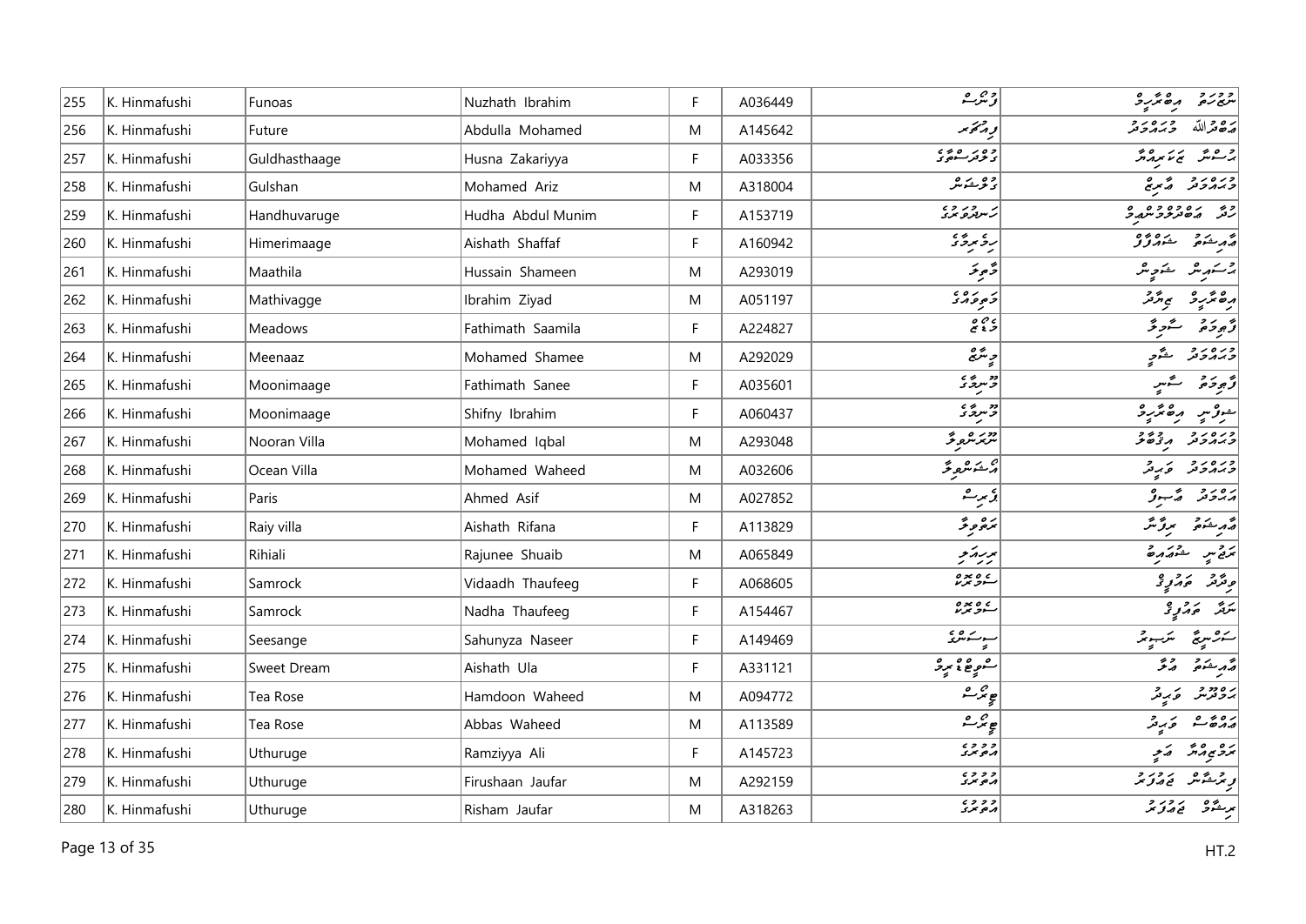| 255 | K. Hinmafushi | Funoas | Nuzhath Ibrahim | F | A036449 | ފުނޯސް | ނުޒުހަތު އިބްރާހިމް |
|---|---|---|---|---|---|---|---|
| 256 | K. Hinmafushi | Future | Abdulla Mohamed | M | A145642 | ފިއުޗަރ | އަބްދުﷲ މުހައްމަދު |
| 257 | K. Hinmafushi | Guldhasthaage | Husna Zakariyya | F | A033356 | ގުލްދަސްތާގެ | ހުސްނާ ޒަކަރިއްޔާ |
| 258 | K. Hinmafushi | Gulshan | Mohamed Ariz | M | A318004 | ގުލްޝަން | މުހައްމަދު އާރިޒް |
| 259 | K. Hinmafushi | Handhuvaruge | Hudha Abdul Munim | F | A153719 | ހަނދުވަރުގެ | ހުދާ އަބްދުލްމުނިމް |
| 260 | K. Hinmafushi | Himerimaage | Aishath Shaffaf | F | A160942 | ހިމެރިމާގެ | އާއިޝަތު ޝައްފާފު |
| 261 | K. Hinmafushi | Maathila | Hussain Shameen | M | A293019 | މާތިލަ | ހުސައިން ޝަމީން |
| 262 | K. Hinmafushi | Mathivagge | Ibrahim Ziyad | M | A051197 | މަތިވައްގެ | އިބްރާހިމް ޒިޔާދު |
| 263 | K. Hinmafushi | Meadows | Fathimath Saamila | F | A224827 | މެޑޯޒް | ފާތިމަތު ސާމިލާ |
| 264 | K. Hinmafushi | Meenaaz | Mohamed Shamee | M | A292029 | މީނާޒް | މުހައްމަދު ޝާމީ |
| 265 | K. Hinmafushi | Moonimaage | Fathimath Sanee | F | A035601 | މޫނިމާގެ | ފާތިމަތު ސާނީ |
| 266 | K. Hinmafushi | Moonimaage | Shifny Ibrahim | F | A060437 | މޫނިމާގެ | ޝިފްނީ އިބްރާހިމް |
| 267 | K. Hinmafushi | Nooran Villa | Mohamed Iqbal | M | A293048 | ނޫރަންވިލާ | މުހައްމަދު އިքބާލް |
| 268 | K. Hinmafushi | Ocean Villa | Mohamed Waheed | M | A032606 | އޯޝަންވިލާ | މުހައްމަދު ވަހީދު |
| 269 | K. Hinmafushi | Paris | Ahmed Asif | M | A027852 | ޕެރިސް | އަހްމަދު އާސިފު |
| 270 | K. Hinmafushi | Raiy villa | Aishath Rifana | F | A113829 | ރައިވިލާ | އާއިޝަތު ރިފާނާ |
| 271 | K. Hinmafushi | Rihiali | Rajunee Shuaib | M | A065849 | ރިހިއަލި | ރަޖުނީ ޝުއައިބު |
| 272 | K. Hinmafushi | Samrock | Vidaadh Thaufeeg | F | A068605 | ސެމްރޮކް | ވިދާދު ތައުފީގު |
| 273 | K. Hinmafushi | Samrock | Nadha Thaufeeg | F | A154467 | ސެމްރޮކް | ނަދާ ތައުފީގު |
| 274 | K. Hinmafushi | Seesange | Sahunyza Naseer | F | A149469 | ސީސަންގެ | ސަހުނީޒާ ނަސީރު |
| 275 | K. Hinmafushi | Sweet Dream | Aishath Ula | F | A331121 | ސްވީޓްޑްރީމް | އާއިޝަތު އުލާ |
| 276 | K. Hinmafushi | Tea Rose | Hamdoon Waheed | M | A094772 | ޓީރޯސް | ހަމްދޫނު ވަހީދު |
| 277 | K. Hinmafushi | Tea Rose | Abbas Waheed | M | A113589 | ޓީރޯސް | އައްބާސް ވަހީދު |
| 278 | K. Hinmafushi | Uthuruge | Ramziyya Ali | F | A145723 | އުތުރުގެ | ރަމްޒިއްޔާ އަލި |
| 279 | K. Hinmafushi | Uthuruge | Firushaan Jaufar | M | A292159 | އުތުރުގެ | ފިރުޝާން ޖައުފަރު |
| 280 | K. Hinmafushi | Uthuruge | Risham Jaufar | M | A318263 | އުތުރުގެ | ރިޝާމް ޖައުފަރު |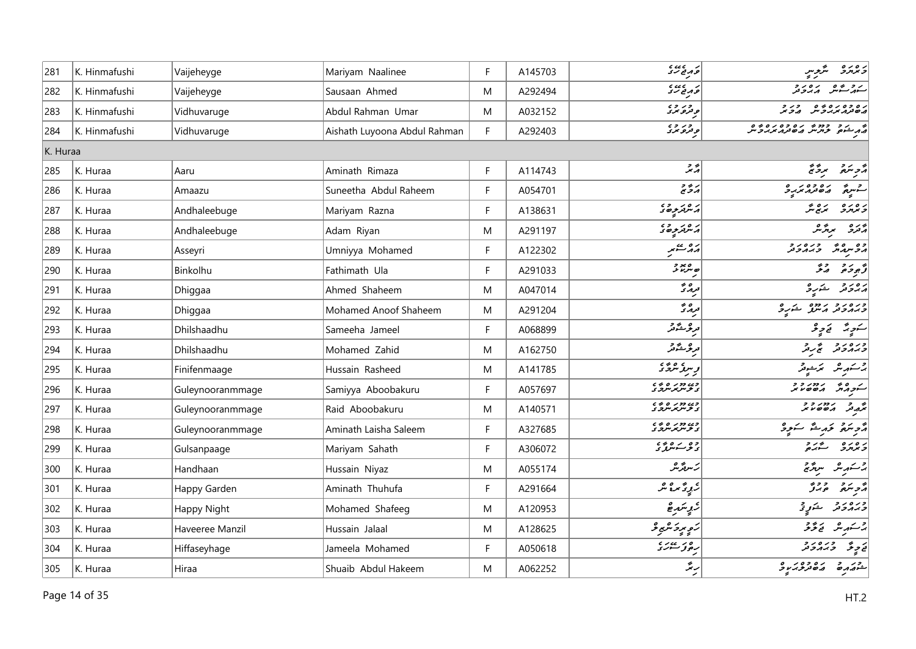| 281 | K. Hinmafushi | Vaijeheyge | Mariyam Naalinee | F | A145703 | ޱައިޖެހޭގެ | މަރިޔަމް ނާލިނީ |
|---|---|---|---|---|---|---|---|
| 282 | K. Hinmafushi | Vaijeheyge | Sausaan Ahmed | M | A292494 | ވައިޖެހޭގެ | ސައުސާން އަހުމަދު |
| 283 | K. Hinmafushi | Vidhuvaruge | Abdul Rahman Umar | M | A032152 | ވިދުވަރުގެ | އަބްދުއްރަޙްމާން އުމަރު |
| 284 | K. Hinmafushi | Vidhuvaruge | Aishath Luyoona Abdul Rahman | F | A292403 | ވިދުވަރުގެ | އާއިޝަތު ލުޔޫނާ އަބްދުއްރަޙްމާން |
| K. Huraa | | | | | | | |
| 285 | K. Huraa | Aaru | Aminath Rimaza | F | A114743 | އާރު | އާމިނަތު ރިމާޒާ |
| 286 | K. Huraa | Amaazu | Suneetha Abdul Raheem | F | A054701 | އަމާޒު | ސުނީތާ އަބްދުއްރަޙީމް |
| 287 | K. Huraa | Andhaleebuge | Mariyam Razna | F | A138631 | އަންދަލީބުގެ | މަރިޔަމް ރަޒްނާ |
| 288 | K. Huraa | Andhaleebuge | Adam Riyan | M | A291197 | އަންދަލީބުގެ | އާދަމް ރިޔާން |
| 289 | K. Huraa | Asseyri | Umniyya Mohamed | F | A122302 | އައްސޭރި | އުމްނިއްޔާ މުޙައްމަދު |
| 290 | K. Huraa | Binkolhu | Fathimath Ula | F | A291033 | ބިންކޮޅު | ފާތިމަތު އުލާ |
| 291 | K. Huraa | Dhiggaa | Ahmed Shaheem | M | A047014 | ދިއްގާ | އަހުމަދު ޝަހީމް |
| 292 | K. Huraa | Dhiggaa | Mohamed Anoof Shaheem | M | A291204 | ދިއްގާ | މުޙައްމަދު އަނޫފް ޝަހީމް |
| 293 | K. Huraa | Dhilshaadhu | Sameeha Jameel | F | A068899 | ދިލްޝާދު | ސަމީހާ ޖަމީލް |
| 294 | K. Huraa | Dhilshaadhu | Mohamed Zahid | M | A162750 | ދިލްޝާދު | މުޙައްމަދު ޒާހިދު |
| 295 | K. Huraa | Finifenmaage | Hussain Rasheed | M | A141785 | ފިނިފެންމާގެ | ހުސައިން ރަޝީދު |
| 296 | K. Huraa | Guleynooranmmage | Samiyya Aboobakuru | F | A057697 | ގުލޭނޫރަންމާގެ | ސަމިއްޔާ އަބޫބަކުރު |
| 297 | K. Huraa | Guleynooranmmage | Raid Aboobakuru | M | A140571 | ގުލޭނޫރަންމާގެ | ރާއިދު އަބޫބަކުރު |
| 298 | K. Huraa | Guleynooranmmage | Aminath Laisha Saleem | F | A327685 | ގުލޭނޫރަންމާގެ | އާމިނަތު ލައިޝާ ސަލީމް |
| 299 | K. Huraa | Gulsanpaage | Mariyam Sahath | F | A306072 | ގުލްސަންޕާގެ | މަރިޔަމް ސަހަތު |
| 300 | K. Huraa | Handhaan | Hussain Niyaz | M | A055174 | ހަނދާން | ހުސައިން ނިޔާޒް |
| 301 | K. Huraa | Happy Garden | Aminath Thuhufa | F | A291664 | ހެޕީ ގާޑަން | އާމިނަތު ތުހުފާ |
| 302 | K. Huraa | Happy Night | Mohamed Shafeeg | M | A120953 | ހެޕީނައިޓް | މުޙައްމަދު ޝަފީގު |
| 303 | K. Huraa | Haveeree Manzil | Hussain Jalaal | M | A128625 | ހަވީރީމަންޒިލް | ހުސައިން ޖަލާލް |
| 304 | K. Huraa | Hiffaseyhage | Jameela Mohamed | F | A050618 | ހިއްފަސޭހަގެ | ޖަމީލާ މުޙައްމަދު |
| 305 | K. Huraa | Hiraa | Shuaib Abdul Hakeem | M | A062252 | ހިރާ | ޝުޢައިބު އަބްދުލްޙަކީމް |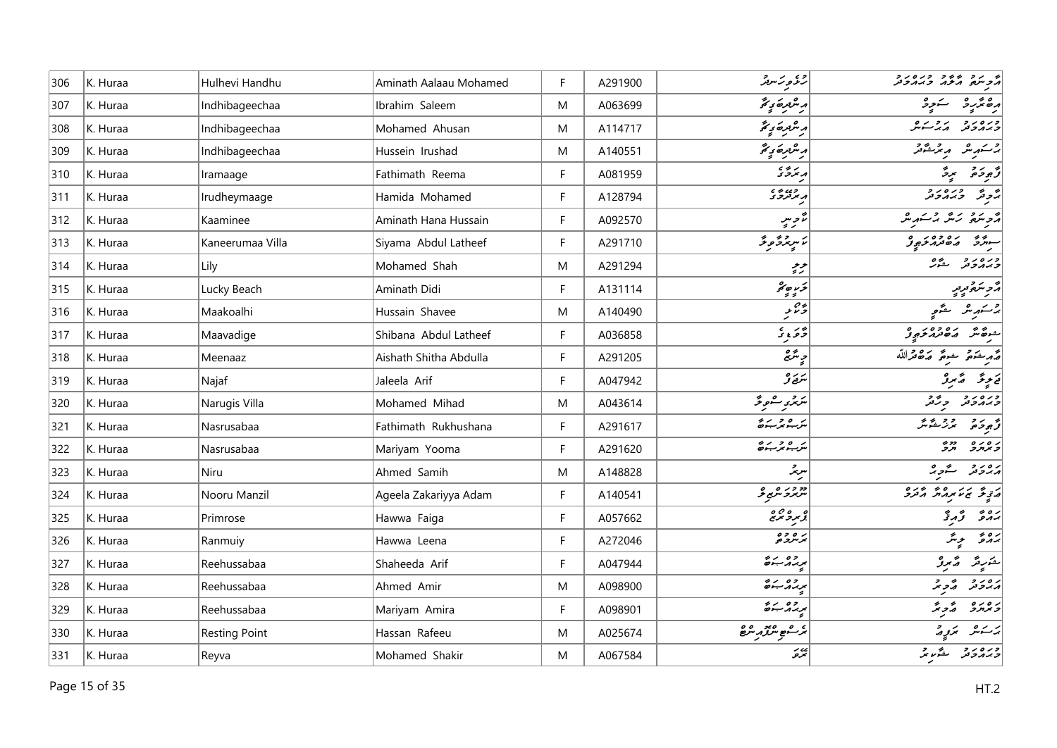| 306 | K. Huraa | Hulhevi Handhu | Aminath Aalaau Mohamed | F | A291900 | رُوْعِ رَسِرْ | مَّحِسَمَ مَّرَّ دَمَ دِيرَ دِ |
|---|---|---|---|---|---|---|---|
| 307 | K. Huraa | Indhibageechaa | Ibrahim Saleem | M | A063699 | مِسْرِعَ يِرَّ | مِ مَرْبِرْ سَوِدْ |
| 308 | K. Huraa | Indhibageechaa | Mohamed Ahusan | M | A114717 | مِسْرِعَ يِرَّ | وَرَمَ دَ مَرَسَسْ |
| 309 | K. Huraa | Indhibageechaa | Hussein Irushad | M | A140551 | مِسْرِعَ يِرَّ | بُرْسَمَرِسْ مِرْسُوْرْ |
| 310 | K. Huraa | Iramaage | Fathimath Reema | F | A081959 | مِرَمَّرُ | وَجِوَمَ بِرِدَّ |
| 311 | K. Huraa | Irudheymaage | Hamida Mohamed | F | A128794 | مِرْمَرْرُ | بَرِدَ دِيرَ دِيرَ |
| 312 | K. Huraa | Kaaminee | Aminath Hana Hussain | F | A092570 | مُّحِسِ | مَّحِسَمَ رَسَّ بُرْسَمَرِسْ |
| 313 | K. Huraa | Kaneerumaa Villa | Siyama Abdul Latheef | F | A291710 | مَاسِرِدُّوِ دَّ | سِوِرَّ مَّهِ مَرَمَرُ وِ وَّ |
| 314 | K. Huraa | Lily | Mohamed Shah | M | A291294 | جِحِ | وَرَمَ دَ شَرَّ |
| 315 | K. Huraa | Lucky Beach | Aminath Didi | F | A131114 | مَرِهِ مَ | مَّحِسَمَ وِرِ |
| 316 | K. Huraa | Maakoalhi | Hussain Shavee | M | A140490 | مُّحَرِ | بُرْسَمَرِسْ شَوِ |
| 317 | K. Huraa | Maavadige | Shibana Abdul Latheef | F | A036858 | مُّحَوِ رُ | شِوَّشَّ مَّهِ مَرَمَرُ وِ وَّ |
| 318 | K. Huraa | Meenaaz | Aishath Shitha Abdulla | F | A291205 | جِسَّمْ | مَّرِشَمَ شِوَّ مَّهِ مَرَاللهُ |
| 319 | K. Huraa | Najaf | Jaleela Arif | F | A047942 | سَرَوْ | جَحِوِّ مَّبِرْ |
| 320 | K. Huraa | Narugis Villa | Mohamed Mihad | M | A043614 | سَرَدِ سُوِ دَّ | وَرَمَ دَ وِرَّدْ |
| 321 | K. Huraa | Nasrusabaa | Fathimath Rukhushana | F | A291617 | سَرَسْمَرْبِرَّ | وَجِوَمَ بُرْشَسَّ |
| 322 | K. Huraa | Nasrusabaa | Mariyam Yooma | F | A291620 | سَرَسْمَرْبِرَّ | وَسُرْدَ مَرْدَّ |
| 323 | K. Huraa | Niru | Ahmed Samih | M | A148828 | سِرِدْ | مَرَمَ دَ سُّوِرْ |
| 324 | K. Huraa | Nooru Manzil | Ageela Zakariyya Adam | F | A140541 | سِرْمَرَ سَرِ وْ | مَرِوِّ يَرَمَرِ مَّرَّ مَّرْمَرْ |
| 325 | K. Huraa | Primrose | Hawwa Faiga | F | A057662 | بِرِدْمَرْ | بَرْهَ وَّرِقَّ |
| 326 | K. Huraa | Ranmuiy | Hawwa Leena | F | A272046 | بَرْسَرْدْ | بَرْهَ وِسَّ |
| 327 | K. Huraa | Reehussabaa | Shaheeda Arif | F | A047944 | بِرِدْ سَرَّ | شَرِرَّ مَّبِرْ |
| 328 | K. Huraa | Reehussabaa | Ahmed Amir | M | A098900 | بِرِدْ سَرَّ | مَرَمَ دَ مَّرِدْ |
| 329 | K. Huraa | Reehussabaa | Mariyam Amira | F | A098901 | بِرِدْ سَرَّ | وَسُرْدَ مَّرِدَّ |
| 330 | K. Huraa | Resting Point | Hassan Rafeeu | M | A025674 | بَرْسُوِ سَرْمَرِ سَرْمْ | بَرَسَسْ بَرِدْ |
| 331 | K. Huraa | Reyva | Mohamed Shakir | M | A067584 | بَرَوَ | وَرَمَ دَ شَّرِبْر |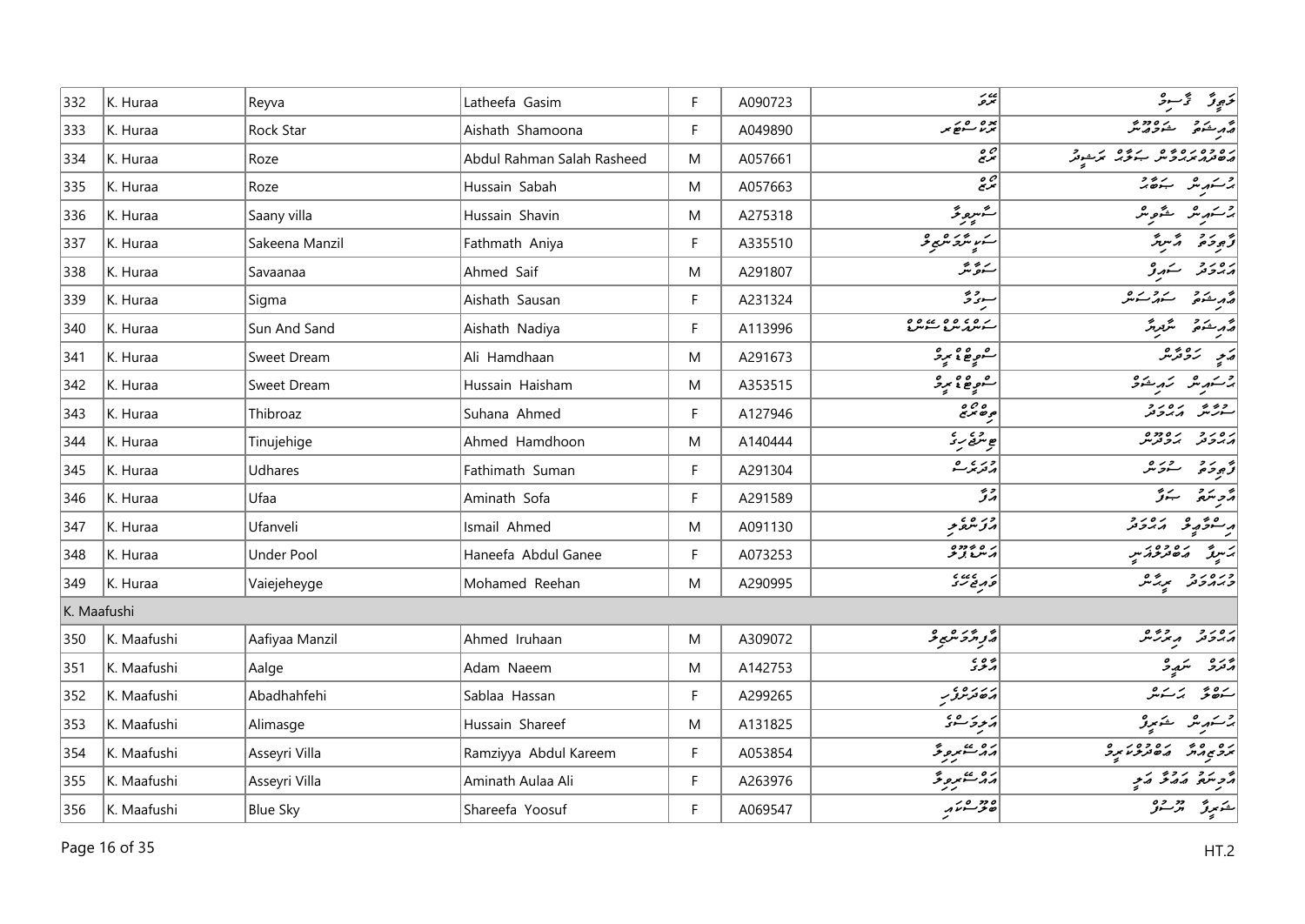| 332 | K. Huraa | Reyva | Latheefa Gasim | F | A090723 | ރޭވަ | ލަތީފާ ގާސިމް |
|---|---|---|---|---|---|---|---|
| 333 | K. Huraa | Rock Star | Aishath Shamoona | F | A049890 | ރޮކް ސްޓަރ | އައިޝަތު ޝަމޫނާ |
| 334 | K. Huraa | Roze | Abdul Rahman Salah Rasheed | M | A057661 | ރޯޒް | އަބްދުއްރަޙްމާން ސަލާހު ރަޝީދު |
| 335 | K. Huraa | Roze | Hussain Sabah | M | A057663 | ރޯޒް | ހުސައިން ސަބާހު |
| 336 | K. Huraa | Saany villa | Hussain Shavin | M | A275318 | ސާނީވިލާ | ހުސައިން ޝާވިން |
| 337 | K. Huraa | Sakeena Manzil | Fathmath Aniya | F | A335510 | ސަކީނާމަންޒިލް | ފާތިމަތު އާނިޔާ |
| 338 | K. Huraa | Savaanaa | Ahmed Saif | M | A291807 | ސަވާނާ | އަހުމަދު ސައިފު |
| 339 | K. Huraa | Sigma | Aishath Sausan | F | A231324 | ސިގްމާ | އައިޝަތު ސައުސަން |
| 340 | K. Huraa | Sun And Sand | Aishath Nadiya | F | A113996 | ސަން އެންޑް ސޭންޑް | އައިޝަތު ނާދިޔާ |
| 341 | K. Huraa | Sweet Dream | Ali Hamdhaan | M | A291673 | ސްވީޓް ޑްރީމް | އަލި ހަމްދާން |
| 342 | K. Huraa | Sweet Dream | Hussain Haisham | M | A353515 | ސްވީޓް ޑްރީމް | ހުސައިން ހައިޝަމް |
| 343 | K. Huraa | Thibroaz | Suhana Ahmed | F | A127946 | ތިބްރޯޒް | ސުހާނާ އަހުމަދު |
| 344 | K. Huraa | Tinujehige | Ahmed Hamdhoon | M | A140444 | ޓިނުޖެހިގެ | އަހުމަދު ހަމްދޫން |
| 345 | K. Huraa | Udhares | Fathimath Suman | F | A291304 | އުދަރެސް | ފާތިމަތު ސުމަން |
| 346 | K. Huraa | Ufaa | Aminath Sofa | F | A291589 | އުފާ | އާމިނަތު ސޮފާ |
| 347 | K. Huraa | Ufanveli | Ismail Ahmed | M | A091130 | އުފަންވެލި | އިސްމާއިލް އަހުމަދު |
| 348 | K. Huraa | Under Pool | Haneefa Abdul Ganee | F | A073253 | އަންޑަރ ޕޫލް | ހަނީފާ އަބްދުލްޣަނީ |
| 349 | K. Huraa | Vaiejeheyge | Mohamed Reehan | M | A290995 | ވައިޖެހޭގެ | މުހައްމަދު ރީހާން |
| K. Maafushi | | | | | | | |
| 350 | K. Maafushi | Aafiyaa Manzil | Ahmed Iruhaan | M | A309072 | އާފިޔާމަންޒިލް | އަހުމަދު އިރުހާން |
| 351 | K. Maafushi | Aalge | Adam Naeem | M | A142753 | އާލްގެ | އާދަމް ނައީމް |
| 352 | K. Maafushi | Abadhahfehi | Sablaa Hassan | F | A299265 | އަބަދަށްފެހި | ސަބްލާ ހަސަން |
| 353 | K. Maafushi | Alimasge | Hussain Shareef | M | A131825 | އަލިމަސްގެ | ހުސައިން ޝަރީފް |
| 354 | K. Maafushi | Asseyri Villa | Ramziyya Abdul Kareem | F | A053854 | އައްސޭރިވިލާ | ރަމްޒިއްޔާ އަބްދުލްކަރީމް |
| 355 | K. Maafushi | Asseyri Villa | Aminath Aulaa Ali | F | A263976 | އައްސޭރިވިލާ | އާމިނަތު އައުލާ އަލި |
| 356 | K. Maafushi | Blue Sky | Shareefa Yoosuf | F | A069547 | ބްލޫސްކައި | ޝަރީފާ ޔޫސުފް |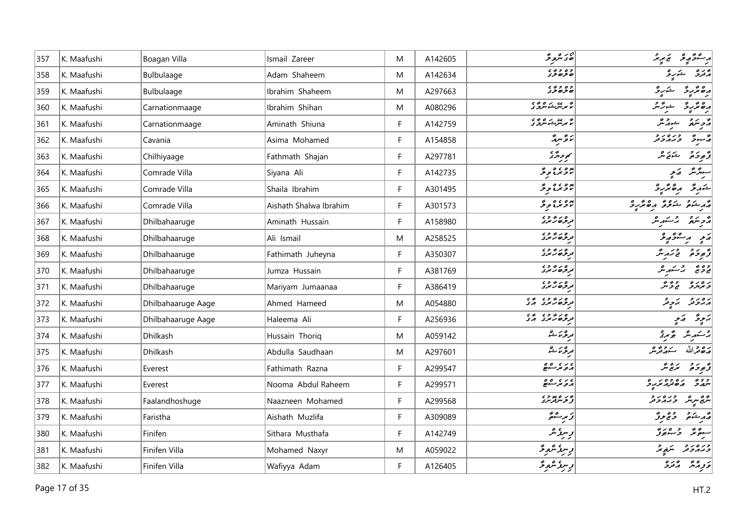| 357 | K. Maafushi | Boagan Villa | Ismail Zareer | M | A142605 | ބޯގަންވިލާ | އިސްމާއިލް ޒަރީރު |
|---|---|---|---|---|---|---|---|
| 358 | K. Maafushi | Bulbulaage | Adam Shaheem | M | A142634 | ބުލްބުލާގެ | އާދަމް ޝަހީމް |
| 359 | K. Maafushi | Bulbulaage | Ibrahim Shaheem | M | A297663 | ބުލްބުލާގެ | އިބްރާހީމް ޝަހީމް |
| 360 | K. Maafushi | Carnationmaage | Ibrahim Shihan | M | A080296 | ކާނޭޝަންމާގެ | އިބްރާހީމް ޝިހާން |
| 361 | K. Maafushi | Carnationmaage | Aminath Shiuna | F | A142759 | ކާނޭޝަންމާގެ | އާމިނަތު ޝިއުނާ |
| 362 | K. Maafushi | Cavania | Asima Mohamed | F | A154858 | ކަވާނިއާ | އާސިމާ މުހައްމަދު |
| 363 | K. Maafushi | Chilhiyaage | Fathmath Shajan | F | A297781 | ޗިލްހިޔާގެ | ފާތިމަތު ޝަޖަން |
| 364 | K. Maafushi | Comrade Villa | Siyana Ali | F | A142735 | ކޮމްރޭޑްވިލާ | ސިޔާނާ އަލީ |
| 365 | K. Maafushi | Comrade Villa | Shaila Ibrahim | F | A301495 | ކޮމްރޭޑްވިލާ | ޝާއިލާ އިބްރާހީމް |
| 366 | K. Maafushi | Comrade Villa | Aishath Shalwa Ibrahim | F | A301573 | ކޮމްރޭޑްވިލާ | އާއިޝަތު ޝަލްވާ އިބްރާހީމް |
| 367 | K. Maafushi | Dhilbahaaruge | Aminath Hussain | F | A158980 | ދިލްބަހާރުގެ | އާމިނަތު ހުސައިން |
| 368 | K. Maafushi | Dhilbahaaruge | Ali Ismail | M | A258525 | ދިލްބަހާރުގެ | އަލީ އިސްމާއިލް |
| 369 | K. Maafushi | Dhilbahaaruge | Fathimath Juheyna | F | A350307 | ދިލްބަހާރުގެ | ފާތިމަތު ޖުހޭނާ |
| 370 | K. Maafushi | Dhilbahaaruge | Jumza Hussain | F | A381769 | ދިލްބަހާރުގެ | ޖުމްޒާ ހުސައިން |
| 371 | K. Maafushi | Dhilbahaaruge | Mariyam Jumaanaa | F | A386419 | ދިލްބަހާރުގެ | މަރިޔަމް ޖުމާނާ |
| 372 | K. Maafushi | Dhilbahaaruge Aage | Ahmed Hameed | M | A054880 | ދިލްބަހާރުގެ އާގެ | އަހްމަދު ހަމީދު |
| 373 | K. Maafushi | Dhilbahaaruge Aage | Haleema Ali | F | A256936 | ދިލްބަހާރުގެ އާގެ | ހަލީމާ އަލީ |
| 374 | K. Maafushi | Dhilkash | Hussain Thoriq | M | A059142 | ދިލްކަޝް | ހުސައިން ތާރިޤު |
| 375 | K. Maafushi | Dhilkash | Abdulla Saudhaan | M | A297601 | ދިލްކަޝް | އަބްދުﷲ ސައުދާން |
| 376 | K. Maafushi | Everest | Fathimath Razna | F | A299547 | އެވަރެސްޓް | ފާތިމަތު ރަޒްނާ |
| 377 | K. Maafushi | Everest | Nooma Abdul Raheem | F | A299571 | އެވަރެސްޓް | ނޫމާ އަބްދުލްރަހީމް |
| 378 | K. Maafushi | Faalandhoshuge | Naazneen Mohamed | F | A299568 | ފާލަންދޮށުގެ | ނާޒްނީން މުހައްމަދު |
| 379 | K. Maafushi | Faristha | Aishath Muzlifa | F | A309089 | ފަރިސްތާ | އާއިޝަތު މުޒްލިފާ |
| 380 | K. Maafushi | Finifen | Sithara Musthafa | F | A142749 | ފިނިފެން | ސިތާރާ މުސްތަފާ |
| 381 | K. Maafushi | Finifen Villa | Mohamed Naxyr | M | A059022 | ފިނިފެންވިލާ | މުހައްމަދު ނަޒީރު |
| 382 | K. Maafushi | Finifen Villa | Wafiyya Adam | F | A126405 | ފިނިފެންވިލާ | ވަފިއްޔާ އާދަމް |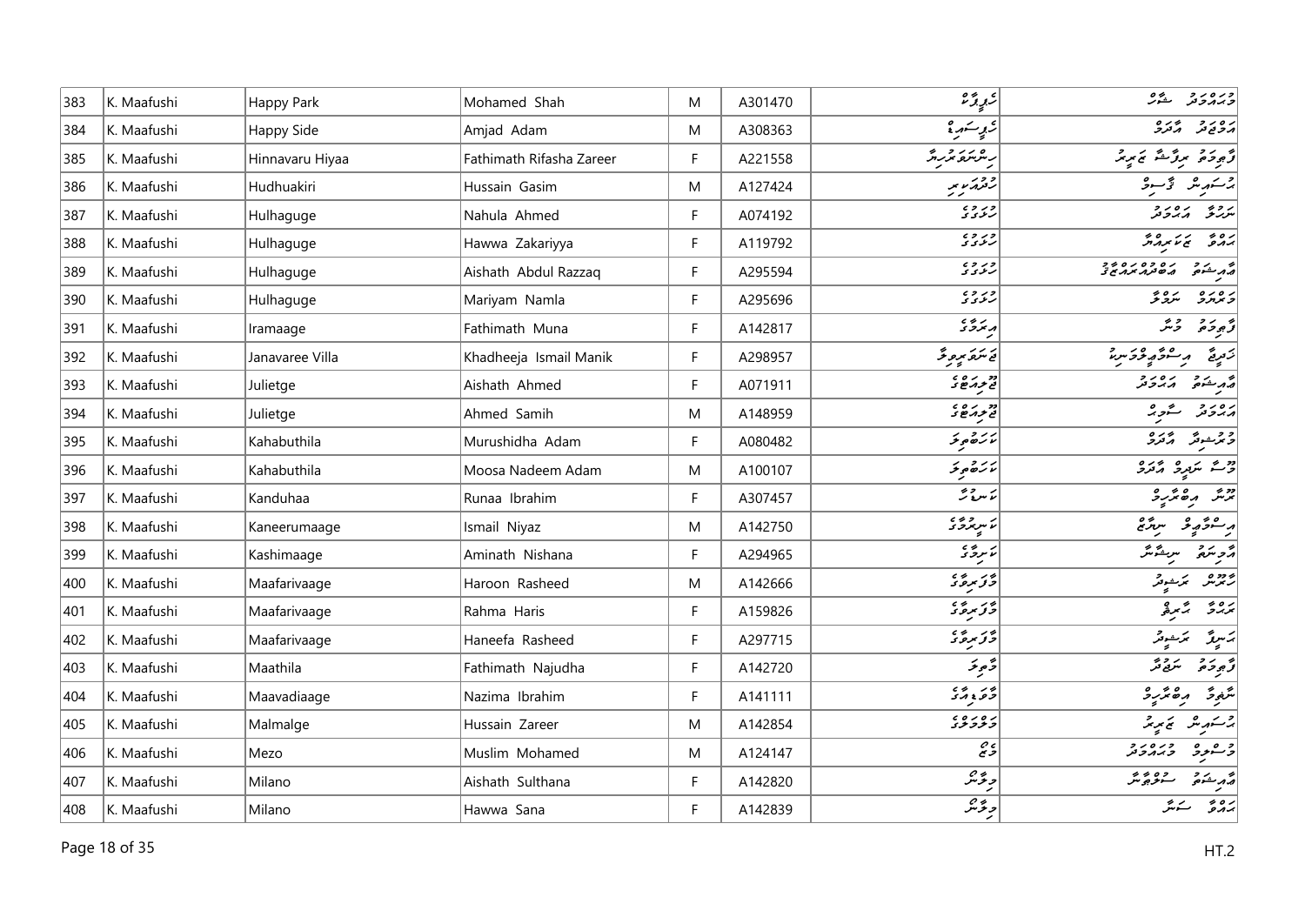| 383 | K. Maafushi | Happy Park | Mohamed Shah | M | A301470 | ހެޕީޕާކް | މުހައްމަދު ޝާހް |
|---|---|---|---|---|---|---|---|
| 384 | K. Maafushi | Happy Side | Amjad Adam | M | A308363 | ހެޕީސައިޑް | އަމްޖަދު އާދަމް |
| 385 | K. Maafushi | Hinnavaru Hiyaa | Fathimath Rifasha Zareer | F | A221558 | ހިންނަވަރުހިޔާ | ފާތިމަތު ރިފާޝާ ޒަރީރު |
| 386 | K. Maafushi | Hudhuakiri | Hussain Gasim | M | A127424 | ހުދުއަކިރި | ހުސައިން ޤާސިމް |
| 387 | K. Maafushi | Hulhaguge | Nahula Ahmed | F | A074192 | ހުޅަގުގެ | ނަހުލާ އަހްމަދު |
| 388 | K. Maafushi | Hulhaguge | Hawwa Zakariyya | F | A119792 | ހުޅަގުގެ | ހައްވާ ޒަކަރިއްޔާ |
| 389 | K. Maafushi | Hulhaguge | Aishath Abdul Razzaq | F | A295594 | ހުޅަގުގެ | އާއިޝަތު އަބްދުއްރައްޒާޤު |
| 390 | K. Maafushi | Hulhaguge | Mariyam Namla | F | A295696 | ހުޅަގުގެ | މަރިޔަމް ނަމްލާ |
| 391 | K. Maafushi | Iramaage | Fathimath Muna | F | A142817 | އިރަމާގެ | ފާތިމަތު މުނާ |
| 392 | K. Maafushi | Janavaree Villa | Khadheeja Ismail Manik | F | A298957 | ޖަނަވަރީވިލާ | ޚަދީޖާ އިސްމާޢީލްމަނިކު |
| 393 | K. Maafushi | Julietge | Aishath Ahmed | F | A071911 | ޖޫލިއަޓްގެ | އާއިޝަތު އަހްމަދު |
| 394 | K. Maafushi | Julietge | Ahmed Samih | M | A148959 | ޖޫލިއަޓްގެ | އަހްމަދު ސާމިހް |
| 395 | K. Maafushi | Kahabuthila | Murushidha Adam | F | A080482 | ކަހަބުތިލަ | މުރުޝިދާ އާދަމް |
| 396 | K. Maafushi | Kahabuthila | Moosa Nadeem Adam | M | A100107 | ކަހަބުތިލަ | މޫސާ ނަދީމް އާދަމް |
| 397 | K. Maafushi | Kanduhaa | Runaa Ibrahim | F | A307457 | ކަނދުހާ | ރުނާ އިބްރާހީމް |
| 398 | K. Maafushi | Kaneerumaage | Ismail Niyaz | M | A142750 | ކަނީރުމާގެ | އިސްމާޢީލް ނިޔާޒް |
| 399 | K. Maafushi | Kashimaage | Aminath Nishana | F | A294965 | ކަށިމާގެ | އާމިނަތު ނިޝާނާ |
| 400 | K. Maafushi | Maafarivaage | Haroon Rasheed | M | A142666 | މާފަރިވާގެ | ހާރޫން ރަޝީދު |
| 401 | K. Maafushi | Maafarivaage | Rahma Haris | F | A159826 | މާފަރިވާގެ | ރަހްމާ ހާރިސް |
| 402 | K. Maafushi | Maafarivaage | Haneefa Rasheed | F | A297715 | މާފަރިވާގެ | ހަނީފާ ރަޝީދު |
| 403 | K. Maafushi | Maathila | Fathimath Najudha | F | A142720 | މާތިލަ | ފާތިމަތު ނަޖުދާ |
| 404 | K. Maafushi | Maavadiaage | Nazima Ibrahim | F | A141111 | މާވަޑިއާގެ | ނާޒިމާ އިބްރާހީމް |
| 405 | K. Maafushi | Malmalge | Hussain Zareer | M | A142854 | މަލްމަލްގެ | ހުސައިން ޒަރީރު |
| 406 | K. Maafushi | Mezo | Muslim Mohamed | M | A124147 | މެޒޯ | މުސްލިމް މުހައްމަދު |
| 407 | K. Maafushi | Milano | Aishath Sulthana | F | A142820 | މިލާނޯ | އާއިޝަތު ސުލްޠާނާ |
| 408 | K. Maafushi | Milano | Hawwa Sana | F | A142839 | މިލާނޯ | ހައްވާ ސަނާ |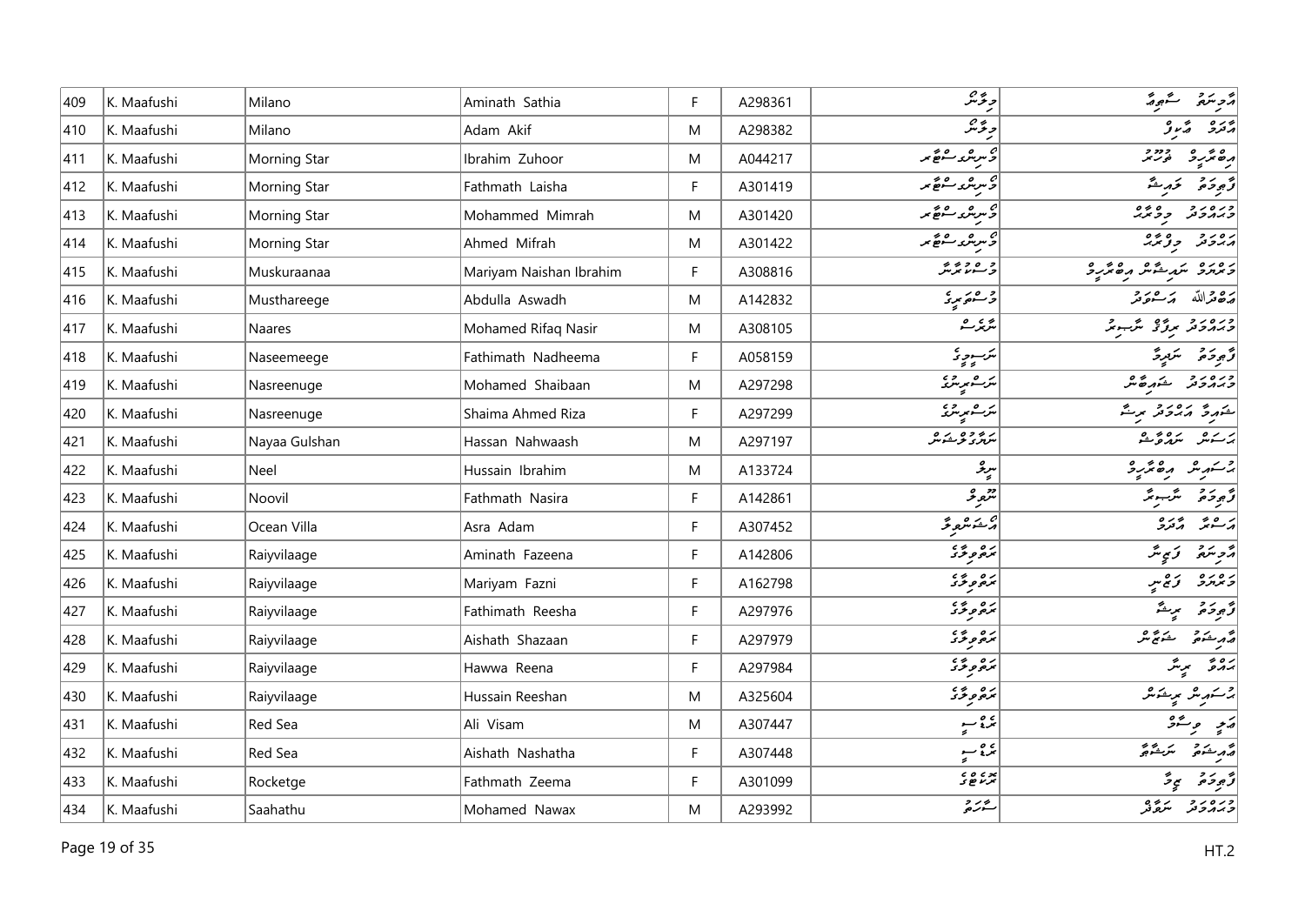| 409 | K. Maafushi | Milano | Aminath Sathia | F | A298361 | ِوِتَرُ | أَمَّرِسَمُ سُتَّهِمَّ |
|---|---|---|---|---|---|---|---|
| 410 | K. Maafushi | Milano | Adam Akif | M | A298382 | ِوِتَرُ | أَمَرَدَ مُّرِعِرُ |
| 411 | K. Maafushi | Morning Star | Ibrahim Zuhoor | M | A044217 | وُسِرْسْرِ سْتُقْ بر | مِرْهُ تَرِرُ يُرْتَرُ |
| 412 | K. Maafushi | Morning Star | Fathmath Laisha | F | A301419 | وُسِرْسْرِ سْتُقْ بر | وُّجِرَة تَحَمِرِشَ |
| 413 | K. Maafushi | Morning Star | Mohammed Mimrah | M | A301420 | وُسِرْسْرِ سْتُقْ بر | وَرَمْرَدُ وِدْ تَرُ |
| 414 | K. Maafushi | Morning Star | Ahmed Mifrah | M | A301422 | وُسِرْسْرِ سْتُقْ بر | مَرْدَرْ وِرْ تَرُ |
| 415 | K. Maafushi | Muskuraanaa | Mariyam Naishan Ibrahim | F | A308816 | وُسْمُمْ تَرْسَرْ | وَمَمَرُ سَمِرِشَمْرُ مِرْهُمَرِرُ |
| 416 | K. Maafushi | Musthareege | Abdulla Aswadh | M | A142832 | وُسْعَبِرِي | مَرْهُ قَرْاللهُ مَرْسُوَمْرُ |
| 417 | K. Maafushi | Naares | Mohamed Rifaq Nasir | M | A308105 | سَّرِيْرُ | وَرَمْرَدْ بِرُوَّقُ سَّرْبِيْرُ |
| 418 | K. Maafushi | Naseemeege | Fathimath Nadheema | F | A058159 | سَرْبِوِيْ | وُّجِرَة سَرْبِرِدً |
| 419 | K. Maafushi | Nasreenuge | Mohamed Shaibaan | M | A297298 | سَرْسُمِرْسُرْ | وَرَمْرَدُ شُوْمِرِهُ شُ |
| 420 | K. Maafushi | Nasreenuge | Shaima Ahmed Riza | F | A297299 | سَرْسُمِرْسُرْ | شَوْرِدً مَرْدَرْ بِرِيَّ |
| 421 | K. Maafushi | Nayaa Gulshan | Hassan Nahwaash | M | A297197 | سَرْمَرَدُ وُشَسُرُ | بَرْسَمْرُ سَرْمَرُوُّشُ |
| 422 | K. Maafushi | Neel | Hussain Ibrahim | M | A133724 | سِرِوُ | بُرْسَهِرْسُ مِرْهُمَرِرُ |
| 423 | K. Maafushi | Noovil | Fathmath Nasira | F | A142861 | سُرْعِرُ | وُّجِرَة سَرْبِيْرَ |
| 424 | K. Maafushi | Ocean Villa | Asra Adam | F | A307452 | مِرْشَوَسُّرْعِرُّ | مَرْسُمْرُ مُرْتَرُوُ |
| 425 | K. Maafushi | Raiyvilaage | Aminath Fazeena | F | A142806 | بَرُهُ وِرْدُ | أَمَّرِسَمُ وَنِيِسُ |
| 426 | K. Maafushi | Raiyvilaage | Mariyam Fazni | F | A162798 | بَرُهُ وِرْدُ | وَمُمَرُ وَنُرْسِ |
| 427 | K. Maafushi | Raiyvilaage | Fathimath Reesha | F | A297976 | بَرُهُ وِرْدُ | وُّجِرَة بِرِشَّ |
| 428 | K. Maafushi | Raiyvilaage | Aishath Shazaan | F | A297979 | بَرُهُ وِرْدُ | مُّمِرْشَمُ شَوْتَرْسُ |
| 429 | K. Maafushi | Raiyvilaage | Hawwa Reena | F | A297984 | بَرُهُ وِرْدُ | بَرْهُوَّ بِرِسَّ |
| 430 | K. Maafushi | Raiyvilaage | Hussain Reeshan | M | A325604 | بَرُهُ وِرْدُ | بُرْسَهِرْسُ بِرِشَسُ |
| 431 | K. Maafushi | Red Sea | Ali Visam | M | A307447 | بَرْيْ سِي | مَرَمِ وِسَّرُو |
| 432 | K. Maafushi | Red Sea | Aishath Nashatha | F | A307448 | بَرْيْ سِي | مُّمِرْشَمُ سَرْشَمَّ |
| 433 | K. Maafushi | Rocketge | Fathmath Zeema | F | A301099 | بَرْنَمْ ه ي | وُّجِرَة بِيِدً |
| 434 | K. Maafushi | Saahathu | Mohamed Nawax | M | A293992 | سَّرَرْ | وَرَمْرَدُ سَرَهُ مُ |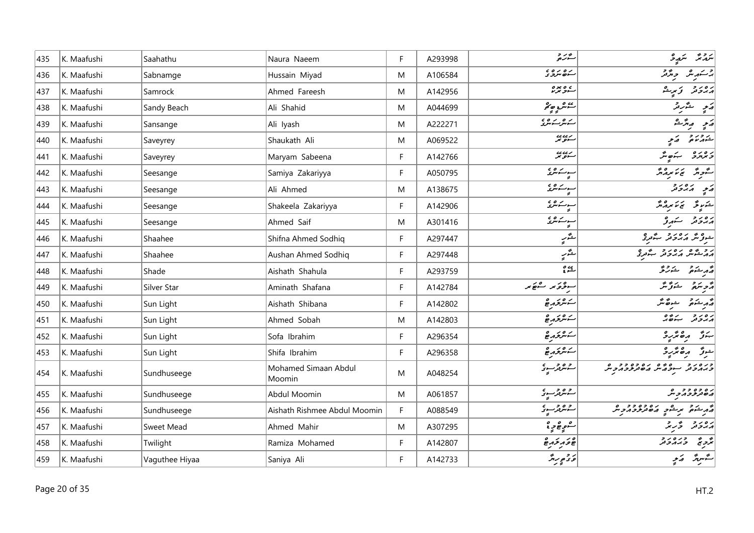| 435 | K. Maafushi | Saahathu | Naura Naeem | F | A293998 | ސާހަތު | ނައުރާ ނައީމް |
|---|---|---|---|---|---|---|---|
| 436 | K. Maafushi | Sabnamge | Hussain Miyad | M | A106584 | ސަބްނަމްގެ | ހުސައިން މިޔާދު |
| 437 | K. Maafushi | Samrock | Ahmed Fareesh | M | A142956 | ސަމްރޮކް | އަހުމަދު ފަރީޝް |
| 438 | K. Maafushi | Sandy Beach | Ali Shahid | M | A044699 | ސޭންޑީބީޗް | އަލި ޝާހިދު |
| 439 | K. Maafushi | Sansange | Ali Iyash | M | A222271 | ސަންސަންގެ | އަލި އިޔާޝް |
| 440 | K. Maafushi | Saveyrey | Shaukath Ali | M | A069522 | ސަވޭރޭ | ޝައުކަތު އަލި |
| 441 | K. Maafushi | Saveyrey | Maryam Sabeena | F | A142766 | ސަވޭރޭ | މަރިޔަމް ސަބީނާ |
| 442 | K. Maafushi | Seesange | Samiya Zakariyya | F | A050795 | ސީސަންގެ | ސާމިޔާ ޒަކަރިއްޔާ |
| 443 | K. Maafushi | Seesange | Ali Ahmed | M | A138675 | ސީސަންގެ | އަލި އަހުމަދު |
| 444 | K. Maafushi | Seesange | Shakeela Zakariyya | F | A142906 | ސީސަންގެ | ޝަކީލާ ޒަކަރިއްޔާ |
| 445 | K. Maafushi | Seesange | Ahmed Saif | M | A301416 | ސީސަންގެ | އަހުމަދު ސައިފް |
| 446 | K. Maafushi | Shaahee | Shifna Ahmed Sodhiq | F | A297447 | ޝާހީ | ޝިފްނާ އަހުމަދު ޞާދިޤު |
| 447 | K. Maafushi | Shaahee | Aushan Ahmed Sodhiq | F | A297448 | ޝާހީ | އައުޝާން އަހުމަދު ޞާދިޤު |
| 448 | K. Maafushi | Shade | Aishath Shahula | F | A293759 | ޝޭޑް | އާއިޝަތު ޝަހުލާ |
| 449 | K. Maafushi | Silver Star | Aminath Shafana | F | A142784 | ސިލްވަރ ސްޓާރ | އާމިނަތު ޝަފާނާ |
| 450 | K. Maafushi | Sun Light | Aishath Shibana | F | A142802 | ސަންލައިޓް | އާއިޝަތު ޝިބާނާ |
| 451 | K. Maafushi | Sun Light | Ahmed Sobah | M | A142803 | ސަންލައިޓް | އަހުމަދު ސަބާހު |
| 452 | K. Maafushi | Sun Light | Sofa Ibrahim | F | A296354 | ސަންލައިޓް | ސަފާ އިބްރާހީމް |
| 453 | K. Maafushi | Sun Light | Shifa Ibrahim | F | A296358 | ސަންލައިޓް | ޝިފާ އިބްރާހީމް |
| 454 | K. Maafushi | Sundhuseege | Mohamed Simaan Abdul Moomin | M | A048254 | ސުންދުސީގެ | މުހައްމަދު ސިމާން އަބްދުލްމުއުމިން |
| 455 | K. Maafushi | Sundhuseege | Abdul Moomin | M | A061857 | ސުންދުސީގެ | އަބްދުލްމުއުމިން |
| 456 | K. Maafushi | Sundhuseege | Aishath Rishmee Abdul Moomin | F | A088549 | ސުންދުސީގެ | އާއިޝަތު ރިޝްމީ އަބްދުލްމުއުމިން |
| 457 | K. Maafushi | Sweet Mead | Ahmed Mahir | M | A307295 | ސްވީޓްމީޑް | އަހުމަދު މާހިރު |
| 458 | K. Maafushi | Twilight | Ramiza Mohamed | F | A142807 | ޓްވައިލައިޓް | ރާމިޒާ މުހައްމަދު |
| 459 | K. Maafushi | Vaguthee Hiyaa | Saniya Ali | F | A142733 | ވަގުތީހިޔާ | ސާނިޔާ އަލި |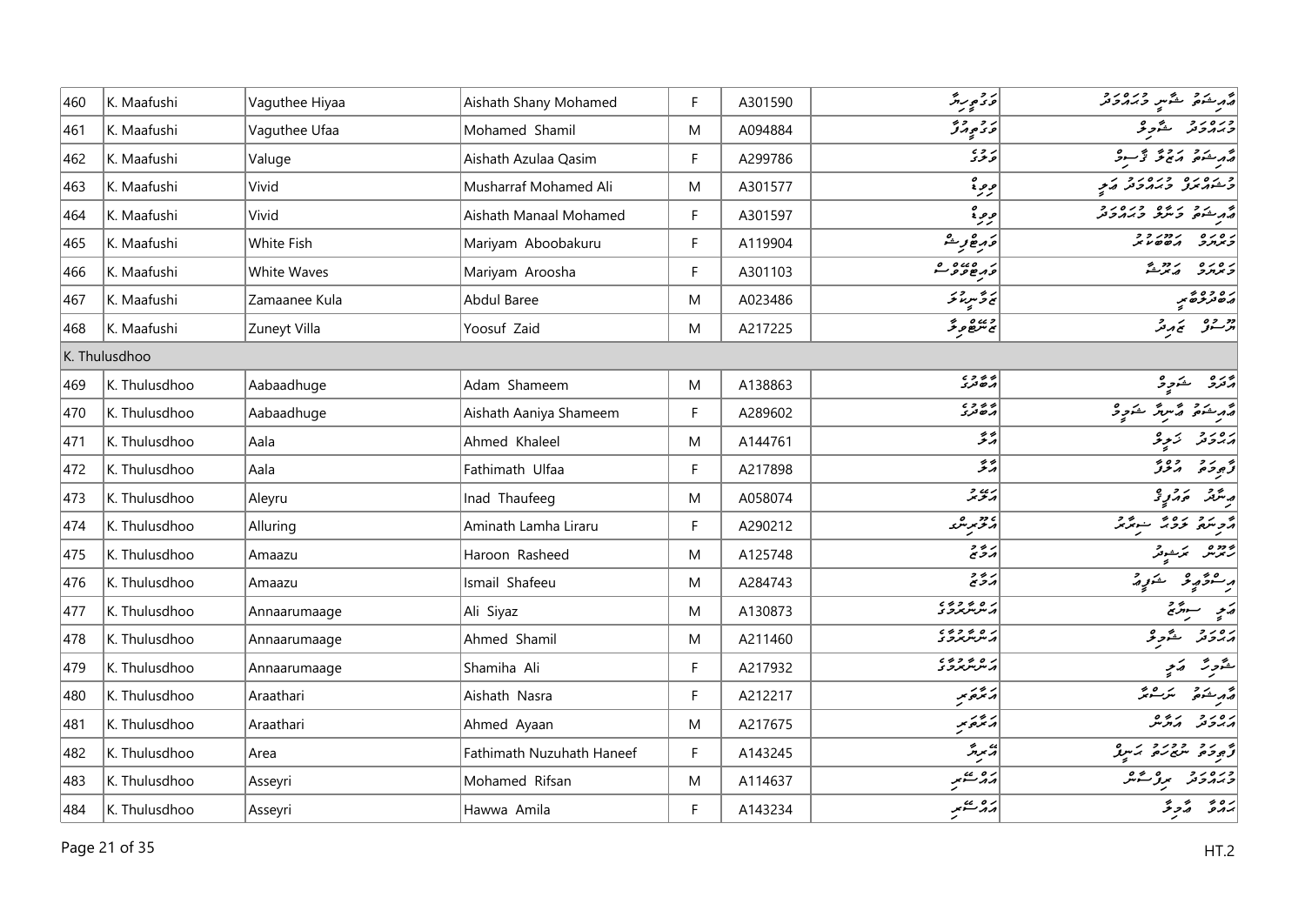| 460 | K. Maafushi | Vaguthee Hiyaa | Aishath Shany Mohamed | F | A301590 | ވަގުތީހިޔާ | އާއިޝަތު ޝާނީ މުޙައްމަދު |
|---|---|---|---|---|---|---|---|
| 461 | K. Maafushi | Vaguthee Ufaa | Mohamed Shamil | M | A094884 | ވަގުތީއުފާ | މުޙައްމަދު ޝާމިލް |
| 462 | K. Maafushi | Valuge | Aishath Azulaa Qasim | F | A299786 | ވަލުގެ | އާއިޝަތު އަޒުލާ ޤާސިމް |
| 463 | K. Maafushi | Vivid | Musharraf Mohamed Ali | M | A301577 | ވިވިޑް | މުޝައްރަފް މުޙައްމަދު އަލީ |
| 464 | K. Maafushi | Vivid | Aishath Manaal Mohamed | F | A301597 | ވިވިޑް | އާއިޝަތު މަނާލް މުޙައްމަދު |
| 465 | K. Maafushi | White Fish | Mariyam Aboobakuru | F | A119904 | ވައިޓްފިޝް | މަރިޔަމް އަބޫބަކުރު |
| 466 | K. Maafushi | White Waves | Mariyam Aroosha | F | A301103 | ވައިޓްވޭވްސް | މަރިޔަމް އަރޫޝާ |
| 467 | K. Maafushi | Zamaanee Kula | Abdul Baree | M | A023486 | ޒަމާނީކުލަ | އަބްދުލްބާރީ |
| 468 | K. Maafushi | Zuneyt Villa | Yoosuf Zaid | M | A217225 | ޒުނެއިޓްވިލާ | ޔޫސުފް ޒައިދު |
| K. Thulusdhoo | | | | | | | |
| 469 | K. Thulusdhoo | Aabaadhuge | Adam Shameem | M | A138863 | އާބާދުގެ | އާދަމް ޝަމީމް |
| 470 | K. Thulusdhoo | Aabaadhuge | Aishath Aaniya Shameem | F | A289602 | އާބާދުގެ | އާއިޝަތު އާނިޔާ ޝަމީމް |
| 471 | K. Thulusdhoo | Aala | Ahmed Khaleel | M | A144761 | އާލާ | އަޙްމަދު ޚަލީލް |
| 472 | K. Thulusdhoo | Aala | Fathimath Ulfaa | F | A217898 | އާލާ | ފާތިމަތު އުލްފާ |
| 473 | K. Thulusdhoo | Aleyru | Inad Thaufeeg | M | A058074 | އަލޭރު | އިނާދު ތައުފީޤު |
| 474 | K. Thulusdhoo | Alluring | Aminath Lamha Liraru | F | A290212 | އެލޫރިންގ | އާމިނަތު ލަމްހާ ލިރަރު |
| 475 | K. Thulusdhoo | Amaazu | Haroon Rasheed | M | A125748 | އަމާޒު | ހާރޫން ރަޝީދު |
| 476 | K. Thulusdhoo | Amaazu | Ismail Shafeeu | M | A284743 | އަމާޒު | އިސްމާއިލް ޝަފީޢު |
| 477 | K. Thulusdhoo | Annaarumaage | Ali Siyaz | M | A130873 | އަންނާރުމާގެ | އަލީ ސިޔާޒު |
| 478 | K. Thulusdhoo | Annaarumaage | Ahmed Shamil | M | A211460 | އަންނާރުމާގެ | އަޙްމަދު ޝާމިލް |
| 479 | K. Thulusdhoo | Annaarumaage | Shamiha Ali | F | A217932 | އަންނާރުމާގެ | ޝާމިހާ އަލީ |
| 480 | K. Thulusdhoo | Araathari | Aishath Nasra | F | A212217 | އަރާތަރި | އާއިޝަތު ނަސްރާ |
| 481 | K. Thulusdhoo | Araathari | Ahmed Ayaan | M | A217675 | އަރާތަރި | އަޙްމަދު އަޔާން |
| 482 | K. Thulusdhoo | Area | Fathimath Nuzuhath Haneef | F | A143245 | އޭރިއާ | ފާތިމަތު ނުޒުހަތު ޙަނީފް |
| 483 | K. Thulusdhoo | Asseyri | Mohamed Rifsan | M | A114637 | އައްސޭރި | މުޙައްމަދު ރިފްސާން |
| 484 | K. Thulusdhoo | Asseyri | Hawwa Amila | F | A143234 | އައްސޭރި | ހައްވާ އާމިލާ |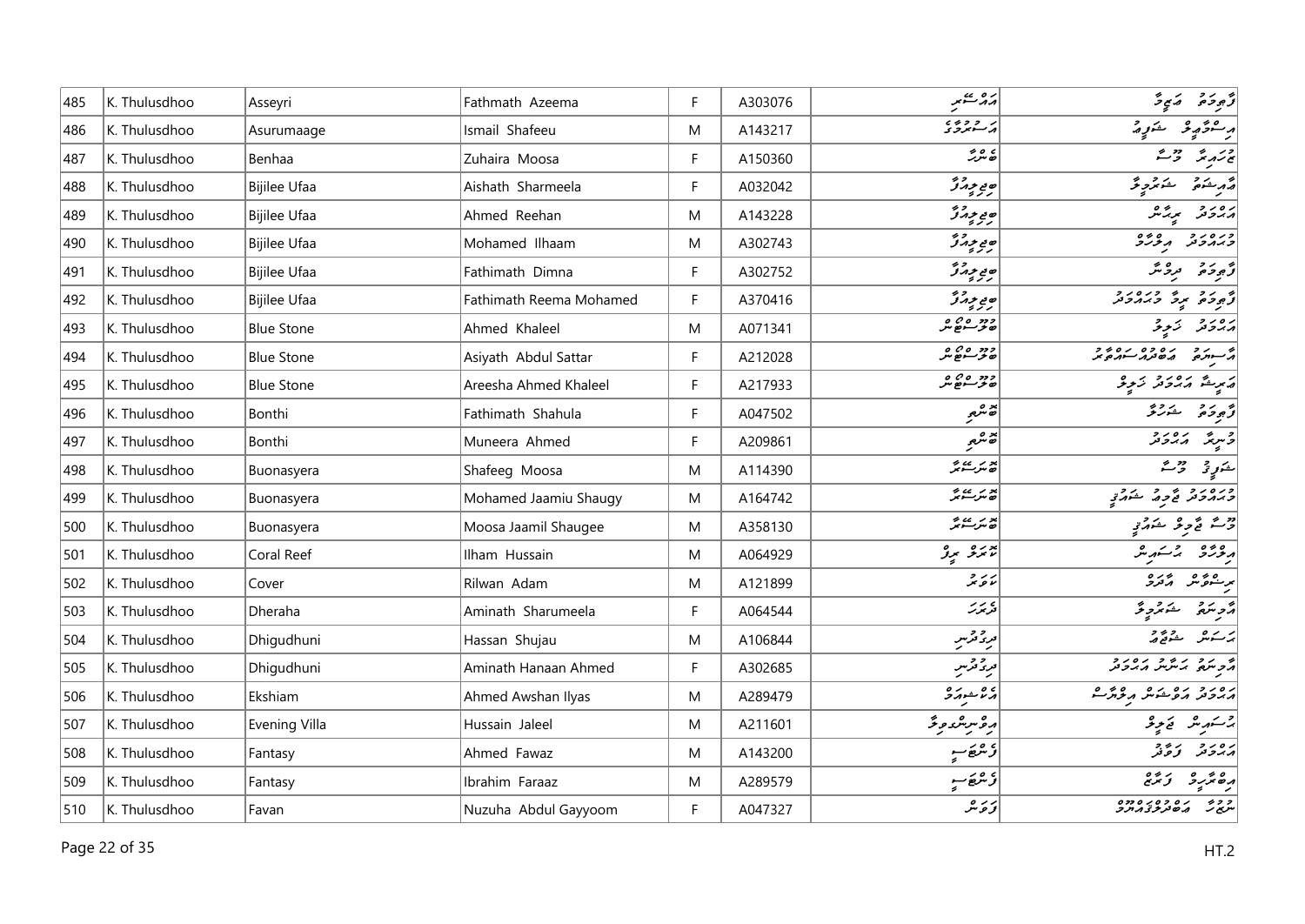| 485 | K. Thulusdhoo | Asseyri | Fathmath Azeema | F | A303076 | އައްސޭރީ | ފާތިމަތު އަޒީމާ |
|---|---|---|---|---|---|---|---|
| 486 | K. Thulusdhoo | Asurumaage | Ismail Shafeeu | M | A143217 | އަސުރުމާގެ | އިސްމާއީލް ޝަފީޢު |
| 487 | K. Thulusdhoo | Benhaa | Zuhaira Moosa | F | A150360 | ބެންހާ | ޒުހައިރާ މޫސާ |
| 488 | K. Thulusdhoo | Bijilee Ufaa | Aishath Sharmeela | F | A032042 | ބިޖިލީއުފާ | އާއިޝަތު ޝަރްމީލާ |
| 489 | K. Thulusdhoo | Bijilee Ufaa | Ahmed Reehan | M | A143228 | ބިޖިލީއުފާ | އަހްމަދު ރީހާން |
| 490 | K. Thulusdhoo | Bijilee Ufaa | Mohamed Ilhaam | M | A302743 | ބިޖިލީއުފާ | މުޙައްމަދު އިލްހާމް |
| 491 | K. Thulusdhoo | Bijilee Ufaa | Fathimath Dimna | F | A302752 | ބިޖިލީއުފާ | ފާތިމަތު ދިމްނާ |
| 492 | K. Thulusdhoo | Bijilee Ufaa | Fathimath Reema Mohamed | F | A370416 | ބިޖިލީއުފާ | ފާތިމަތު ރީމާ މުޙައްމަދު |
| 493 | K. Thulusdhoo | Blue Stone | Ahmed Khaleel | M | A071341 | ބްލޫސްޓޯން | އަހްމަދު ޚަލީލު |
| 494 | K. Thulusdhoo | Blue Stone | Asiyath Abdul Sattar | F | A212028 | ބްލޫސްޓޯން | އާސިޔަތު އަބްދުލް ސައްތާރު |
| 495 | K. Thulusdhoo | Blue Stone | Areesha Ahmed Khaleel | F | A217933 | ބްލޫސްޓޯން | އަރީޝާ އަހްމަދު ޚަލީލު |
| 496 | K. Thulusdhoo | Bonthi | Fathimath Shahula | F | A047502 | ބޮންތި | ފާތިމަތު ޝަހުލާ |
| 497 | K. Thulusdhoo | Bonthi | Muneera Ahmed | F | A209861 | ބޮންތި | މުނީރާ އަހްމަދު |
| 498 | K. Thulusdhoo | Buonasyera | Shafeeg Moosa | M | A114390 | ބުއޮނަސްޔެރާ | ޝަފީގު މޫސާ |
| 499 | K. Thulusdhoo | Buonasyera | Mohamed Jaamiu Shaugy | M | A164742 | ބުއޮނަސްޔެރާ | މުޙައްމަދު ޖާމިޢު ޝައުޤީ |
| 500 | K. Thulusdhoo | Buonasyera | Moosa Jaamil Shaugee | M | A358130 | ބުއޮނަސްޔެރާ | މޫސާ ޖާމިލް ޝައުޤީ |
| 501 | K. Thulusdhoo | Coral Reef | Ilham Hussain | M | A064929 | ކޯރަލް ރީފް | އިލްހާމް ހުސައިން |
| 502 | K. Thulusdhoo | Cover | Rilwan Adam | M | A121899 | ކަވަރ | ރިލްވާން އާދަމް |
| 503 | K. Thulusdhoo | Dheraha | Aminath Sharumeela | F | A064544 | ދެރަހަ | އާމިނަތު ޝަރުމީލާ |
| 504 | K. Thulusdhoo | Dhigudhuni | Hassan Shujau | M | A106844 | ދިގުދުނި | ހަސަން ޝުޖާޢު |
| 505 | K. Thulusdhoo | Dhigudhuni | Aminath Hanaan Ahmed | F | A302685 | ދިގުދުނި | އާމިނަތު ހަނާން އަހްމަދު |
| 506 | K. Thulusdhoo | Ekshiam | Ahmed Awshan Ilyas | M | A289479 | އެކްޝިއަމް | އަހްމަދު އަވްޝަން އިލްޔާސް |
| 507 | K. Thulusdhoo | Evening Villa | Hussain Jaleel | M | A211601 | އިވިނިންގވިލާ | ހުސައިން ޖަލީލް |
| 508 | K. Thulusdhoo | Fantasy | Ahmed Fawaz | M | A143200 | ފެންޓަސީ | އަހްމަދު ފަވާޒު |
| 509 | K. Thulusdhoo | Fantasy | Ibrahim Faraaz | M | A289579 | ފެންޓަސީ | އިބްރާހީމް ފަރާޒް |
| 510 | K. Thulusdhoo | Favan | Nuzuha Abdul Gayyoom | F | A047327 | ފަވަން | ނުޒުހާ އަބްދުލްގައްޔޫމް |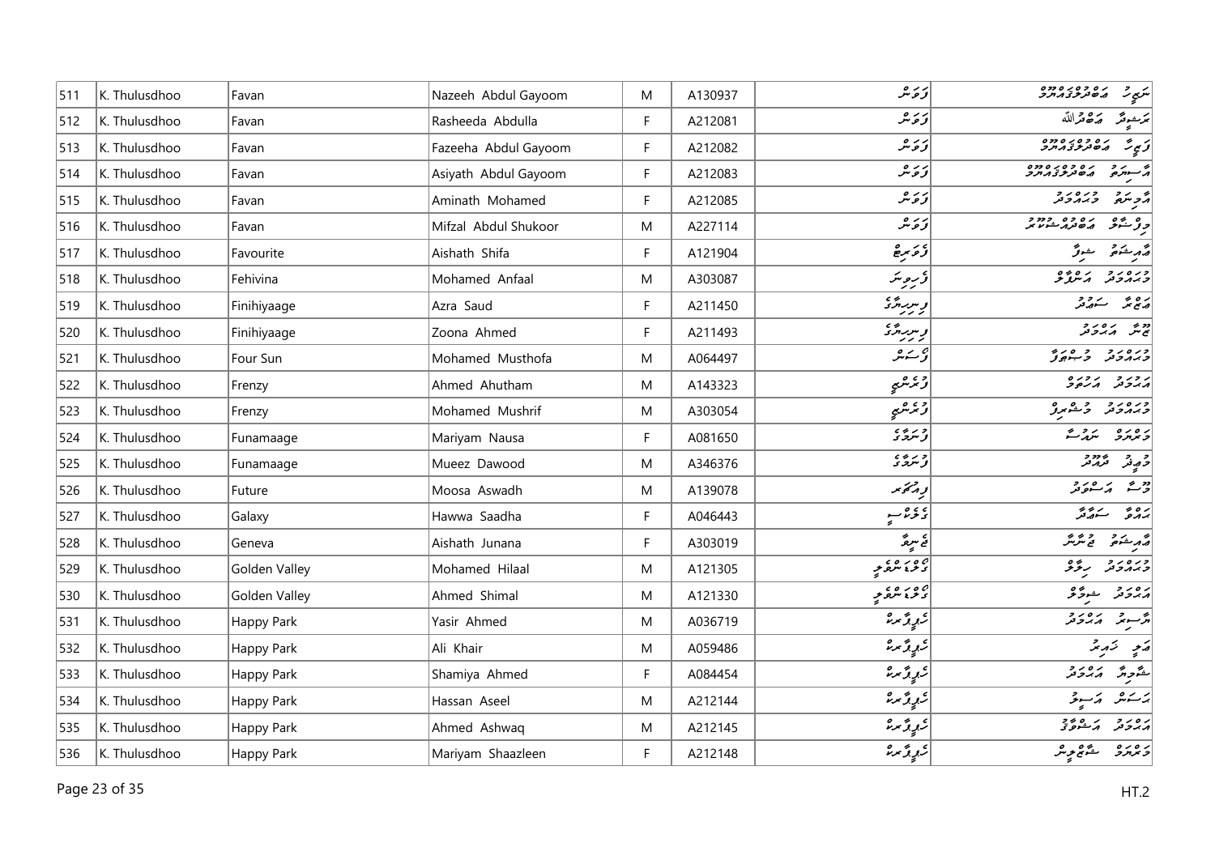| 511 | K. Thulusdhoo | Favan | Nazeeh Abdul Gayoom | M | A130937 | ފަވަން | ނަޒީހު އަބްދުލްގައްޔޫމް |
|---|---|---|---|---|---|---|---|
| 512 | K. Thulusdhoo | Favan | Rasheeda Abdulla | F | A212081 | ފަވަން | ރަޝީދާ އަބްދުاللهُ |
| 513 | K. Thulusdhoo | Favan | Fazeeha Abdul Gayoom | F | A212082 | ފަވަން | ފަޒީހާ އަބްދުލްގައްޔޫމް |
| 514 | K. Thulusdhoo | Favan | Asiyath Abdul Gayoom | F | A212083 | ފަވަން | އާސިޔަތު އަބްދުލްގައްޔޫމް |
| 515 | K. Thulusdhoo | Favan | Aminath Mohamed | F | A212085 | ފަވަން | އާމިނަތު މުޙައްމަދު |
| 516 | K. Thulusdhoo | Favan | Mifzal Abdul Shukoor | M | A227114 | ފަވަން | މިފްޒާލް އަބްދުލްޝުކޫރު |
| 517 | K. Thulusdhoo | Favourite | Aishath Shifa | F | A121904 | ފޭވަރިޓް | އާއިޝަތު ޝިފާ |
| 518 | K. Thulusdhoo | Fehivina | Mohamed Anfaal | M | A303087 | ފެހިވިނާ | މުޙައްމަދު އަންފާލް |
| 519 | K. Thulusdhoo | Finihiyaage | Azra Saud | F | A211450 | ފިނިހިޔާގެ | އަޒްރާ ސައުދު |
| 520 | K. Thulusdhoo | Finihiyaage | Zoona Ahmed | F | A211493 | ފިނިހިޔާގެ | ޒޫނާ އަޙްމަދު |
| 521 | K. Thulusdhoo | Four Sun | Mohamed Musthofa | M | A064497 | ފޯސަން | މުޙައްމަދު މުސްތޮފާ |
| 522 | K. Thulusdhoo | Frenzy | Ahmed Ahutham | M | A143323 | ފްރެންޒީ | އަޙްމަދު އަހުތަމް |
| 523 | K. Thulusdhoo | Frenzy | Mohamed Mushrif | M | A303054 | ފްރެންޒީ | މުޙައްމަދު މުޝްރިފް |
| 524 | K. Thulusdhoo | Funamaage | Mariyam Nausa | F | A081650 | ފުނަމާގެ | މަރިޔަމް ނައުސާ |
| 525 | K. Thulusdhoo | Funamaage | Mueez Dawood | M | A346376 | ފުނަމާގެ | މުޢީޒު ދާވޫދު |
| 526 | K. Thulusdhoo | Future | Moosa Aswadh | M | A139078 | ފިއުޗަރ | މޫސާ އަސްވަދު |
| 527 | K. Thulusdhoo | Galaxy | Hawwa Saadha | F | A046443 | ގެލެކްސީ | ހައްވާ ސައާދާ |
| 528 | K. Thulusdhoo | Geneva | Aishath Junana | F | A303019 | ޖެނީވާ | އާއިޝަތު ޖުނާނާ |
| 529 | K. Thulusdhoo | Golden Valley | Mohamed Hilaal | M | A121305 | ގޯލްޑަންވެލީ | މުޙައްމަދު ހިލާލް |
| 530 | K. Thulusdhoo | Golden Valley | Ahmed Shimal | M | A121330 | ގޯލްޑަންވެލީ | އަޙްމަދު ޝިމާލް |
| 531 | K. Thulusdhoo | Happy Park | Yasir Ahmed | M | A036719 | ހެޕީޕާރކް | ޔާސިރު އަޙްމަދު |
| 532 | K. Thulusdhoo | Happy Park | Ali Khair | M | A059486 | ހެޕީޕާރކް | އަލީ ޚައިރު |
| 533 | K. Thulusdhoo | Happy Park | Shamiya Ahmed | F | A084454 | ހެޕީޕާރކް | ޝާމިޔާ އަޙްމަދު |
| 534 | K. Thulusdhoo | Happy Park | Hassan Aseel | M | A212144 | ހެޕީޕާރކް | ހަސަން އަސީލު |
| 535 | K. Thulusdhoo | Happy Park | Ahmed Ashwaq | M | A212145 | ހެޕީޕާރކް | އަޙްމަދު އަޝްވާޤު |
| 536 | K. Thulusdhoo | Happy Park | Mariyam Shaazleen | F | A212148 | ހެޕީޕާރކް | މަރިޔަމް ޝާޒްލީން |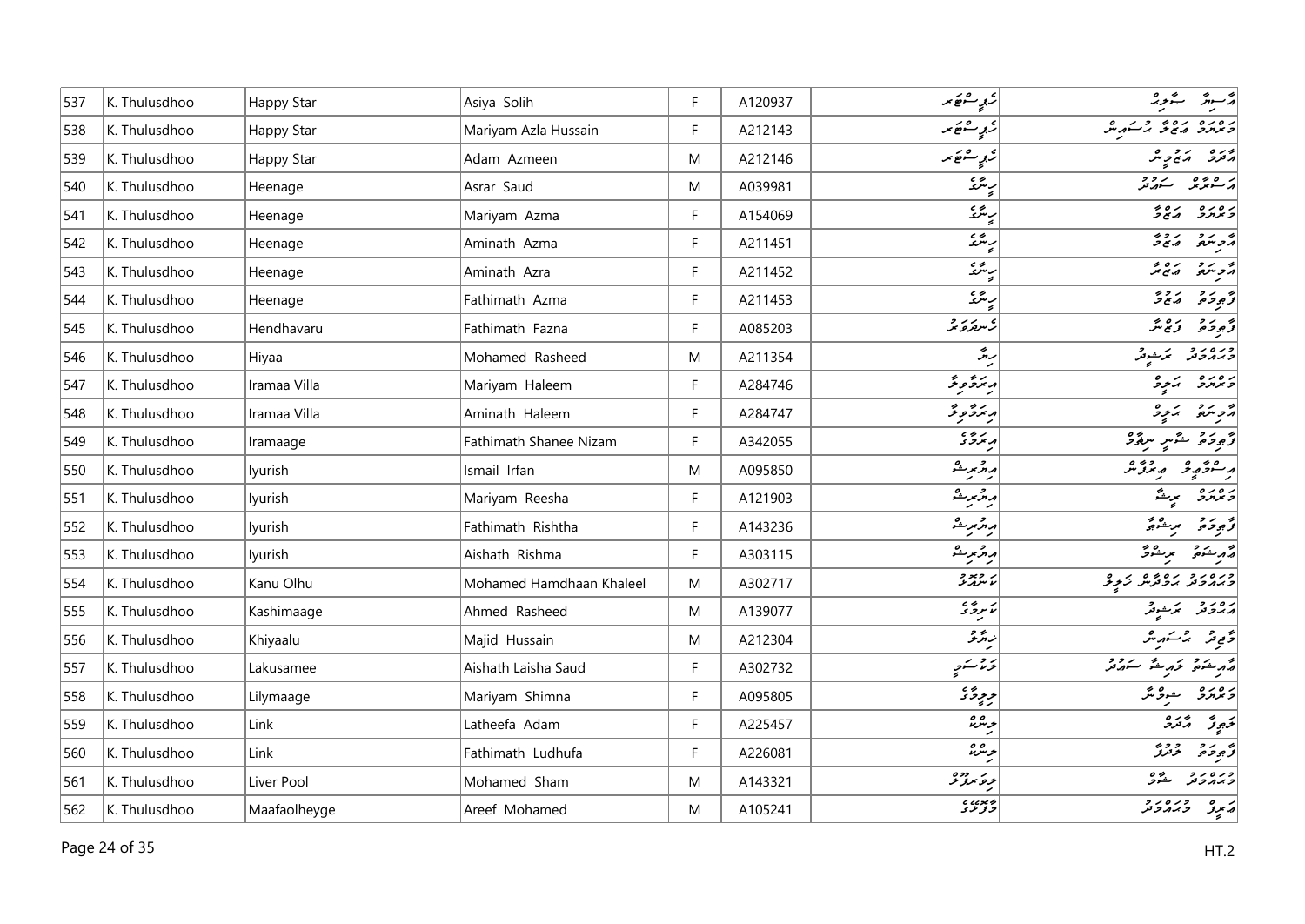| 537 | K. Thulusdhoo | Happy Star | Asiya Solih | F | A120937 | ހެޕީސްޓަރ | އާސިޔާ ސާލިހު |
|---|---|---|---|---|---|---|---|
| 538 | K. Thulusdhoo | Happy Star | Mariyam Azla Hussain | F | A212143 | ހެޕީސްޓަރ | މަރިޔަމް އަޒްލާ ހުސައިން |
| 539 | K. Thulusdhoo | Happy Star | Adam Azmeen | M | A212146 | ހެޕީސްޓަރ | އާދަމް އަޒްމީން |
| 540 | K. Thulusdhoo | Heenage | Asrar Saud | M | A039981 | ހީނާގެ | އަސްރާރު ސައުދު |
| 541 | K. Thulusdhoo | Heenage | Mariyam Azma | F | A154069 | ހީނާގެ | މަރިޔަމް އަޒްމާ |
| 542 | K. Thulusdhoo | Heenage | Aminath Azma | F | A211451 | ހީނާގެ | އާމިނަތު އަޒްމާ |
| 543 | K. Thulusdhoo | Heenage | Aminath Azra | F | A211452 | ހީނާގެ | އާމިނަތު އަޒްރާ |
| 544 | K. Thulusdhoo | Heenage | Fathimath Azma | F | A211453 | ހީނާގެ | ފާތިމަތު އަޒްމާ |
| 545 | K. Thulusdhoo | Hendhavaru | Fathimath Fazna | F | A085203 | ހެނދަވަރު | ފާތިމަތު ފަޒްނާ |
| 546 | K. Thulusdhoo | Hiyaa | Mohamed Rasheed | M | A211354 | ހިޔާ | މުހައްމަދު ރަޝީދު |
| 547 | K. Thulusdhoo | Iramaa Villa | Mariyam Haleem | F | A284746 | އިރަމާވިލާ | މަރިޔަމް ހަލީމް |
| 548 | K. Thulusdhoo | Iramaa Villa | Aminath Haleem | F | A284747 | އިރަމާވިލާ | އާމިނަތު ހަލީމް |
| 549 | K. Thulusdhoo | Iramaage | Fathimath Shanee Nizam | F | A342055 | އިރަމާގެ | ފާތިމަތު ޝާނީ ނިޒާމް |
| 550 | K. Thulusdhoo | Iyurish | Ismail Irfan | M | A095850 | އިޔުރިޝް | އިސްމާޢީލް އިރުފާން |
| 551 | K. Thulusdhoo | Iyurish | Mariyam Reesha | F | A121903 | އިޔުރިޝް | މަރިޔަމް ރީޝާ |
| 552 | K. Thulusdhoo | Iyurish | Fathimath Rishtha | F | A143236 | އިޔުރިޝް | ފާތިމަތު ރިޝްތާ |
| 553 | K. Thulusdhoo | Iyurish | Aishath Rishma | F | A303115 | އިޔުރިޝް | އާއިޝަތު ރިޝްމާ |
| 554 | K. Thulusdhoo | Kanu Olhu | Mohamed Hamdhaan Khaleel | M | A302717 | ކަނުއޮޅު | މުހައްމަދު ހަމްދާން ޚަލީލް |
| 555 | K. Thulusdhoo | Kashimaage | Ahmed Rasheed | M | A139077 | ކަށިމާގެ | އަހްމަދު ރަޝީދު |
| 556 | K. Thulusdhoo | Khiyaalu | Majid Hussain | M | A212304 | ޚިޔާލު | މާޖިދު ހުސައިން |
| 557 | K. Thulusdhoo | Lakusamee | Aishath Laisha Saud | F | A302732 | ލަކުސަމީ | އާއިޝަތު ލައިޝާ ސައުދު |
| 558 | K. Thulusdhoo | Lilymaage | Mariyam Shimna | F | A095805 | ލިލީމާގެ | މަރިޔަމް ޝިމްނާ |
| 559 | K. Thulusdhoo | Link | Latheefa Adam | F | A225457 | ލިންކް | ލަތީފާ އާދަމް |
| 560 | K. Thulusdhoo | Link | Fathimath Ludhufa | F | A226081 | ލިންކް | ފާތިމަތު ލުދުފާ |
| 561 | K. Thulusdhoo | Liver Pool | Mohamed Sham | M | A143321 | ލިވަރޕޫލް | މުހައްމަދު ޝާމް |
| 562 | K. Thulusdhoo | Maafaolheyge | Areef Mohamed | M | A105241 | މާފައޮޅޭގެ | އަރީފް މުހައްމަދު |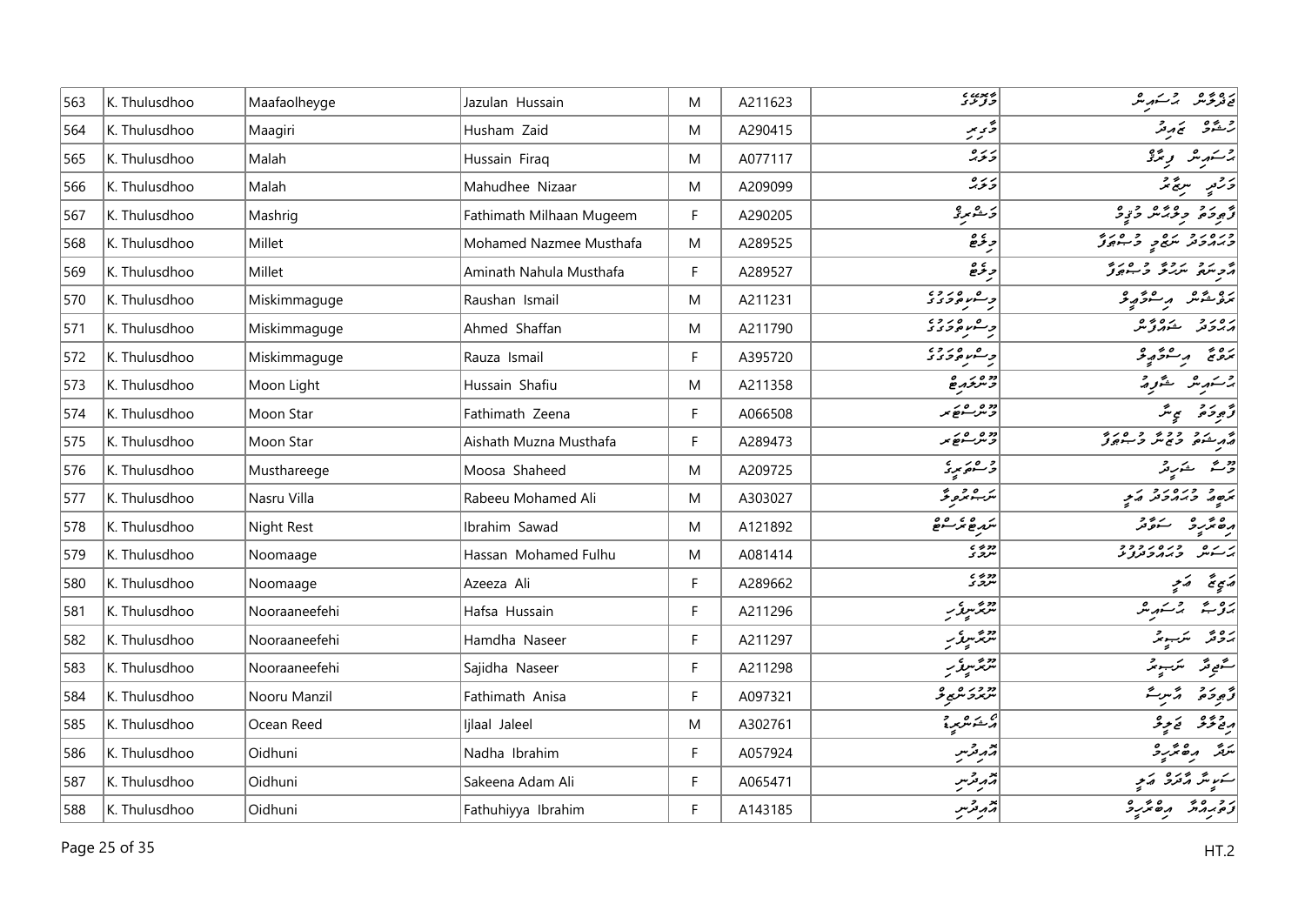| 563 | K. Thulusdhoo | Maafaolheyge | Jazulan Hussain | M | A211623 | ݹݹݹ | ݹݹݹ |
|---|---|---|---|---|---|---|---|
| 564 | K. Thulusdhoo | Maagiri | Husham Zaid | M | A290415 | ޑާގިރި | ހުޝާމް ޒާއިދު |
| 565 | K. Thulusdhoo | Malah | Hussain Firaq | M | A077117 | މަލަހް | ހުސައިން ފިރާޤު |
| 566 | K. Thulusdhoo | Malah | Mahudhee Nizaar | M | A209099 | މަލަހް | މަހުދީ ނިޒާރު |
| 567 | K. Thulusdhoo | Mashrig | Fathimath Milhaan Mugeem | F | A290205 | މަޝްރިގު | ފާތިމަތު މިލްހާން މުގީމު |
| 568 | K. Thulusdhoo | Millet | Mohamed Nazmee Musthafa | M | A289525 | މިލެޓް | މުހައްމަދު ނަޒްމީ މުސްތަފާ |
| 569 | K. Thulusdhoo | Millet | Aminath Nahula Musthafa | F | A289527 | މިލެޓް | އާމިނަތު ނަހުލާ މުސްތަފާ |
| 570 | K. Thulusdhoo | Miskimmaguge | Raushan Ismail | M | A211231 | މިސްކިއްމަގުގެ | ރައުޝަން އިސްމާޢީލު |
| 571 | K. Thulusdhoo | Miskimmaguge | Ahmed Shaffan | M | A211790 | މިސްކިއްމަގުގެ | އަޙްމަދު ޝައްފާން |
| 572 | K. Thulusdhoo | Miskimmaguge | Rauza Ismail | F | A395720 | މިސްކިއްމަގުގެ | ރައުޒާ އިސްމާޢީލު |
| 573 | K. Thulusdhoo | Moon Light | Hussain Shafiu | M | A211358 | މޫންލައިޓް | ހުސައިން ޝާފިއު |
| 574 | K. Thulusdhoo | Moon Star | Fathimath Zeena | F | A066508 | މޫންސްޓާރ | ފާތިމަތު ޒީނާ |
| 575 | K. Thulusdhoo | Moon Star | Aishath Muzna Musthafa | F | A289473 | މޫންސްޓާރ | އާއިޝަތު މުޒްނާ މުސްތަފާ |
| 576 | K. Thulusdhoo | Musthareege | Moosa Shaheed | M | A209725 | މުސްތަރީގެ | މޫސާ ޝަހީދު |
| 577 | K. Thulusdhoo | Nasru Villa | Rabeeu Mohamed Ali | M | A303027 | ނަސްރުވިލާ | ރަބީޢު މުހައްމަދު ޢަލީ |
| 578 | K. Thulusdhoo | Night Rest | Ibrahim Sawad | M | A121892 | ނައިޓްރެސްޓް | އިބްރާހީމް ސަވާދު |
| 579 | K. Thulusdhoo | Noomaage | Hassan Mohamed Fulhu | M | A081414 | ނޫމާގެ | ހަސަން މުހައްމަދުފުޅު |
| 580 | K. Thulusdhoo | Noomaage | Azeeza Ali | F | A289662 | ނޫމާގެ | އަޒީޒާ ޢަލީ |
| 581 | K. Thulusdhoo | Nooraaneefehi | Hafsa Hussain | F | A211296 | ނޫރާނީފެހި | ހަފްސާ ހުސައިން |
| 582 | K. Thulusdhoo | Nooraaneefehi | Hamdha Naseer | F | A211297 | ނޫރާނީފެހި | ހަމްދާ ނަސީރު |
| 583 | K. Thulusdhoo | Nooraaneefehi | Sajidha Naseer | F | A211298 | ނޫރާނީފެހި | ސާޖިދާ ނަސީރު |
| 584 | K. Thulusdhoo | Nooru Manzil | Fathimath Anisa | F | A097321 | ނޫރުމަންޒިލް | ފާތިމަތު އާނިސާ |
| 585 | K. Thulusdhoo | Ocean Reed | Ijlaal Jaleel | M | A302761 | އޯޝަންރީޑް | އިޖްލާލް ޖަލީލް |
| 586 | K. Thulusdhoo | Oidhuni | Nadha Ibrahim | F | A057924 | އޮއިދުނި | ނަދާ އިބްރާހީމް |
| 587 | K. Thulusdhoo | Oidhuni | Sakeena Adam Ali | F | A065471 | އޮއިދުނި | ސަކީނާ އާދަމް ޢަލީ |
| 588 | K. Thulusdhoo | Oidhuni | Fathuhiyya Ibrahim | F | A143185 | އޮއިދުނި | ފަތުހިއްޔާ އިބްރާހީމް |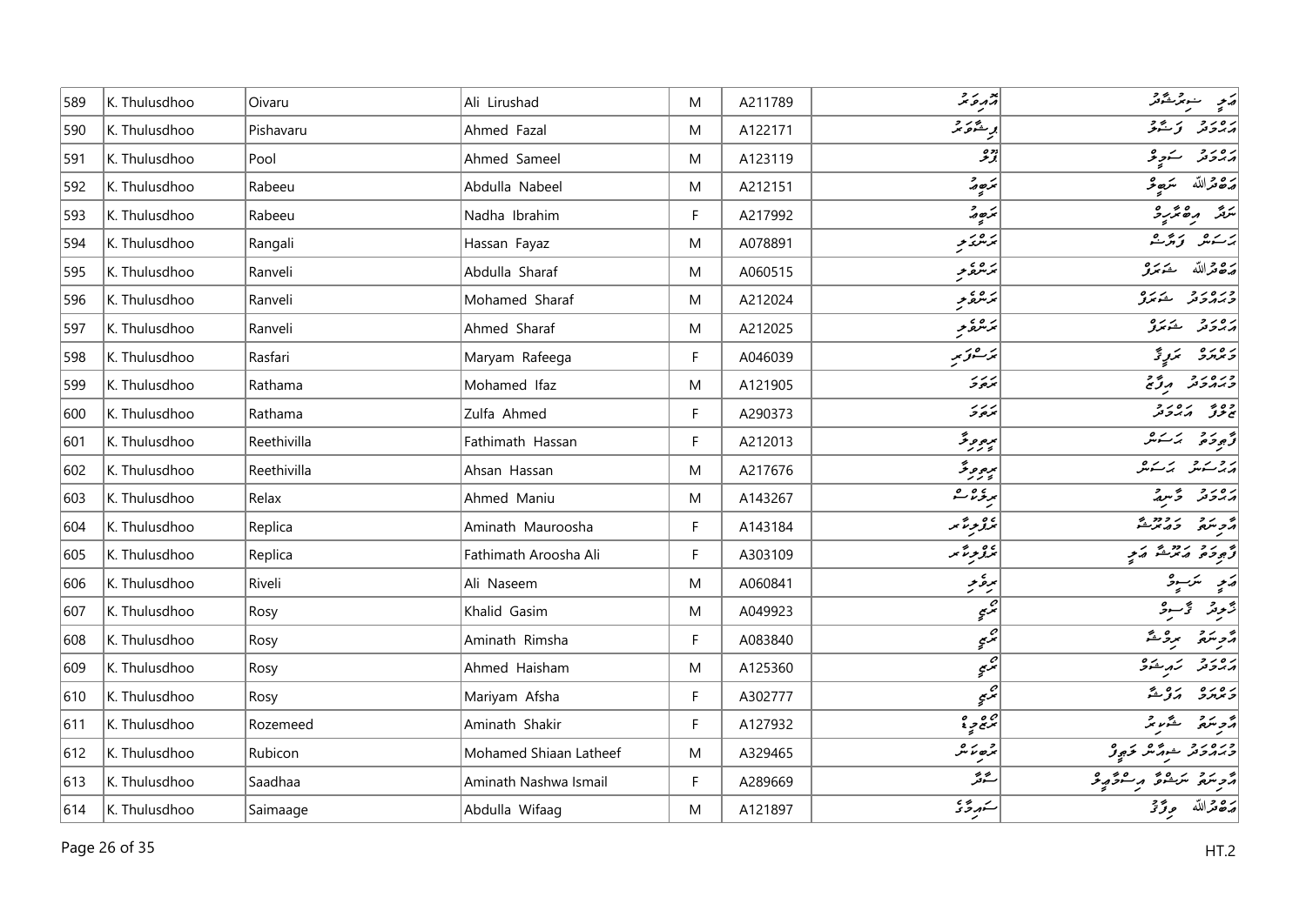| 589 | K. Thulusdhoo | Oivaru | Ali Lirushad | M | A211789 | ޢޮއިވަރު | ޢަލީ ލިރުޝާދު |
|---|---|---|---|---|---|---|---|
| 590 | K. Thulusdhoo | Pishavaru | Ahmed Fazal | M | A122171 | ޕިޝާވަރު | އަޙްމަދު ފަޟަލް |
| 591 | K. Thulusdhoo | Pool | Ahmed Sameel | M | A123119 | ޕޫލް | އަޙްމަދު ސަމީލް |
| 592 | K. Thulusdhoo | Rabeeu | Abdulla Nabeel | M | A212151 | ރަބީއު | އަބްދުﷲ ނަބީލް |
| 593 | K. Thulusdhoo | Rabeeu | Nadha Ibrahim | F | A217992 | ރަބީއު | ނަދާ އިބްރާހީމް |
| 594 | K. Thulusdhoo | Rangali | Hassan Fayaz | M | A078891 | ރަންގަލި | ހަސަން ފައްޔާޒް |
| 595 | K. Thulusdhoo | Ranveli | Abdulla Sharaf | M | A060515 | ރަންވެލި | އަބްދުﷲ ޝަރަފް |
| 596 | K. Thulusdhoo | Ranveli | Mohamed Sharaf | M | A212024 | ރަންވެލި | މުޙައްމަދު ޝަރަފް |
| 597 | K. Thulusdhoo | Ranveli | Ahmed Sharaf | M | A212025 | ރަންވެލި | އަޙްމަދު ޝަރަފް |
| 598 | K. Thulusdhoo | Rasfari | Maryam Rafeega | F | A046039 | ރަސްފަރި | މަރްޔަމް ރަފީގާ |
| 599 | K. Thulusdhoo | Rathama | Mohamed Ifaz | M | A121905 | ރަތަމަ | މުޙައްމަދު އިފާޒް |
| 600 | K. Thulusdhoo | Rathama | Zulfa Ahmed | F | A290373 | ރަތަމަ | ޒުލްފާ އަޙްމަދު |
| 601 | K. Thulusdhoo | Reethivilla | Fathimath Hassan | F | A212013 | ރީތިވިލާ | ފާތިމަތު ހަސަން |
| 602 | K. Thulusdhoo | Reethivilla | Ahsan Hassan | M | A217676 | ރީތިވިލާ | އަޙްސަން ހަސަން |
| 603 | K. Thulusdhoo | Relax | Ahmed Maniu | M | A143267 | ރިލެކްސް | އަޙްމަދު މާނިއު |
| 604 | K. Thulusdhoo | Replica | Aminath Mauroosha | F | A143184 | ރެޕްލިކާ | އާމިނަތު މައުރޫޝާ |
| 605 | K. Thulusdhoo | Replica | Fathimath Aroosha Ali | F | A303109 | ރެޕްލިކާ | ފާތިމަތު އަރޫޝާ ޢަލީ |
| 606 | K. Thulusdhoo | Riveli | Ali Naseem | M | A060841 | ރިވެލި | ޢަލީ ނަސީމް |
| 607 | K. Thulusdhoo | Rosy | Khalid Gasim | M | A049923 | ރޯޒީ | ޚާލިދު ޤާސިމް |
| 608 | K. Thulusdhoo | Rosy | Aminath Rimsha | F | A083840 | ރޯޒީ | އާމިނަތު ރިމްޝާ |
| 609 | K. Thulusdhoo | Rosy | Ahmed Haisham | M | A125360 | ރޯޒީ | އަޙްމަދު ހައިޝަމް |
| 610 | K. Thulusdhoo | Rosy | Mariyam Afsha | F | A302777 | ރޯޒީ | މަރިޔަމް އަފްޝާ |
| 611 | K. Thulusdhoo | Rozemeed | Aminath Shakir | F | A127932 | ރޯޒްމީޑް | އާމިނަތު ޝާކިރު |
| 612 | K. Thulusdhoo | Rubicon | Mohamed Shiaan Latheef | M | A329465 | ރުބިކަން | މުޙައްމަދު ޝިއާން ލަޠީފް |
| 613 | K. Thulusdhoo | Saadhaa | Aminath Nashwa Ismail | F | A289669 | ސާދާ | އާމިނަތު ނަޝްވާ އިސްމާޢީލް |
| 614 | K. Thulusdhoo | Saimaage | Abdulla Wifaag | M | A121897 | ސައިމާގެ | އަބްދުﷲ ވިފާގު |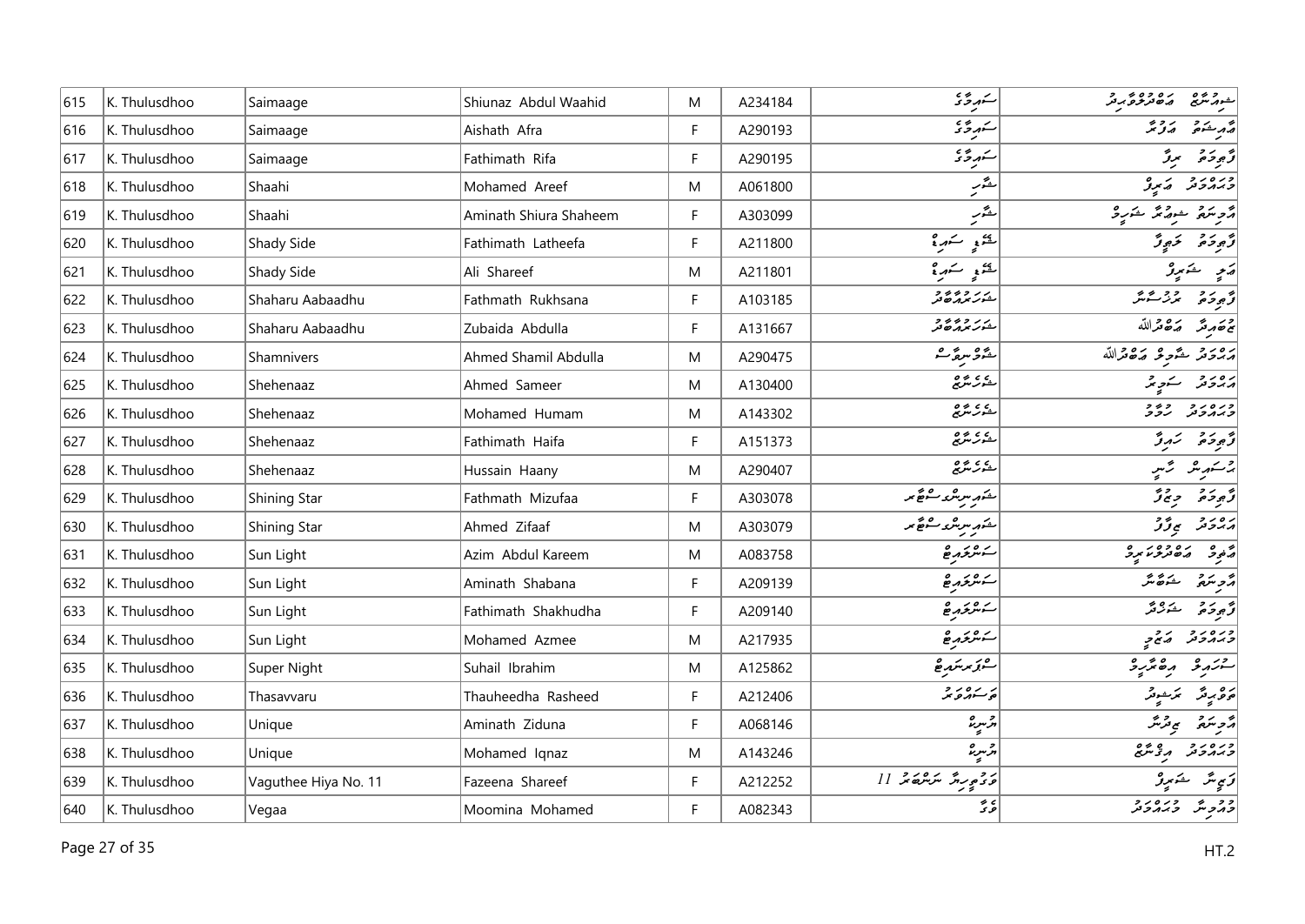| 615 | K. Thulusdhoo | Saimaage | Shiunaz Abdul Waahid | M | A234184 | سَەرِدَّىَ | شِوْرْسُّرْج رَەْھْتُرْنُوَّبِرْتُرْ |
|---|---|---|---|---|---|---|---|
| 616 | K. Thulusdhoo | Saimaage | Aishath Afra | F | A290193 | سَەرِدَّىَ | ﺃَﻣِﺮْﺷَﻌُﻮْ ﺃَﺭُﻭْﺗَﺮْ |
| 617 | K. Thulusdhoo | Saimaage | Fathimath Rifa | F | A290195 | سَەرِدَّىَ | ﺗُﻮْﺟِﻮَﺩُ ﺑِﺮِﺗُ |
| 618 | K. Thulusdhoo | Shaahi | Mohamed Areef | M | A061800 | شَّرِ | وَرَمْرَوَتْر مَبِرِوْ |
| 619 | K. Thulusdhoo | Shaahi | Aminath Shiura Shaheem | F | A303099 | شَّرِ | مَّحِسَمَّ شِوْدُمَّ شَرِوْ |
| 620 | K. Thulusdhoo | Shady Side | Fathimath Latheefa | F | A211800 | شَّىْ سَەرِءْ | وَّجِرَةُ خَجِوَّ |
| 621 | K. Thulusdhoo | Shady Side | Ali Shareef | M | A211801 | شَّىْ سَەرِءْ | مَجِ شَمِرِوْ |
| 622 | K. Thulusdhoo | Shaharu Aabaadhu | Fathmath Rukhsana | F | A103185 | شَرَىرْمَّدَّىرْ | وَّجِرَةُ بِرْزْسَّنَّرْ |
| 623 | K. Thulusdhoo | Shaharu Aabaadhu | Zubaida Abdulla | F | A131667 | شَرَىرْمَّدَّىرْ | ىْجَمِدَّرْ مَەْھْتَرْاللَّه |
| 624 | K. Thulusdhoo | Shamnivers | Ahmed Shamil Abdulla | M | A290475 | شَّوْسِرَّ سْ | مَرْمَرَوْتْر شَّوْجِو مَەْھْتَرْاللَّه |
| 625 | K. Thulusdhoo | Shehenaaz | Ahmed Sameer | M | A130400 | شْىرْسَّرْج | مَرْمَرَوْتْر سَوِىرْ |
| 626 | K. Thulusdhoo | Shehenaaz | Mohamed Humam | M | A143302 | شْىرْسَّرْج | وَرَمْرَوَتْر رْوَّوْ |
| 627 | K. Thulusdhoo | Shehenaaz | Fathimath Haifa | F | A151373 | شْىرْسَّرْج | وَّجِرَةُ زَمِرِوَّ |
| 628 | K. Thulusdhoo | Shehenaaz | Hussain Haany | M | A290407 | شْىرْسَّرْج | ىرْسَەرِسْ رَّسِرِ |
| 629 | K. Thulusdhoo | Shining Star | Fathmath Mizufaa | F | A303078 | شَەرِسِرِسْرْو سْھَّمَرْ | وَّجِرَةُ وِىِوَّ |
| 630 | K. Thulusdhoo | Shining Star | Ahmed Zifaaf | M | A303079 | شَەرِسِرِسْرْو سْھَّمَرْ | مَرْمَرَوْتْر ىِوَّوْ |
| 631 | K. Thulusdhoo | Sun Light | Azim Abdul Kareem | M | A083758 | سَسْرْمَوْمِ ھْ | مَّنُوِوْ مَەْھْتَرْوْنَمِرِوْ |
| 632 | K. Thulusdhoo | Sun Light | Aminath Shabana | F | A209139 | سَسْرْمَوْمِ ھْ | مَّحِسَمَّ شَوَھَّسَّ |
| 633 | K. Thulusdhoo | Sun Light | Fathimath Shakhudha | F | A209140 | سَسْرْمَوْمِ ھْ | وَّجِرَةُ شَوَرْتَّرْ |
| 634 | K. Thulusdhoo | Sun Light | Mohamed Azmee | M | A217935 | سَسْرْمَوْمِ ھْ | وَرَمْرَوَتْر مَىْجِ |
| 635 | K. Thulusdhoo | Super Night | Suhail Ibrahim | M | A125862 | سْوَمْرِسَمِرْھْ | سْرَمِرِوْ مِرْھْمَّرِوْ |
| 636 | K. Thulusdhoo | Thasavvaru | Thauheedha Rasheed | F | A212406 | نَوسَەرْوَمَرْ | نَوْمِرِتَّرْ مَرَشِوِتْر |
| 637 | K. Thulusdhoo | Unique | Aminath Ziduna | F | A068146 | مُرْسِرِءْ | مَّحِسَمَّ ىِتْرْسَّرْ |
| 638 | K. Thulusdhoo | Unique | Mohamed Iqnaz | M | A143246 | مُرْسِرِءْ | وَرَمْرَوَتْر مِرْتْسَّرْج |
| 639 | K. Thulusdhoo | Vaguthee Hiya No. 11 | Fazeena Shareef | F | A212252 | وَىْجِرِمَّ سَرْسْرَھَمَرْ 11 | وَىِسَّرْ شَمِرِوْ |
| 640 | K. Thulusdhoo | Vegaa | Moomina Mohamed | F | A082343 | وْىَّ | وْمْوِسَّرْ وَرَمْرَوَتْر |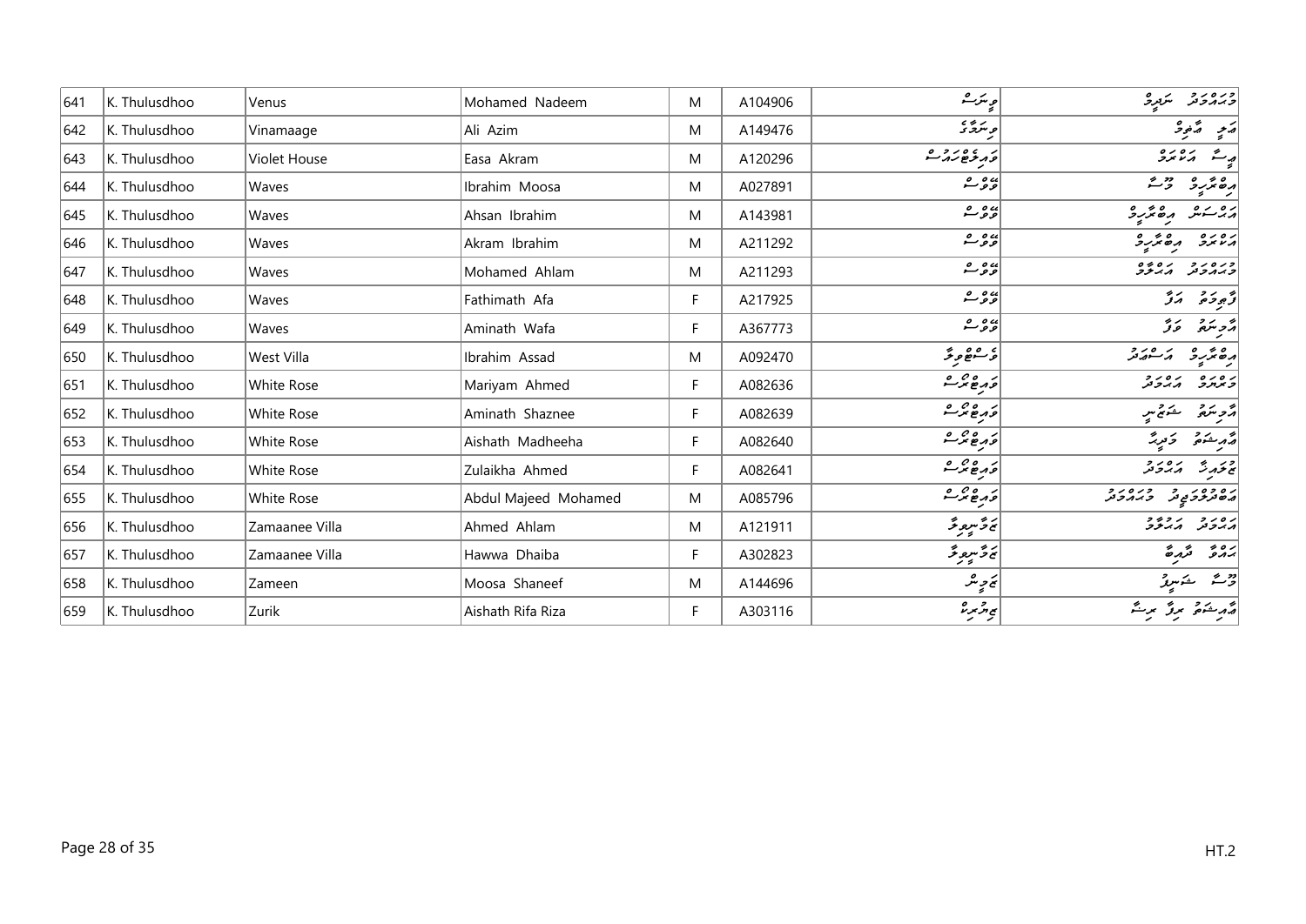| 641 | K. Thulusdhoo | Venus | Mohamed Nadeem | M | A104906 | ވީނަސް | މުހައްމަދު ނަދީމް |
|---|---|---|---|---|---|---|---|
| 642 | K. Thulusdhoo | Vinamaage | Ali Azim | M | A149476 | ވިނަމާގެ | އަލި އާޒިމް |
| 643 | K. Thulusdhoo | Violet House | Easa Akram | M | A120296 | ވައިލެޓްހައުސް | ޢީސާ އަކްރަމް |
| 644 | K. Thulusdhoo | Waves | Ibrahim Moosa | M | A027891 | ވޭވްސް | އިބްރާހީމް މޫސާ |
| 645 | K. Thulusdhoo | Waves | Ahsan Ibrahim | M | A143981 | ވޭވްސް | އަޙްސަން އިބްރާހީމް |
| 646 | K. Thulusdhoo | Waves | Akram Ibrahim | M | A211292 | ވޭވްސް | އަކްރަމް އިބްރާހީމް |
| 647 | K. Thulusdhoo | Waves | Mohamed Ahlam | M | A211293 | ވޭވްސް | މުހައްމަދު އަޙްލާމް |
| 648 | K. Thulusdhoo | Waves | Fathimath Afa | F | A217925 | ވޭވްސް | ފާތިމަތު އަފާ |
| 649 | K. Thulusdhoo | Waves | Aminath Wafa | F | A367773 | ވޭވްސް | އާމިނަތު ވަފާ |
| 650 | K. Thulusdhoo | West Villa | Ibrahim Assad | M | A092470 | ވެސްޓްވިލާ | އިބްރާހީމް އަސްޢަދު |
| 651 | K. Thulusdhoo | White Rose | Mariyam Ahmed | F | A082636 | ވައިޓްރޯސް | މަރިޔަމް އަޙްމަދު |
| 652 | K. Thulusdhoo | White Rose | Aminath Shaznee | F | A082639 | ވައިޓްރޯސް | އާމިނަތު ޝަޒްނީ |
| 653 | K. Thulusdhoo | White Rose | Aishath Madheeha | F | A082640 | ވައިޓްރޯސް | އާއިޝަތު މަދީޙާ |
| 654 | K. Thulusdhoo | White Rose | Zulaikha Ahmed | F | A082641 | ވައިޓްރޯސް | ޒުލައިޚާ އަޙްމަދު |
| 655 | K. Thulusdhoo | White Rose | Abdul Majeed Mohamed | M | A085796 | ވައިޓްރޯސް | އަބްދުލްމަޖީދު މުހައްމަދު |
| 656 | K. Thulusdhoo | Zamaanee Villa | Ahmed Ahlam | M | A121911 | ޒަމާނީވިލާ | އަޙްމަދު އަޙްލާމް |
| 657 | K. Thulusdhoo | Zamaanee Villa | Hawwa Dhaiba | F | A302823 | ޒަމާނީވިލާ | ޙައްވާ ދާއިބާ |
| 658 | K. Thulusdhoo | Zameen | Moosa Shaneef | M | A144696 | ޒަމީން | މޫސާ ޝަނީފް |
| 659 | K. Thulusdhoo | Zurik | Aishath Rifa Riza | F | A303116 | ޒިއުރިކް | އާއިޝަތު ރިފާ ރިޒާ |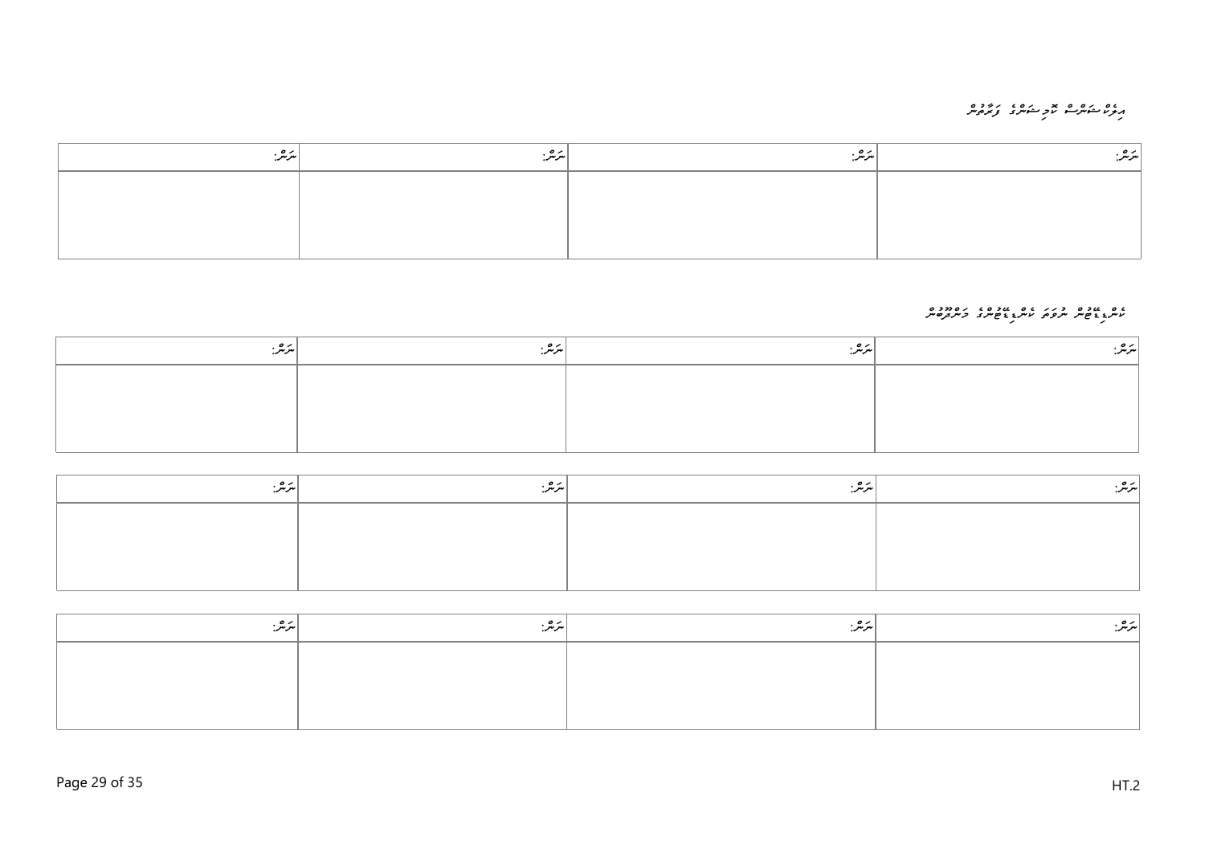# ދިވެހި ބަހުން ކޮށް ނިންމުނު ފަހުން

| ނަންބަރު: | ނަންބަރު: | ނަންބަރު: | ނަންބަރު: |
|---|---|---|---|
| | | | |

# ކުށްގެ ބާވަތް ކަނޑައެޅުން ދޭވަނަ ވަނަ މަރުހަލާ

| ނަންބަރު: | ނަންބަރު: | ނަންބަރު: | ނަންބަރު: |
|---|---|---|---|
| | | | |

| ނަންބަރު: | ނަންބަރު: | ނަންބަރު: | ނަންބަރު: |
|---|---|---|---|
| | | | |

| ނަންބަރު: | ނަންބަރު: | ނަންބަރު: | ނަންބަރު: |
|---|---|---|---|
| | | | |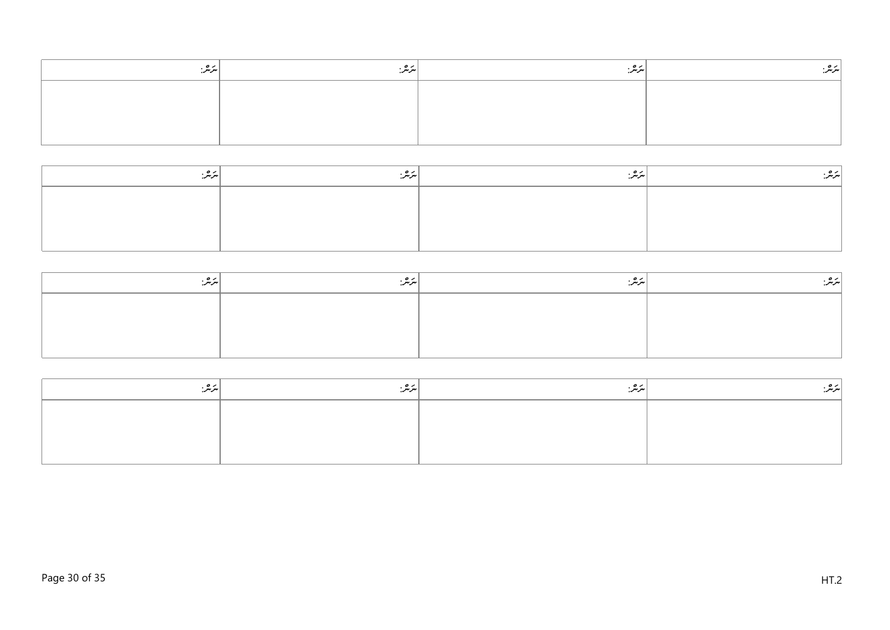| ނަންބަރު: | ނަންބަރު: | ނަންބަރު: | ނަންބަރު: |
|---|---|---|---|
| | | | |

| ނަންބަރު: | ނަންބަރު: | ނަންބަރު: | ނަންބަރު: |
|---|---|---|---|
| | | | |

| ނަންބަރު: | ނަންބަރު: | ނަންބަރު: | ނަންބަރު: |
|---|---|---|---|
| | | | |

| ނަންބަރު: | ނަންބަރު: | ނަންބަރު: | ނަންބަރު: |
|---|---|---|---|
| | | | |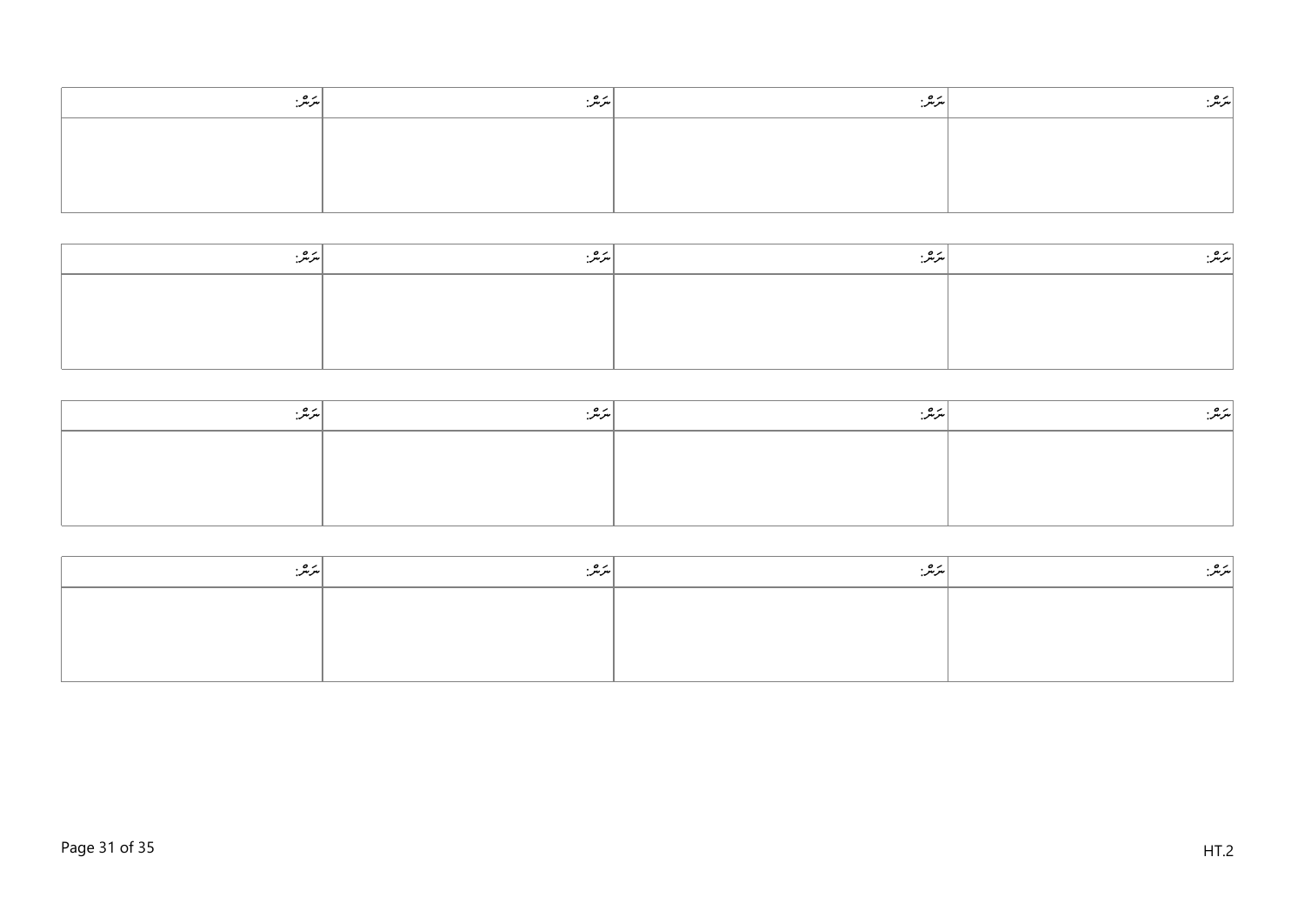| ނަންބަރު: | ނަންބަރު: | ނަންބަރު: | ނަންބަރު: |
|---|---|---|---|
| | | | |

| ނަންބަރު: | ނަންބަރު: | ނަންބަރު: | ނަންބަރު: |
|---|---|---|---|
| | | | |

| ނަންބަރު: | ނަންބަރު: | ނަންބަރު: | ނަންބަރު: |
|---|---|---|---|
| | | | |

| ނަންބަރު: | ނަންބަރު: | ނަންބަރު: | ނަންބަރު: |
|---|---|---|---|
| | | | |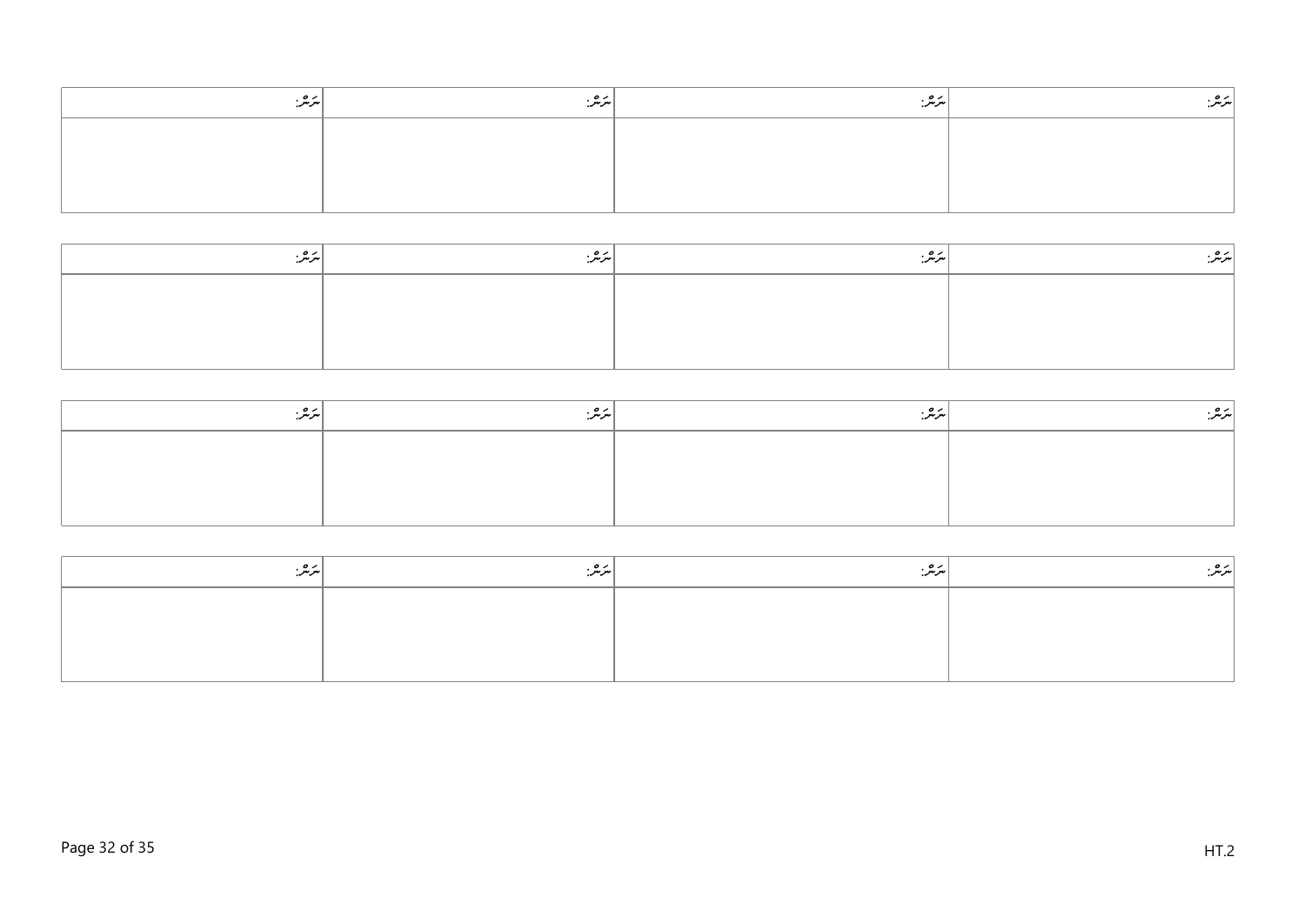| ނަންބަރު: | ނަންބަރު: | ނަންބަރު: | ނަންބަރު: |
| --- | --- | --- | --- |
| | | | |

| ނަންބަރު: | ނަންބަރު: | ނަންބަރު: | ނަންބަރު: |
| --- | --- | --- | --- |
| | | | |

| ނަންބަރު: | ނަންބަރު: | ނަންބަރު: | ނަންބަރު: |
| --- | --- | --- | --- |
| | | | |

| ނަންބަރު: | ނަންބަރު: | ނަންބަރު: | ނަންބަރު: |
| --- | --- | --- | --- |
| | | | |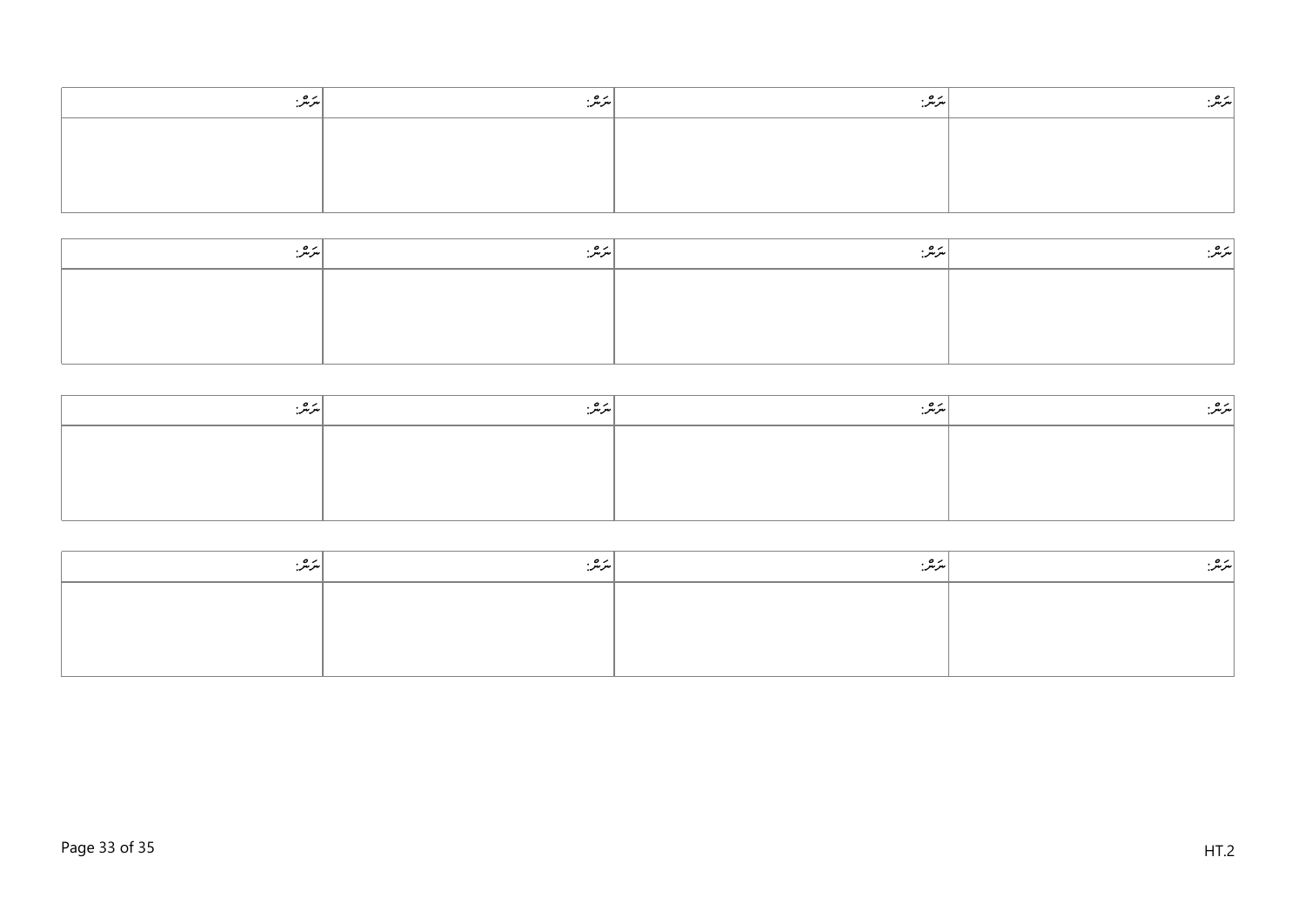| ނަންބަރު: | ނަންބަރު: | ނަންބަރު: | ނަންބަރު: |
|---|---|---|---|
| | | | |

| ނަންބަރު: | ނަންބަރު: | ނަންބަރު: | ނަންބަރު: |
|---|---|---|---|
| | | | |

| ނަންބަރު: | ނަންބަރު: | ނަންބަރު: | ނަންބަރު: |
|---|---|---|---|
| | | | |

| ނަންބަރު: | ނަންބަރު: | ނަންބަރު: | ނަންބަރު: |
|---|---|---|---|
| | | | |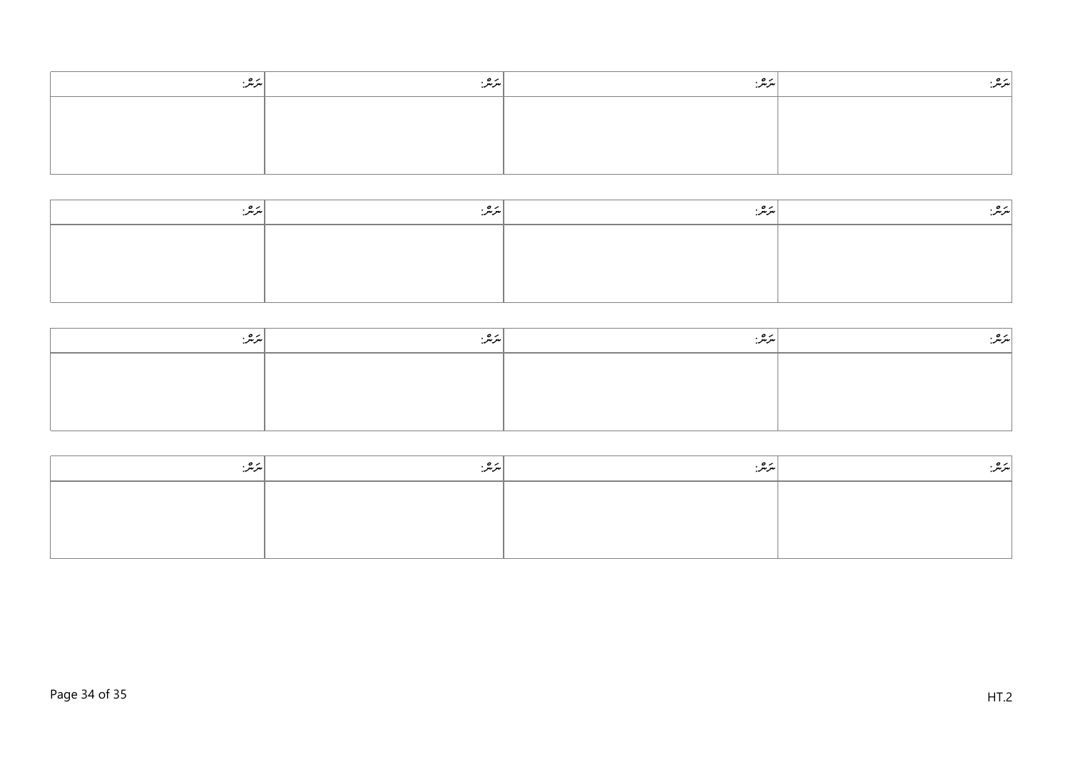| ނަރުދ: | ނަރުދ: | ނަރުދ: | ނަރުދ: |
| --- | --- | --- | --- |
| | | | |

| ނަރުދ: | ނަރުދ: | ނަރުދ: | ނަރުދ: |
| --- | --- | --- | --- |
| | | | |

| ނަރުދ: | ނަރުދ: | ނަރުދ: | ނަރުދ: |
| --- | --- | --- | --- |
| | | | |

| ނަރުދ: | ނަރުދ: | ނަރުދ: | ނަރުދ: |
| --- | --- | --- | --- |
| | | | |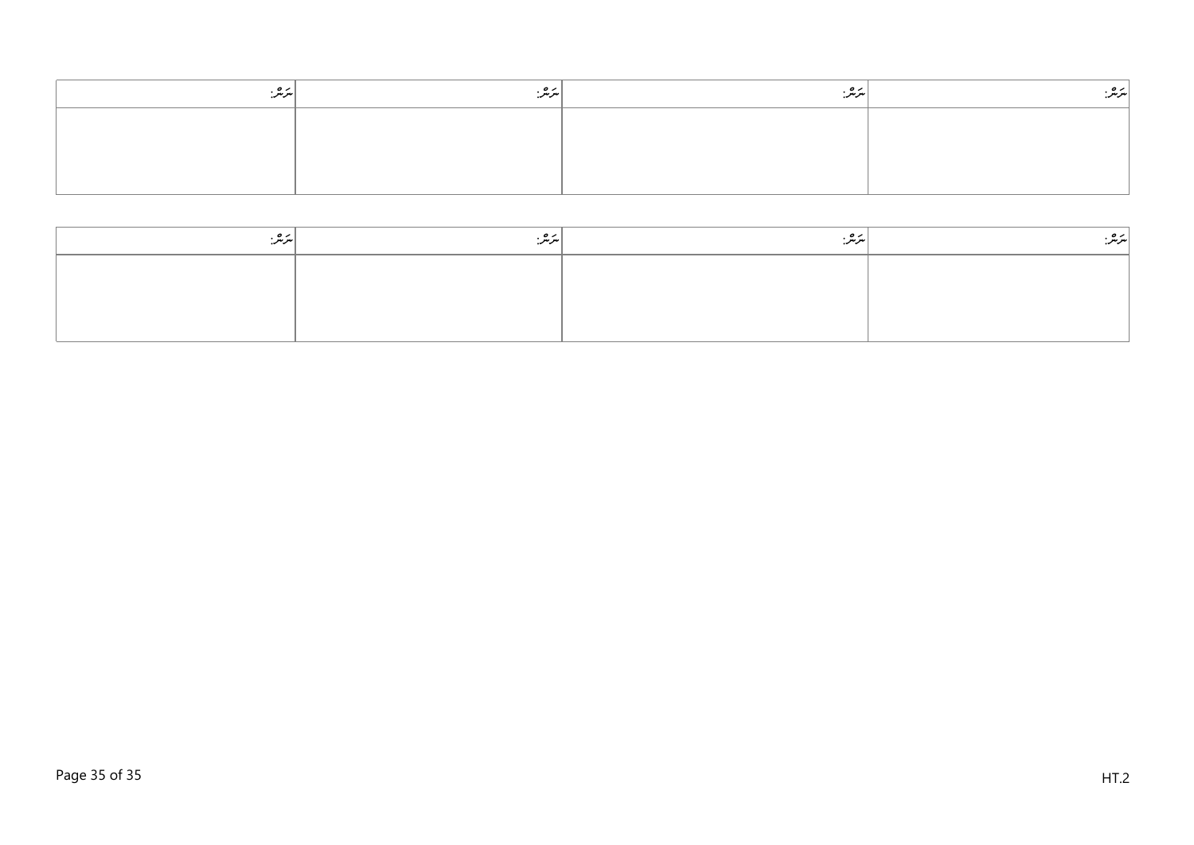| ނަންބަރ: | ނަންބަރ: | ނަންބަރ: | ނަންބަރ: |
|---|---|---|---|
| | | | |

| ނަންބަރ: | ނަންބަރ: | ނަންބަރ: | ނަންބަރ: |
|---|---|---|---|
| | | | |